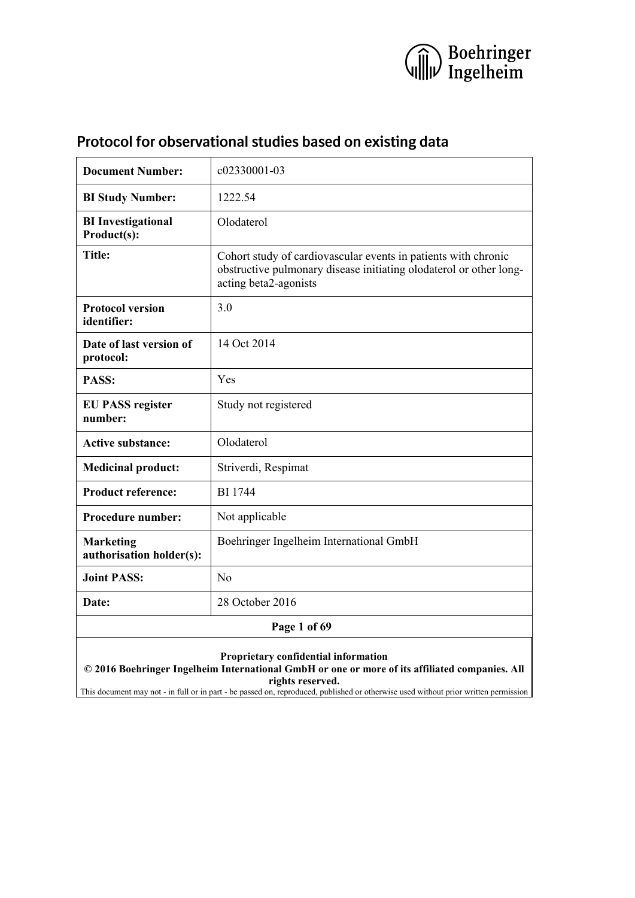Boehringer Ingelheim

# Protocol for observational studies based on existing data

| | |
|---|---|
| **Document Number:** | c02330001-03 |
| **BI Study Number:** | 1222.54 |
| **BI Investigational Product(s):** | Olodaterol |
| **Title:** | Cohort study of cardiovascular events in patients with chronic obstructive pulmonary disease initiating olodaterol or other long-acting beta2-agonists |
| **Protocol version identifier:** | 3.0 |
| **Date of last version of protocol:** | 14 Oct 2014 |
| **PASS:** | Yes |
| **EU PASS register number:** | Study not registered |
| **Active substance:** | Olodaterol |
| **Medicinal product:** | Striverdi, Respimat |
| **Product reference:** | BI 1744 |
| **Procedure number:** | Not applicable |
| **Marketing authorisation holder(s):** | Boehringer Ingelheim International GmbH |
| **Joint PASS:** | No |
| **Date:** | 28 October 2016 |

**Proprietary confidential information**

**© 2016 Boehringer Ingelheim International GmbH or one or more of its affiliated companies. All rights reserved.**

This document may not - in full or in part - be passed on, reproduced, published or otherwise used without prior written permission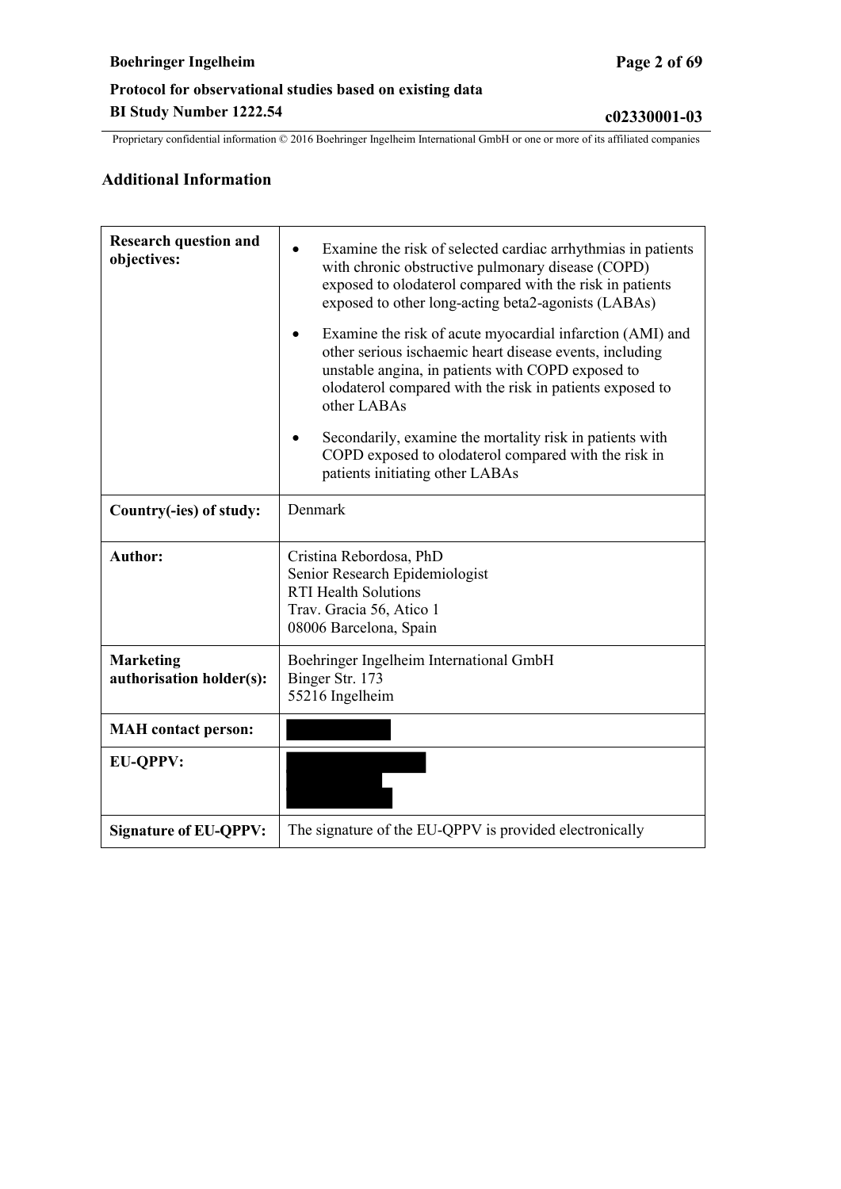## Additional Information

| | |
|---|---|
| **Research question and objectives:** | • Examine the risk of selected cardiac arrhythmias in patients with chronic obstructive pulmonary disease (COPD) exposed to olodaterol compared with the risk in patients exposed to other long-acting beta2-agonists (LABAs)<br>• Examine the risk of acute myocardial infarction (AMI) and other serious ischaemic heart disease events, including unstable angina, in patients with COPD exposed to olodaterol compared with the risk in patients exposed to other LABAs<br>• Secondarily, examine the mortality risk in patients with COPD exposed to olodaterol compared with the risk in patients initiating other LABAs |
| **Country(-ies) of study:** | Denmark |
| **Author:** | Cristina Rebordosa, PhD<br>Senior Research Epidemiologist<br>RTI Health Solutions<br>Trav. Gracia 56, Atico 1<br>08006 Barcelona, Spain |
| **Marketing authorisation holder(s):** | Boehringer Ingelheim International GmbH<br>Binger Str. 173<br>55216 Ingelheim |
| **MAH contact person:** | |
| **EU-QPPV:** | |
| **Signature of EU-QPPV:** | The signature of the EU-QPPV is provided electronically |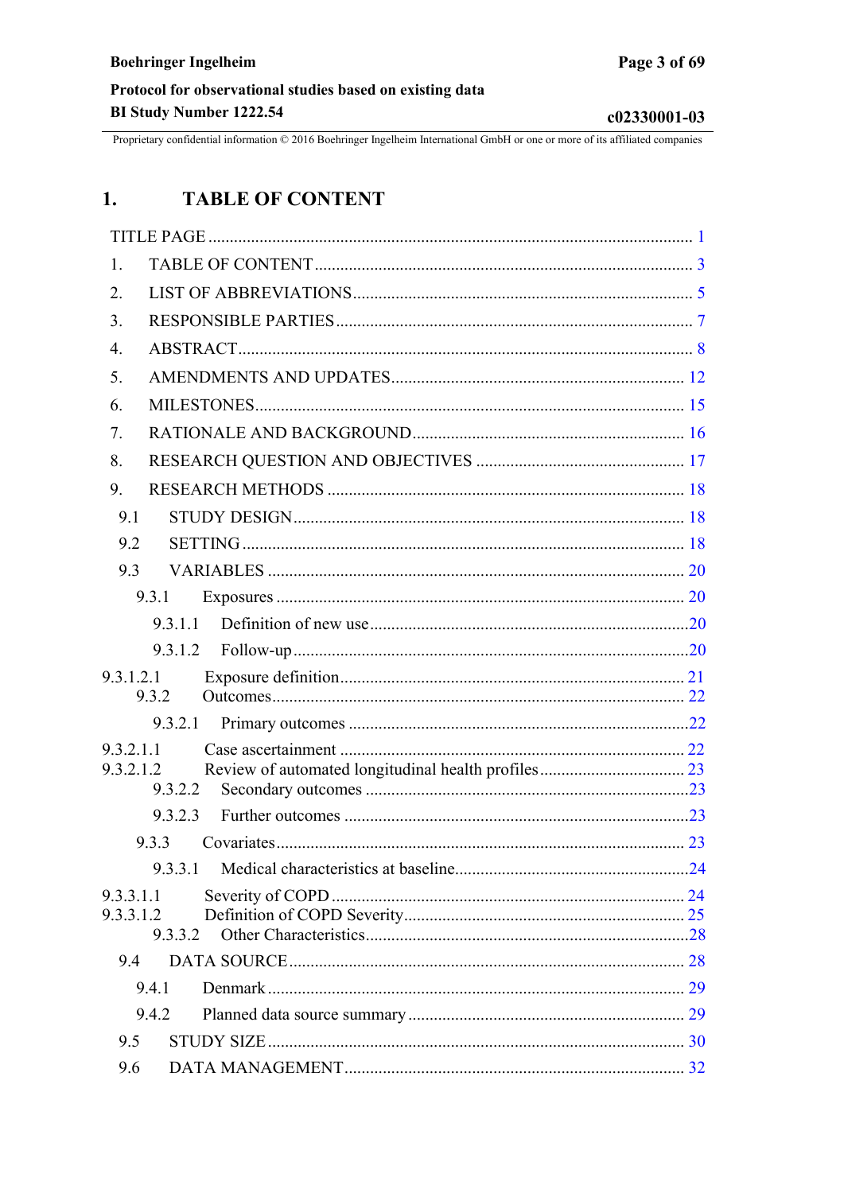# 1. TABLE OF CONTENT

TITLE PAGE ........ 1

1. TABLE OF CONTENT ........ 3
2. LIST OF ABBREVIATIONS ........ 5
3. RESPONSIBLE PARTIES ........ 7
4. ABSTRACT ........ 8
5. AMENDMENTS AND UPDATES ........ 12
6. MILESTONES ........ 15
7. RATIONALE AND BACKGROUND ........ 16
8. RESEARCH QUESTION AND OBJECTIVES ........ 17
9. RESEARCH METHODS ........ 18

9.1 STUDY DESIGN ........ 18

9.2 SETTING ........ 18

9.3 VARIABLES ........ 20

9.3.1 Exposures ........ 20

9.3.1.1 Definition of new use ........ 20

9.3.1.2 Follow-up ........ 20

9.3.1.2.1 Exposure definition ........ 21

9.3.2 Outcomes ........ 22

9.3.2.1 Primary outcomes ........ 22

9.3.2.1.1 Case ascertainment ........ 22

9.3.2.1.2 Review of automated longitudinal health profiles ........ 23

9.3.2.2 Secondary outcomes ........ 23

9.3.2.3 Further outcomes ........ 23

9.3.3 Covariates ........ 23

9.3.3.1 Medical characteristics at baseline ........ 24

9.3.3.1.1 Severity of COPD ........ 24

9.3.3.1.2 Definition of COPD Severity ........ 25

9.3.3.2 Other Characteristics ........ 28

9.4 DATA SOURCE ........ 28

9.4.1 Denmark ........ 29

9.4.2 Planned data source summary ........ 29

9.5 STUDY SIZE ........ 30

9.6 DATA MANAGEMENT ........ 32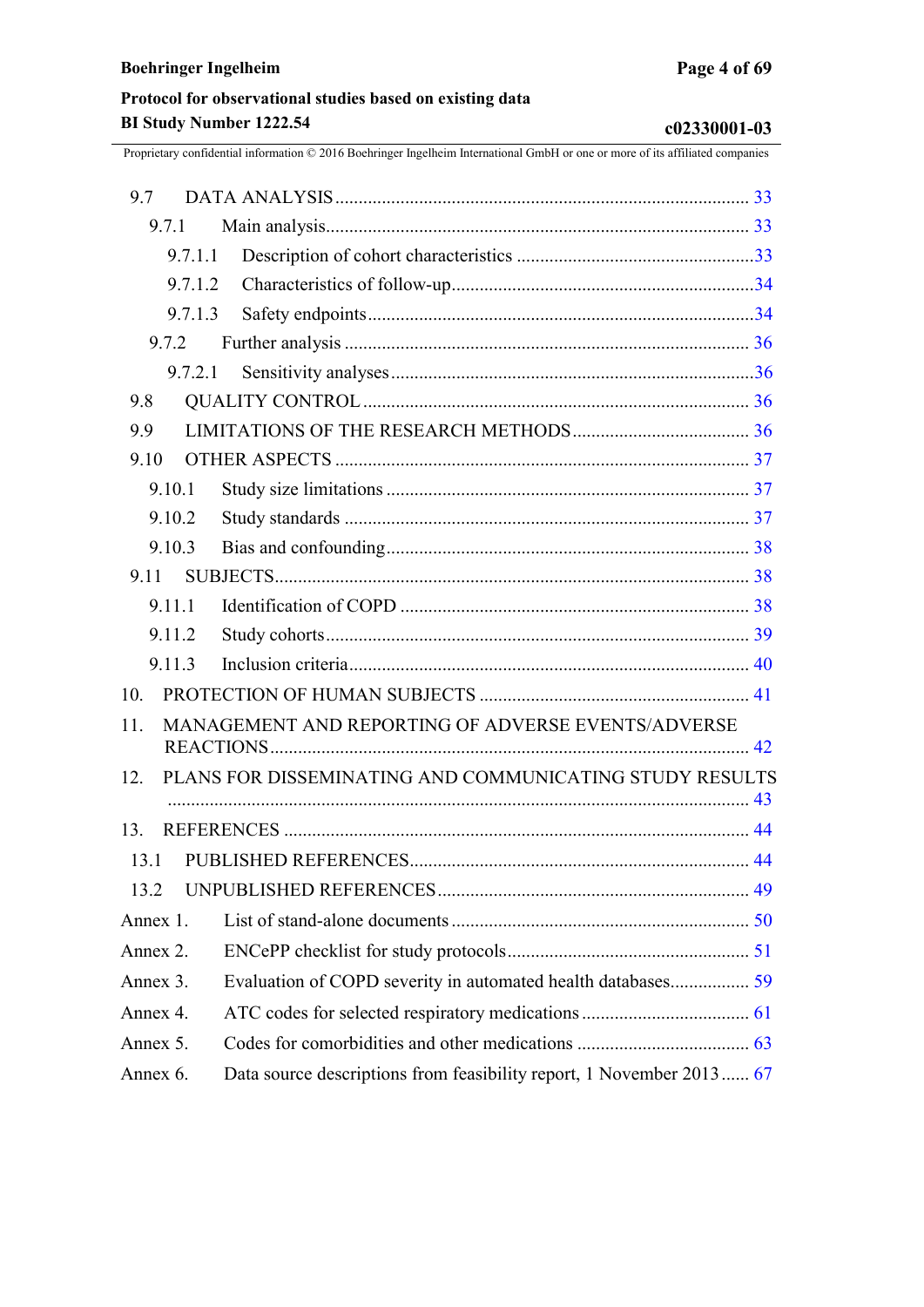9.7 DATA ANALYSIS ........................................................................................ 33

9.7.1 Main analysis.......................................................................................... 33

9.7.1.1 Description of cohort characteristics ...................................................33

9.7.1.2 Characteristics of follow-up.................................................................34

9.7.1.3 Safety endpoints ..................................................................................34

9.7.2 Further analysis ...................................................................................... 36

9.7.2.1 Sensitivity analyses .............................................................................36

9.8 QUALITY CONTROL .................................................................................. 36

9.9 LIMITATIONS OF THE RESEARCH METHODS ...................................... 36

9.10 OTHER ASPECTS ........................................................................................ 37

9.10.1 Study size limitations ............................................................................. 37

9.10.2 Study standards ...................................................................................... 37

9.10.3 Bias and confounding............................................................................. 38

9.11 SUBJECTS..................................................................................................... 38

9.11.1 Identification of COPD .......................................................................... 38

9.11.2 Study cohorts.......................................................................................... 39

9.11.3 Inclusion criteria..................................................................................... 40

10. PROTECTION OF HUMAN SUBJECTS ......................................................... 41

11. MANAGEMENT AND REPORTING OF ADVERSE EVENTS/ADVERSE REACTIONS..................................................................................................... 42

12. PLANS FOR DISSEMINATING AND COMMUNICATING STUDY RESULTS ........................................................................................................................... 43

13. REFERENCES ................................................................................................... 44

13.1 PUBLISHED REFERENCES........................................................................ 44

13.2 UNPUBLISHED REFERENCES.................................................................. 49

Annex 1. List of stand-alone documents ................................................................ 50

Annex 2. ENCePP checklist for study protocols.................................................... 51

Annex 3. Evaluation of COPD severity in automated health databases................. 59

Annex 4. ATC codes for selected respiratory medications .................................... 61

Annex 5. Codes for comorbidities and other medications ..................................... 63

Annex 6. Data source descriptions from feasibility report, 1 November 2013 ...... 67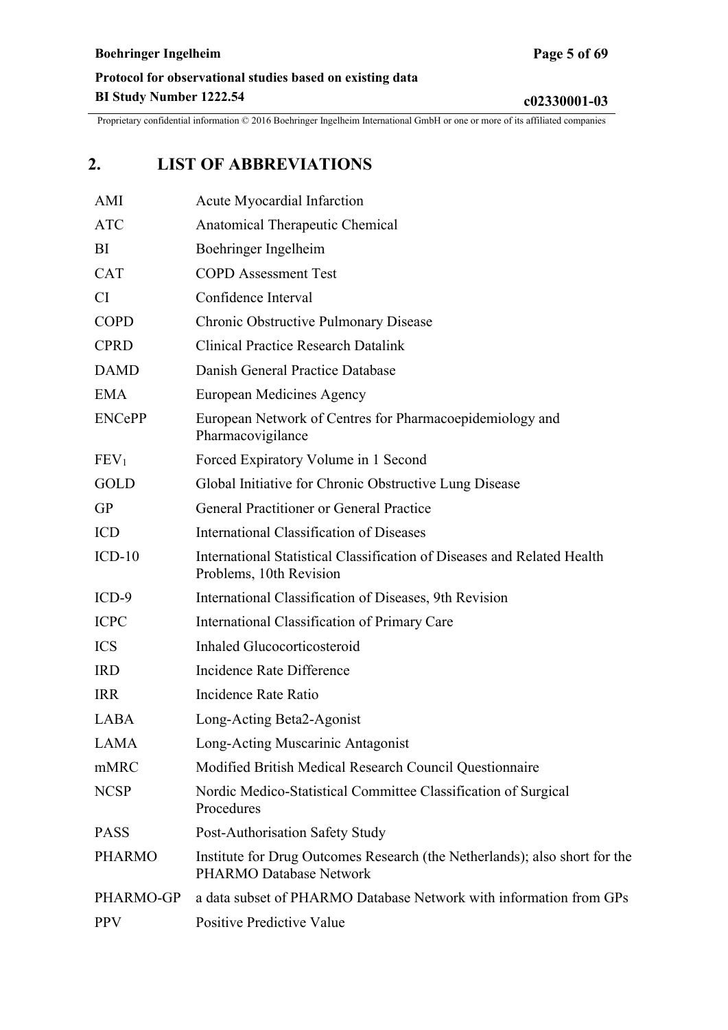## 2. LIST OF ABBREVIATIONS

| | |
|---|---|
| AMI | Acute Myocardial Infarction |
| ATC | Anatomical Therapeutic Chemical |
| BI | Boehringer Ingelheim |
| CAT | COPD Assessment Test |
| CI | Confidence Interval |
| COPD | Chronic Obstructive Pulmonary Disease |
| CPRD | Clinical Practice Research Datalink |
| DAMD | Danish General Practice Database |
| EMA | European Medicines Agency |
| ENCePP | European Network of Centres for Pharmacoepidemiology and Pharmacovigilance |
| $FEV_1$ | Forced Expiratory Volume in 1 Second |
| GOLD | Global Initiative for Chronic Obstructive Lung Disease |
| GP | General Practitioner or General Practice |
| ICD | International Classification of Diseases |
| ICD-10 | International Statistical Classification of Diseases and Related Health Problems, 10th Revision |
| ICD-9 | International Classification of Diseases, 9th Revision |
| ICPC | International Classification of Primary Care |
| ICS | Inhaled Glucocorticosteroid |
| IRD | Incidence Rate Difference |
| IRR | Incidence Rate Ratio |
| LABA | Long-Acting Beta2-Agonist |
| LAMA | Long-Acting Muscarinic Antagonist |
| mMRC | Modified British Medical Research Council Questionnaire |
| NCSP | Nordic Medico-Statistical Committee Classification of Surgical Procedures |
| PASS | Post-Authorisation Safety Study |
| PHARMO | Institute for Drug Outcomes Research (the Netherlands); also short for the PHARMO Database Network |
| PHARMO-GP | a data subset of PHARMO Database Network with information from GPs |
| PPV | Positive Predictive Value |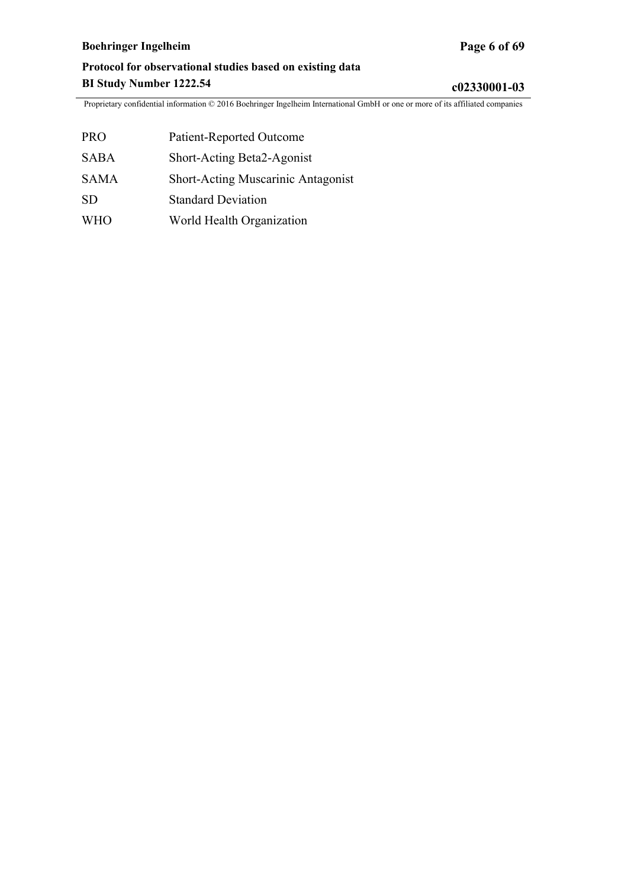| | |
|---|---|
| PRO | Patient-Reported Outcome |
| SABA | Short-Acting Beta2-Agonist |
| SAMA | Short-Acting Muscarinic Antagonist |
| SD | Standard Deviation |
| WHO | World Health Organization |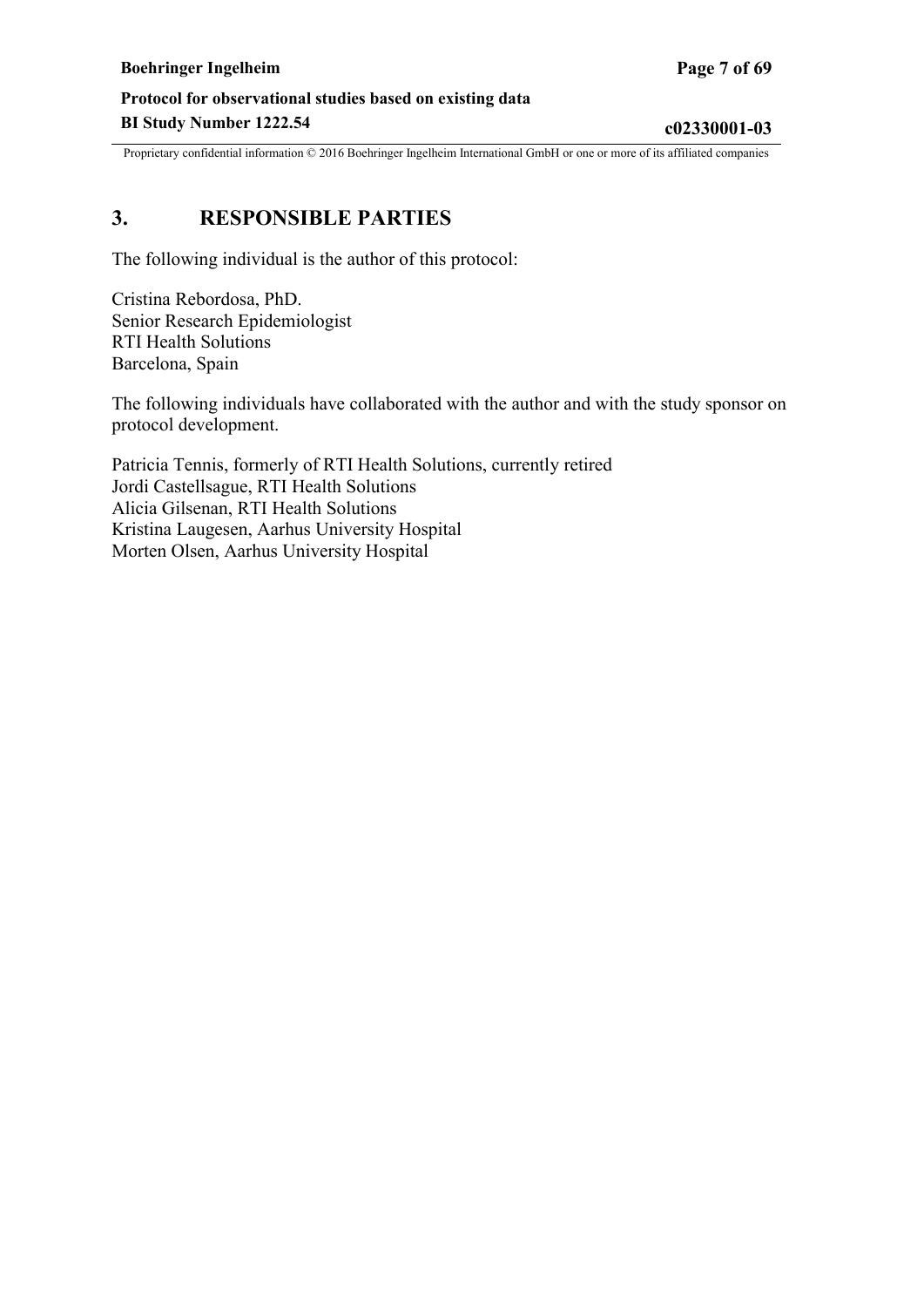# 3. RESPONSIBLE PARTIES

The following individual is the author of this protocol:

Cristina Rebordosa, PhD.
Senior Research Epidemiologist
RTI Health Solutions
Barcelona, Spain

The following individuals have collaborated with the author and with the study sponsor on protocol development.

Patricia Tennis, formerly of RTI Health Solutions, currently retired
Jordi Castellsague, RTI Health Solutions
Alicia Gilsenan, RTI Health Solutions
Kristina Laugesen, Aarhus University Hospital
Morten Olsen, Aarhus University Hospital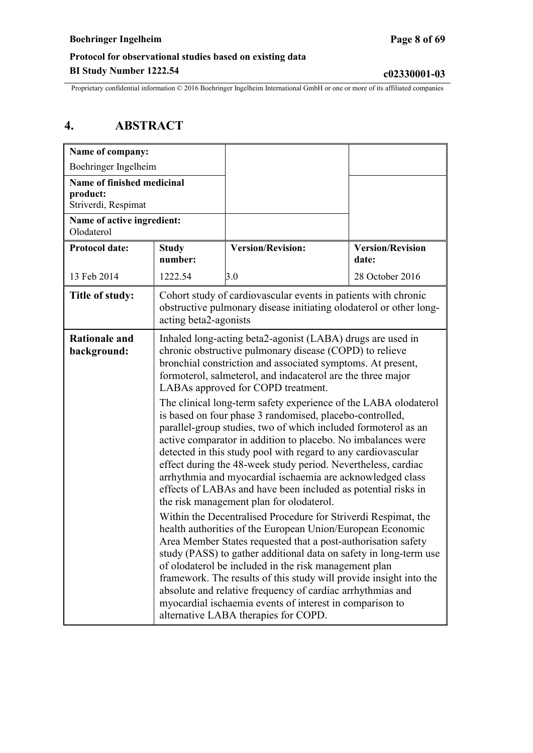# 4. ABSTRACT

| **Name of company:** Boehringer Ingelheim | | | |
|---|---|---|---|
| **Name of finished medicinal product:** Striverdi, Respimat | | | |
| **Name of active ingredient:** Olodaterol | | | |
| **Protocol date:** | **Study number:** | **Version/Revision:** | **Version/Revision date:** |
| 13 Feb 2014 | 1222.54 | 3.0 | 28 October 2016 |
| **Title of study:** | Cohort study of cardiovascular events in patients with chronic obstructive pulmonary disease initiating olodaterol or other long-acting beta2-agonists | | |
| **Rationale and background:** | Inhaled long-acting beta2-agonist (LABA) drugs are used in chronic obstructive pulmonary disease (COPD) to relieve bronchial constriction and associated symptoms. At present, formoterol, salmeterol, and indacaterol are the three major LABAs approved for COPD treatment.<br><br>The clinical long-term safety experience of the LABA olodaterol is based on four phase 3 randomised, placebo-controlled, parallel-group studies, two of which included formoterol as an active comparator in addition to placebo. No imbalances were detected in this study pool with regard to any cardiovascular effect during the 48-week study period. Nevertheless, cardiac arrhythmia and myocardial ischaemia are acknowledged class effects of LABAs and have been included as potential risks in the risk management plan for olodaterol.<br><br>Within the Decentralised Procedure for Striverdi Respimat, the health authorities of the European Union/European Economic Area Member States requested that a post-authorisation safety study (PASS) to gather additional data on safety in long-term use of olodaterol be included in the risk management plan framework. The results of this study will provide insight into the absolute and relative frequency of cardiac arrhythmias and myocardial ischaemia events of interest in comparison to alternative LABA therapies for COPD. | | |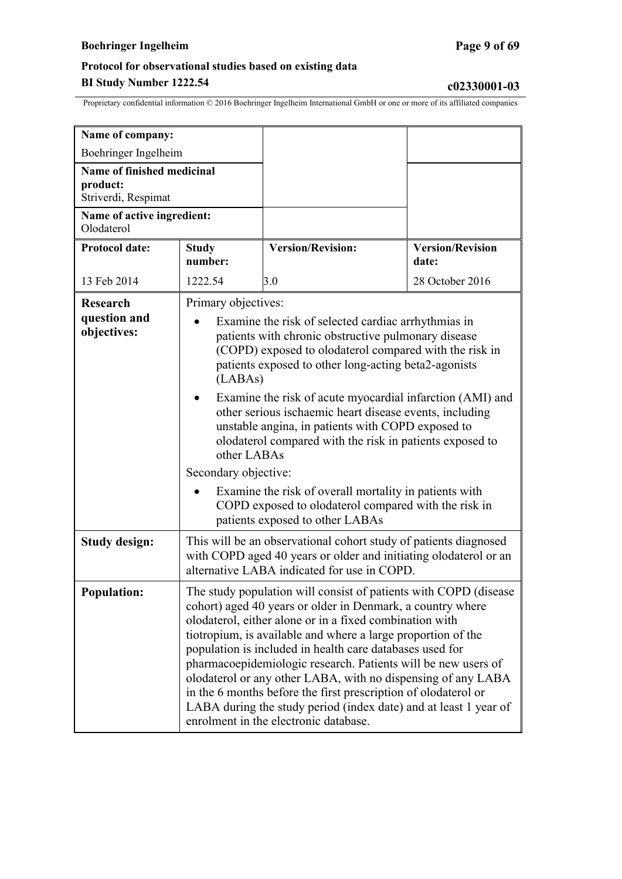| Name of company:<br>Boehringer Ingelheim | | | |
|---|---|---|---|
| **Name of finished medicinal product:**<br>Striverdi, Respimat | | | |
| **Name of active ingredient:**<br>Olodaterol | | | |
| **Protocol date:** | **Study number:** | **Version/Revision:** | **Version/Revision date:** |
| 13 Feb 2014 | 1222.54 | 3.0 | 28 October 2016 |

| | |
|---|---|
| **Research question and objectives:** | Primary objectives:<br>• Examine the risk of selected cardiac arrhythmias in patients with chronic obstructive pulmonary disease (COPD) exposed to olodaterol compared with the risk in patients exposed to other long-acting beta2-agonists (LABAs)<br>• Examine the risk of acute myocardial infarction (AMI) and other serious ischaemic heart disease events, including unstable angina, in patients with COPD exposed to olodaterol compared with the risk in patients exposed to other LABAs<br>Secondary objective:<br>• Examine the risk of overall mortality in patients with COPD exposed to olodaterol compared with the risk in patients exposed to other LABAs |
| **Study design:** | This will be an observational cohort study of patients diagnosed with COPD aged 40 years or older and initiating olodaterol or an alternative LABA indicated for use in COPD. |
| **Population:** | The study population will consist of patients with COPD (disease cohort) aged 40 years or older in Denmark, a country where olodaterol, either alone or in a fixed combination with tiotropium, is available and where a large proportion of the population is included in health care databases used for pharmacoepidemiologic research. Patients will be new users of olodaterol or any other LABA, with no dispensing of any LABA in the 6 months before the first prescription of olodaterol or LABA during the study period (index date) and at least 1 year of enrolment in the electronic database. |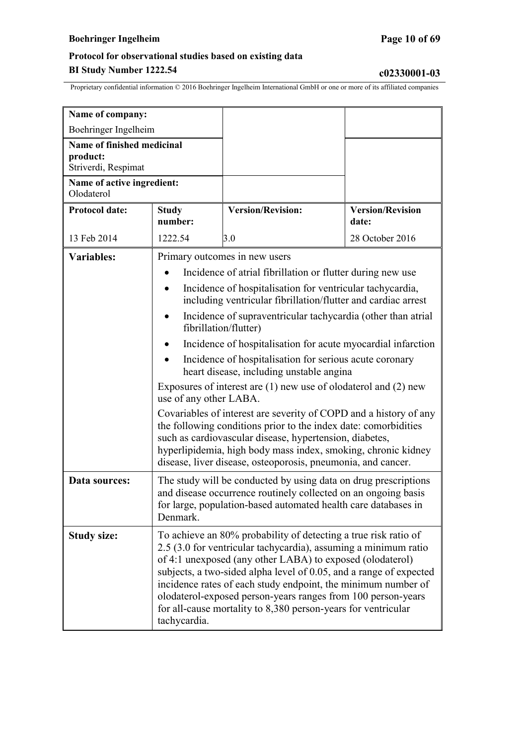| Name of company: Boehringer Ingelheim | | | |
|---|---|---|---|
| Name of finished medicinal product: Striverdi, Respimat | | | |
| Name of active ingredient: Olodaterol | | | |
| **Protocol date:** | **Study number:** | **Version/Revision:** | **Version/Revision date:** |
| 13 Feb 2014 | 1222.54 | 3.0 | 28 October 2016 |

| | |
|---|---|
| **Variables:** | Primary outcomes in new users<br>• Incidence of atrial fibrillation or flutter during new use<br>• Incidence of hospitalisation for ventricular tachycardia, including ventricular fibrillation/flutter and cardiac arrest<br>• Incidence of supraventricular tachycardia (other than atrial fibrillation/flutter)<br>• Incidence of hospitalisation for acute myocardial infarction<br>• Incidence of hospitalisation for serious acute coronary heart disease, including unstable angina<br>Exposures of interest are (1) new use of olodaterol and (2) new use of any other LABA.<br>Covariables of interest are severity of COPD and a history of any the following conditions prior to the index date: comorbidities such as cardiovascular disease, hypertension, diabetes, hyperlipidemia, high body mass index, smoking, chronic kidney disease, liver disease, osteoporosis, pneumonia, and cancer. |
| **Data sources:** | The study will be conducted by using data on drug prescriptions and disease occurrence routinely collected on an ongoing basis for large, population-based automated health care databases in Denmark. |
| **Study size:** | To achieve an 80% probability of detecting a true risk ratio of 2.5 (3.0 for ventricular tachycardia), assuming a minimum ratio of 4:1 unexposed (any other LABA) to exposed (olodaterol) subjects, a two-sided alpha level of 0.05, and a range of expected incidence rates of each study endpoint, the minimum number of olodaterol-exposed person-years ranges from 100 person-years for all-cause mortality to 8,380 person-years for ventricular tachycardia. |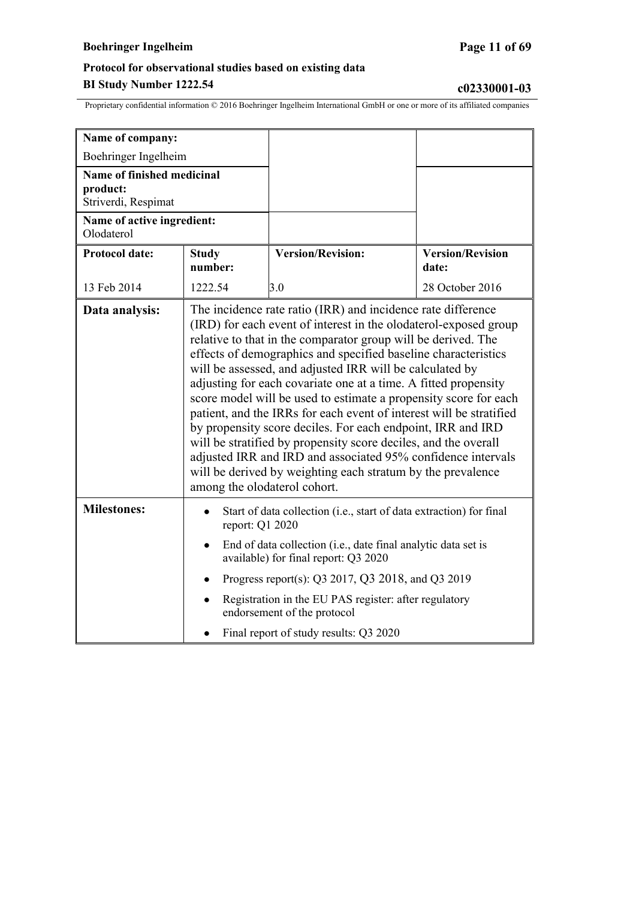| Name of company: Boehringer Ingelheim | | | |
|---|---|---|---|
| Name of finished medicinal product: Striverdi, Respimat | | | |
| Name of active ingredient: Olodaterol | | | |
| **Protocol date:** | **Study number:** | **Version/Revision:** | **Version/Revision date:** |
| 13 Feb 2014 | 1222.54 | 3.0 | 28 October 2016 |
| **Data analysis:** | The incidence rate ratio (IRR) and incidence rate difference (IRD) for each event of interest in the olodaterol-exposed group relative to that in the comparator group will be derived. The effects of demographics and specified baseline characteristics will be assessed, and adjusted IRR will be calculated by adjusting for each covariate one at a time. A fitted propensity score model will be used to estimate a propensity score for each patient, and the IRRs for each event of interest will be stratified by propensity score deciles. For each endpoint, IRR and IRD will be stratified by propensity score deciles, and the overall adjusted IRR and IRD and associated 95% confidence intervals will be derived by weighting each stratum by the prevalence among the olodaterol cohort. | | |
| **Milestones:** | • Start of data collection (i.e., start of data extraction) for final report: Q1 2020<br>• End of data collection (i.e., date final analytic data set is available) for final report: Q3 2020<br>• Progress report(s): Q3 2017, Q3 2018, and Q3 2019<br>• Registration in the EU PAS register: after regulatory endorsement of the protocol<br>• Final report of study results: Q3 2020 | | |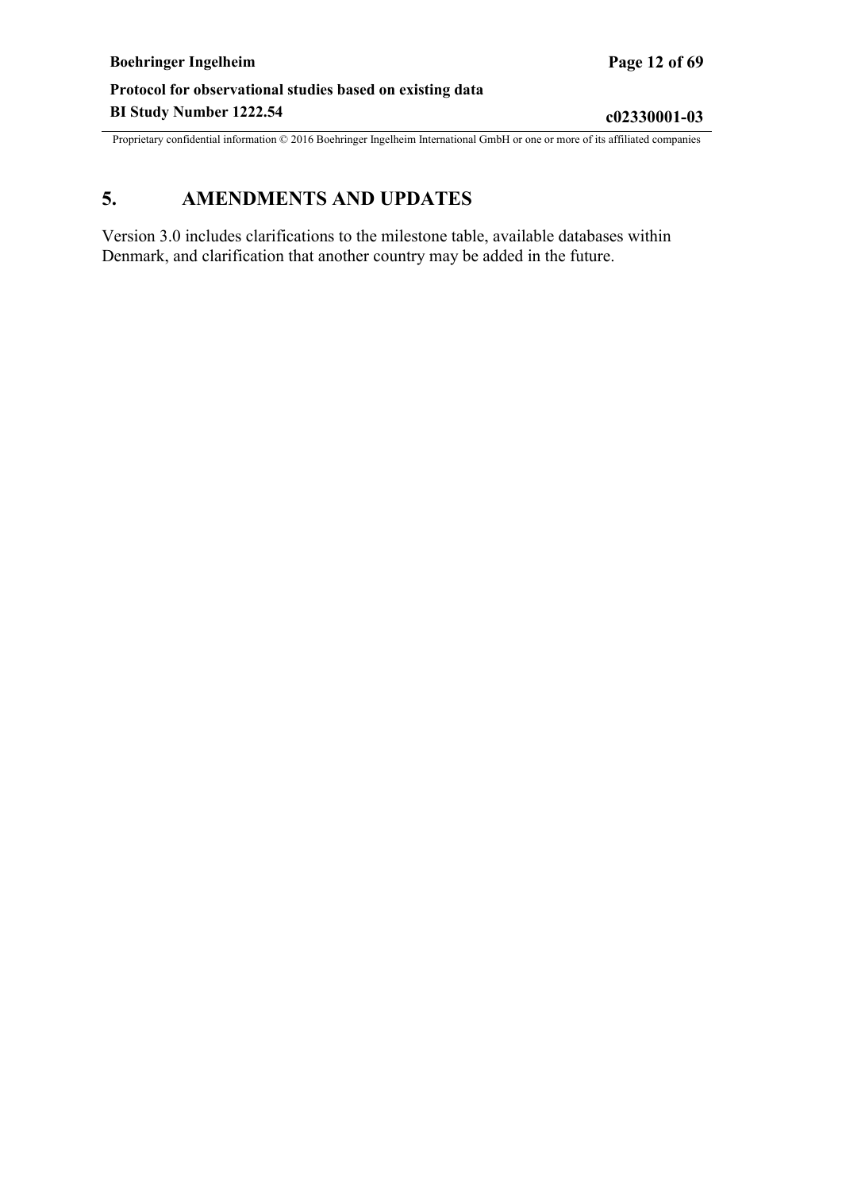# 5. AMENDMENTS AND UPDATES

Version 3.0 includes clarifications to the milestone table, available databases within Denmark, and clarification that another country may be added in the future.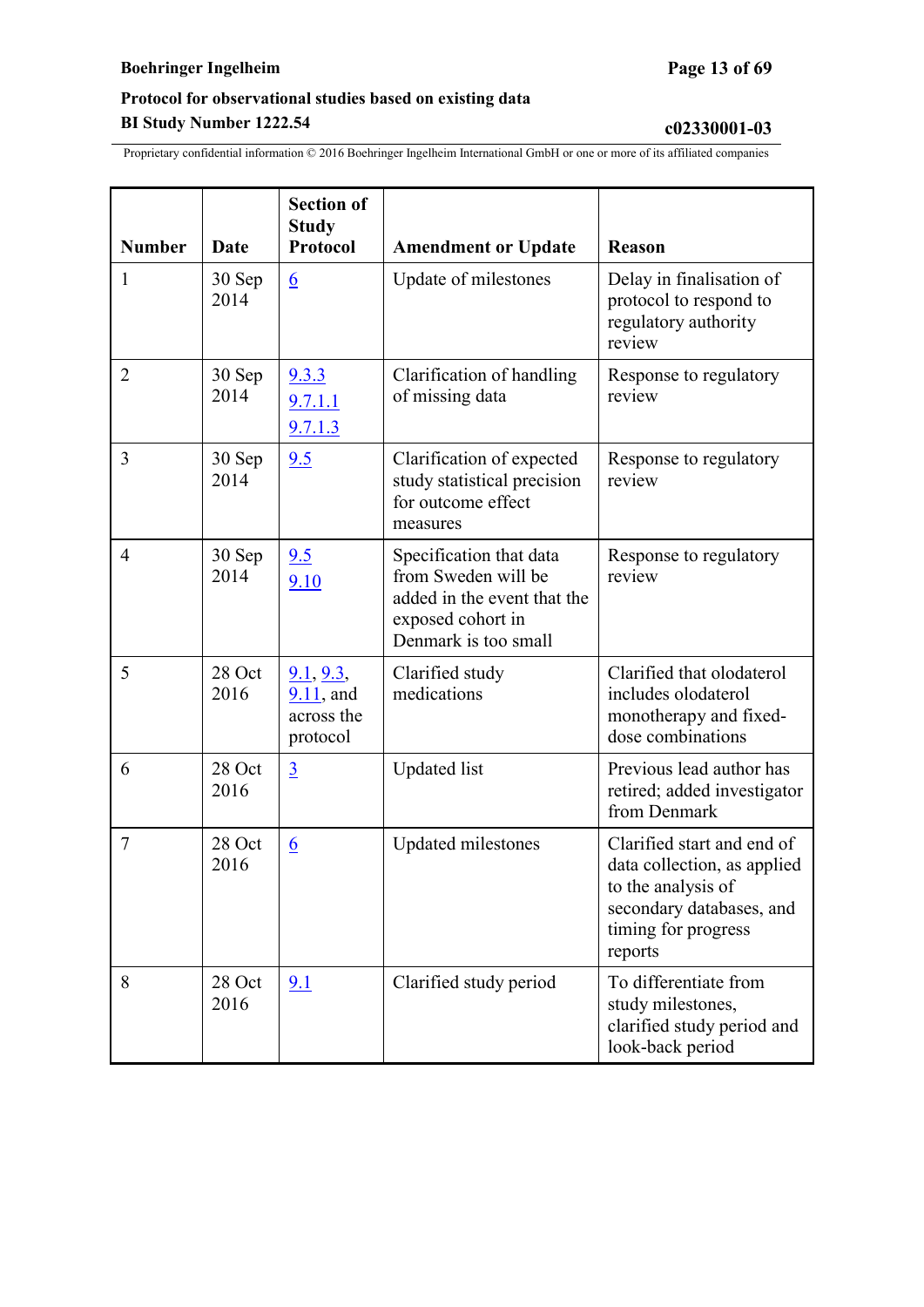| Number | Date | Section of Study Protocol | Amendment or Update | Reason |
|---|---|---|---|---|
| 1 | 30 Sep 2014 | 6 | Update of milestones | Delay in finalisation of protocol to respond to regulatory authority review |
| 2 | 30 Sep 2014 | 9.3.3<br>9.7.1.1<br>9.7.1.3 | Clarification of handling of missing data | Response to regulatory review |
| 3 | 30 Sep 2014 | 9.5 | Clarification of expected study statistical precision for outcome effect measures | Response to regulatory review |
| 4 | 30 Sep 2014 | 9.5<br>9.10 | Specification that data from Sweden will be added in the event that the exposed cohort in Denmark is too small | Response to regulatory review |
| 5 | 28 Oct 2016 | 9.1, 9.3, 9.11, and across the protocol | Clarified study medications | Clarified that olodaterol includes olodaterol monotherapy and fixed-dose combinations |
| 6 | 28 Oct 2016 | 3 | Updated list | Previous lead author has retired; added investigator from Denmark |
| 7 | 28 Oct 2016 | 6 | Updated milestones | Clarified start and end of data collection, as applied to the analysis of secondary databases, and timing for progress reports |
| 8 | 28 Oct 2016 | 9.1 | Clarified study period | To differentiate from study milestones, clarified study period and look-back period |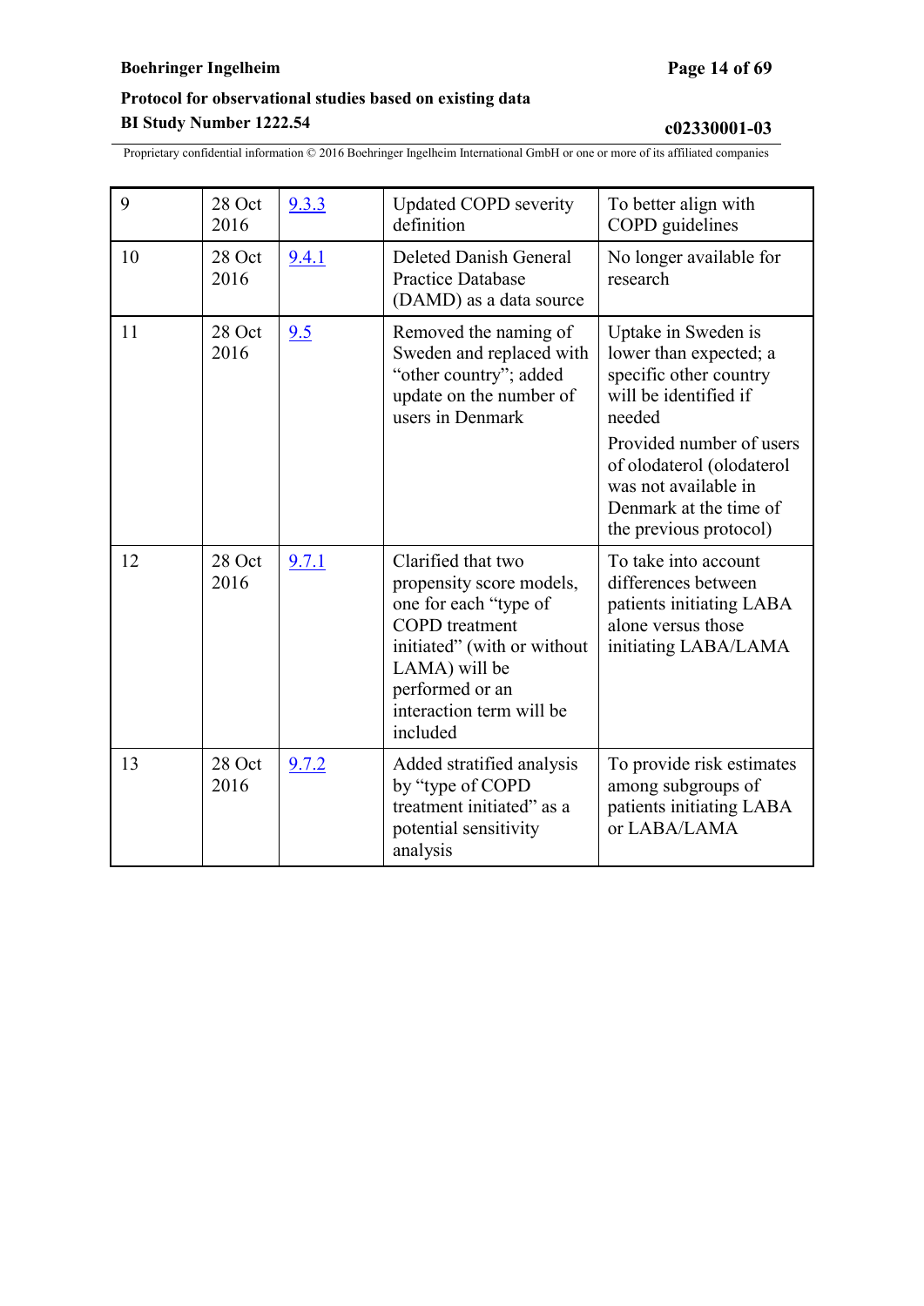| 9 | 28 Oct 2016 | 9.3.3 | Updated COPD severity definition | To better align with COPD guidelines |
|---|---|---|---|---|
| 10 | 28 Oct 2016 | 9.4.1 | Deleted Danish General Practice Database (DAMD) as a data source | No longer available for research |
| 11 | 28 Oct 2016 | 9.5 | Removed the naming of Sweden and replaced with "other country"; added update on the number of users in Denmark | Uptake in Sweden is lower than expected; a specific other country will be identified if needed<br><br>Provided number of users of olodaterol (olodaterol was not available in Denmark at the time of the previous protocol) |
| 12 | 28 Oct 2016 | 9.7.1 | Clarified that two propensity score models, one for each "type of COPD treatment initiated" (with or without LAMA) will be performed or an interaction term will be included | To take into account differences between patients initiating LABA alone versus those initiating LABA/LAMA |
| 13 | 28 Oct 2016 | 9.7.2 | Added stratified analysis by "type of COPD treatment initiated" as a potential sensitivity analysis | To provide risk estimates among subgroups of patients initiating LABA or LABA/LAMA |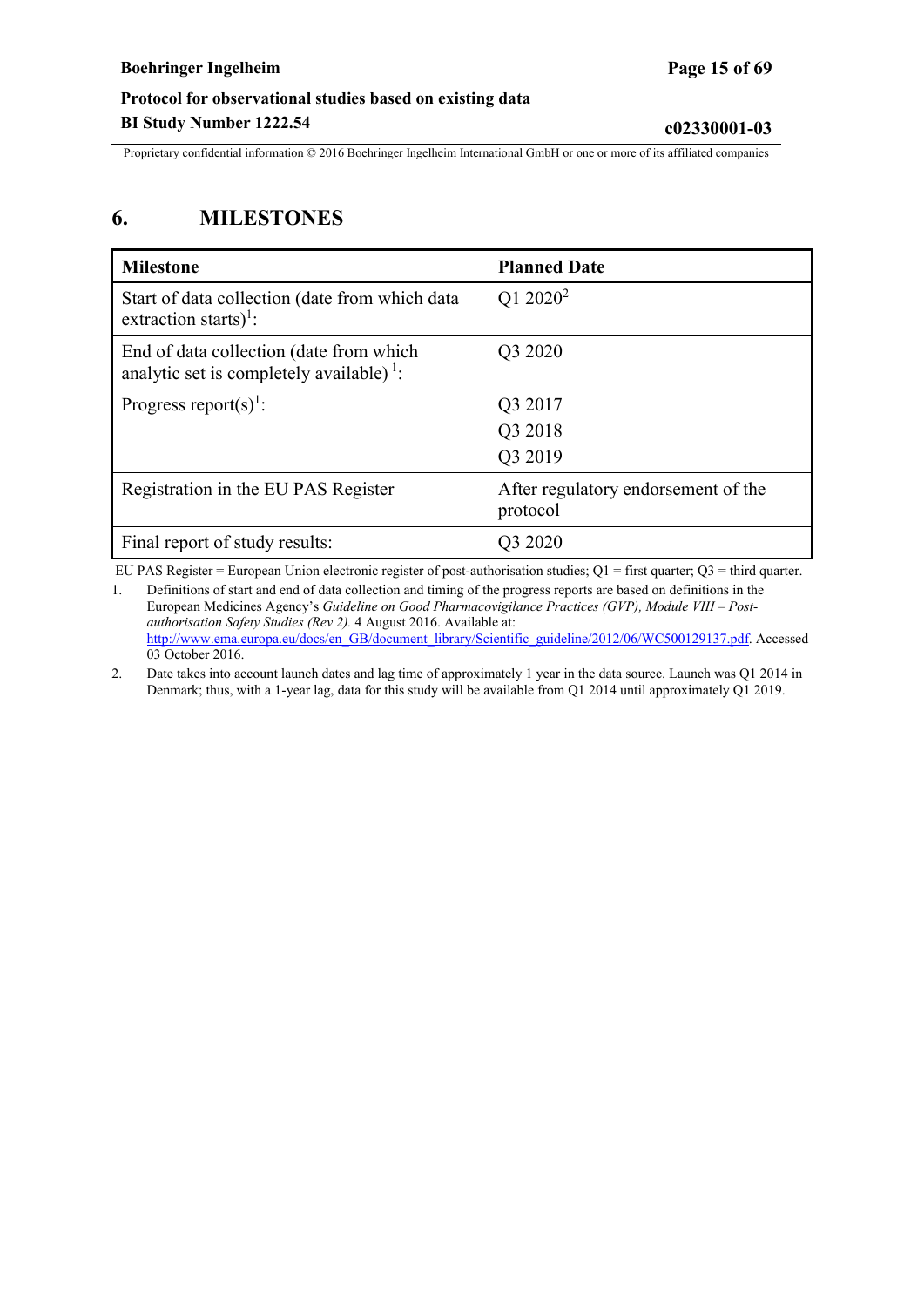# 6. MILESTONES

| Milestone | Planned Date |
|---|---|
| Start of data collection (date from which data extraction starts)[1]: | Q1 2020[2] |
| End of data collection (date from which analytic set is completely available) [1]: | Q3 2020 |
| Progress report(s)[1]: | Q3 2017<br>Q3 2018<br>Q3 2019 |
| Registration in the EU PAS Register | After regulatory endorsement of the protocol |
| Final report of study results: | Q3 2020 |

EU PAS Register = European Union electronic register of post-authorisation studies; Q1 = first quarter; Q3 = third quarter.

1. Definitions of start and end of data collection and timing of the progress reports are based on definitions in the European Medicines Agency's *Guideline on Good Pharmacovigilance Practices (GVP), Module VIII – Post-authorisation Safety Studies (Rev 2).* 4 August 2016. Available at: http://www.ema.europa.eu/docs/en_GB/document_library/Scientific_guideline/2012/06/WC500129137.pdf. Accessed 03 October 2016.
2. Date takes into account launch dates and lag time of approximately 1 year in the data source. Launch was Q1 2014 in Denmark; thus, with a 1-year lag, data for this study will be available from Q1 2014 until approximately Q1 2019.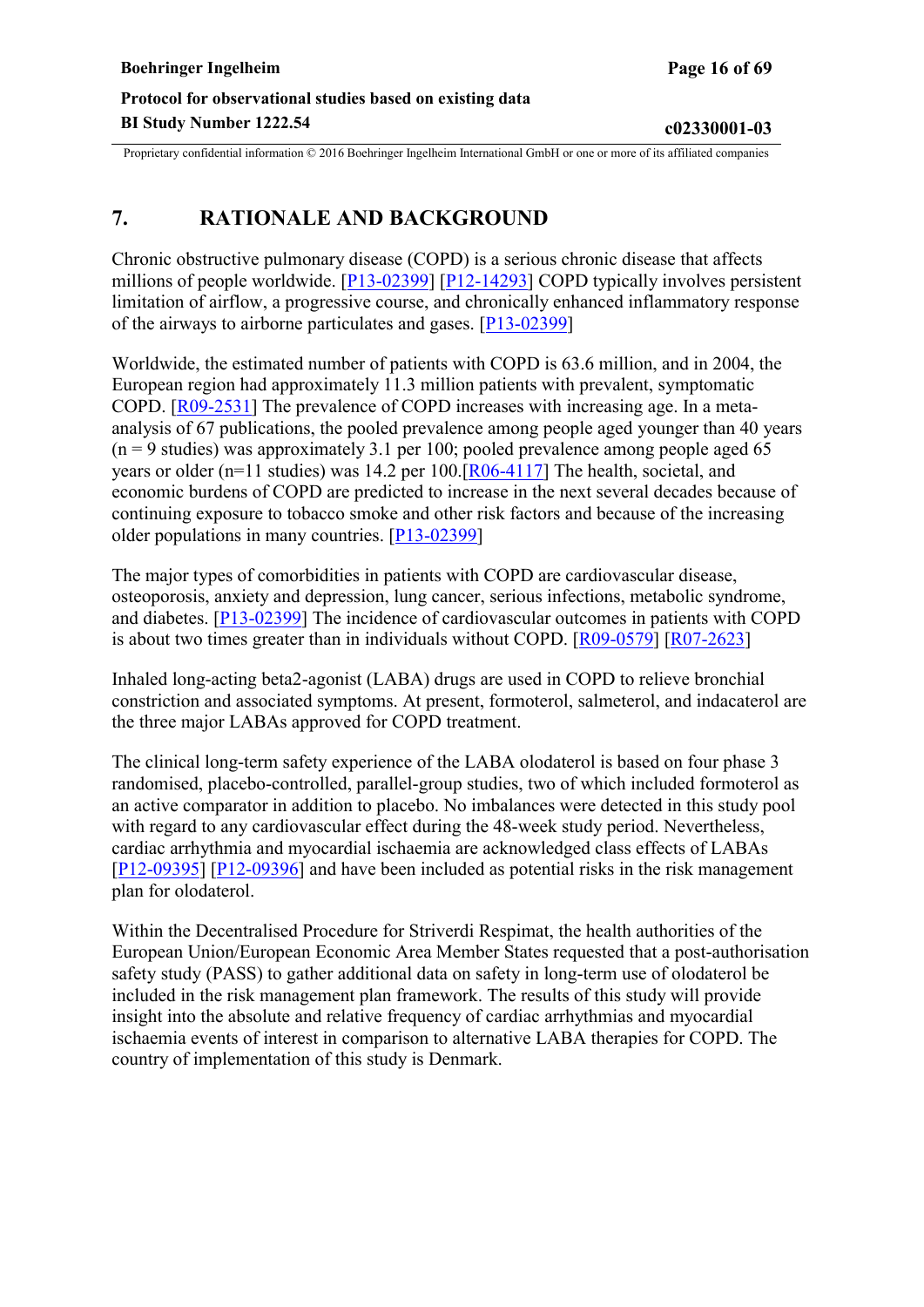# 7. RATIONALE AND BACKGROUND

Chronic obstructive pulmonary disease (COPD) is a serious chronic disease that affects millions of people worldwide. [P13-02399] [P12-14293] COPD typically involves persistent limitation of airflow, a progressive course, and chronically enhanced inflammatory response of the airways to airborne particulates and gases. [P13-02399]

Worldwide, the estimated number of patients with COPD is 63.6 million, and in 2004, the European region had approximately 11.3 million patients with prevalent, symptomatic COPD. [R09-2531] The prevalence of COPD increases with increasing age. In a meta-analysis of 67 publications, the pooled prevalence among people aged younger than 40 years (n = 9 studies) was approximately 3.1 per 100; pooled prevalence among people aged 65 years or older (n=11 studies) was 14.2 per 100.[R06-4117] The health, societal, and economic burdens of COPD are predicted to increase in the next several decades because of continuing exposure to tobacco smoke and other risk factors and because of the increasing older populations in many countries. [P13-02399]

The major types of comorbidities in patients with COPD are cardiovascular disease, osteoporosis, anxiety and depression, lung cancer, serious infections, metabolic syndrome, and diabetes. [P13-02399] The incidence of cardiovascular outcomes in patients with COPD is about two times greater than in individuals without COPD. [R09-0579] [R07-2623]

Inhaled long-acting beta2-agonist (LABA) drugs are used in COPD to relieve bronchial constriction and associated symptoms. At present, formoterol, salmeterol, and indacaterol are the three major LABAs approved for COPD treatment.

The clinical long-term safety experience of the LABA olodaterol is based on four phase 3 randomised, placebo-controlled, parallel-group studies, two of which included formoterol as an active comparator in addition to placebo. No imbalances were detected in this study pool with regard to any cardiovascular effect during the 48-week study period. Nevertheless, cardiac arrhythmia and myocardial ischaemia are acknowledged class effects of LABAs [P12-09395] [P12-09396] and have been included as potential risks in the risk management plan for olodaterol.

Within the Decentralised Procedure for Striverdi Respimat, the health authorities of the European Union/European Economic Area Member States requested that a post-authorisation safety study (PASS) to gather additional data on safety in long-term use of olodaterol be included in the risk management plan framework. The results of this study will provide insight into the absolute and relative frequency of cardiac arrhythmias and myocardial ischaemia events of interest in comparison to alternative LABA therapies for COPD. The country of implementation of this study is Denmark.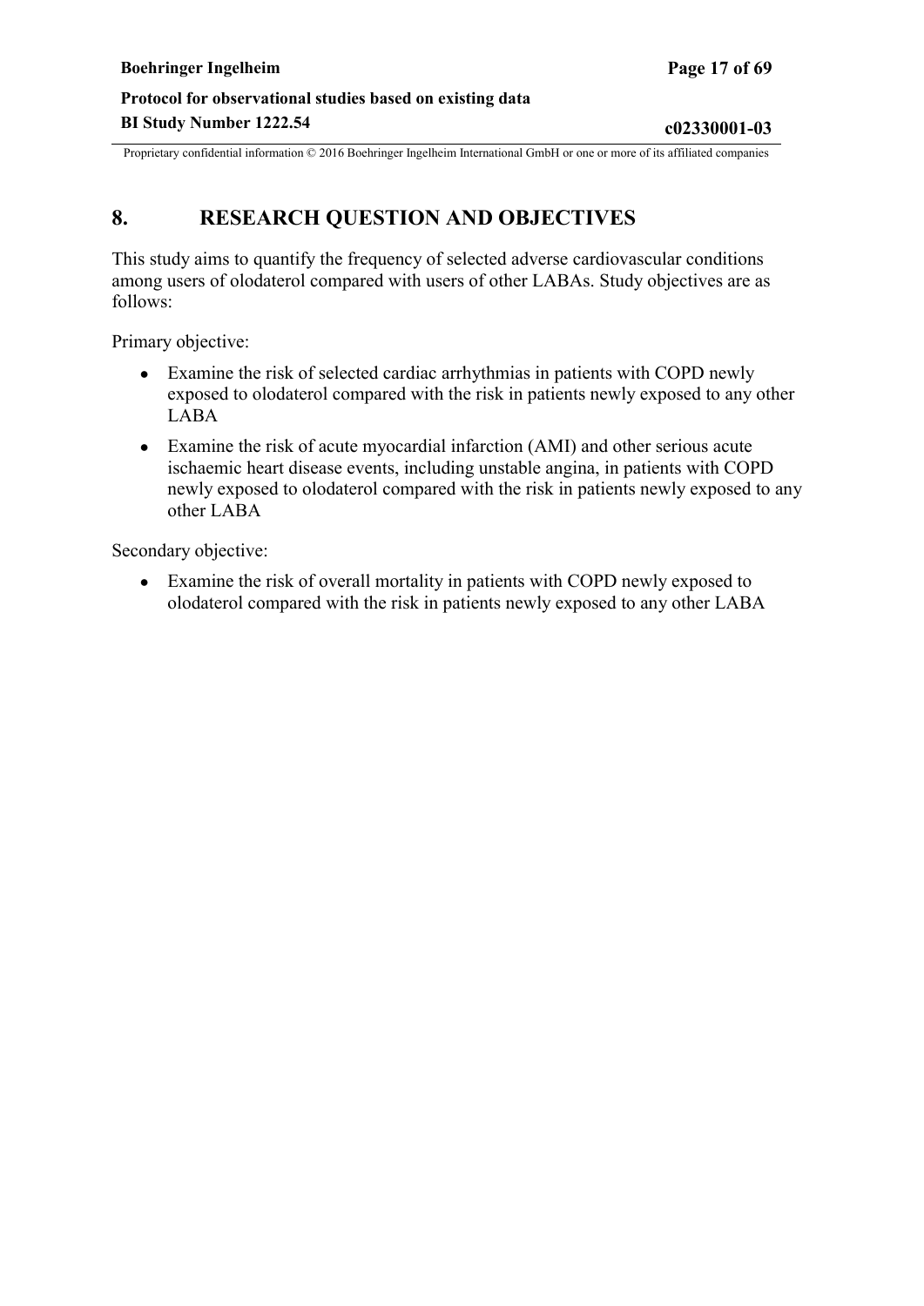# 8. RESEARCH QUESTION AND OBJECTIVES

This study aims to quantify the frequency of selected adverse cardiovascular conditions among users of olodaterol compared with users of other LABAs. Study objectives are as follows:

Primary objective:

- Examine the risk of selected cardiac arrhythmias in patients with COPD newly exposed to olodaterol compared with the risk in patients newly exposed to any other LABA
- Examine the risk of acute myocardial infarction (AMI) and other serious acute ischaemic heart disease events, including unstable angina, in patients with COPD newly exposed to olodaterol compared with the risk in patients newly exposed to any other LABA

Secondary objective:

- Examine the risk of overall mortality in patients with COPD newly exposed to olodaterol compared with the risk in patients newly exposed to any other LABA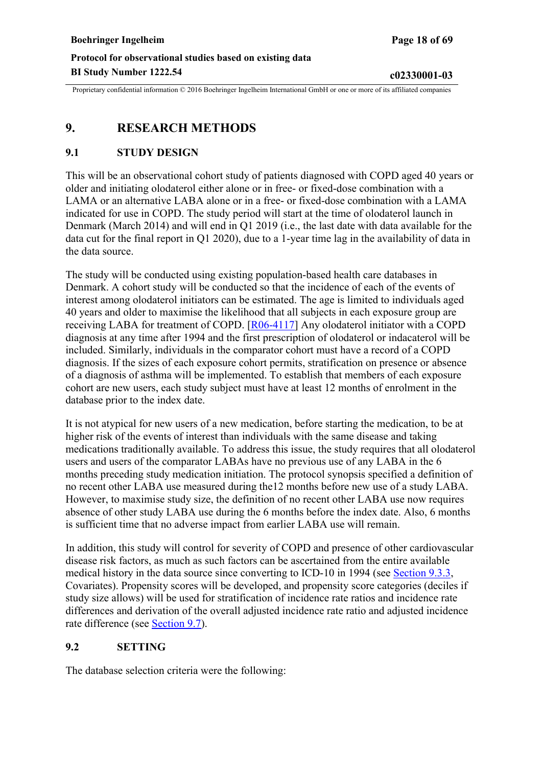# 9. RESEARCH METHODS

## 9.1 STUDY DESIGN

This will be an observational cohort study of patients diagnosed with COPD aged 40 years or older and initiating olodaterol either alone or in free- or fixed-dose combination with a LAMA or an alternative LABA alone or in a free- or fixed-dose combination with a LAMA indicated for use in COPD. The study period will start at the time of olodaterol launch in Denmark (March 2014) and will end in Q1 2019 (i.e., the last date with data available for the data cut for the final report in Q1 2020), due to a 1-year time lag in the availability of data in the data source.

The study will be conducted using existing population-based health care databases in Denmark. A cohort study will be conducted so that the incidence of each of the events of interest among olodaterol initiators can be estimated. The age is limited to individuals aged 40 years and older to maximise the likelihood that all subjects in each exposure group are receiving LABA for treatment of COPD. [R06-4117] Any olodaterol initiator with a COPD diagnosis at any time after 1994 and the first prescription of olodaterol or indacaterol will be included. Similarly, individuals in the comparator cohort must have a record of a COPD diagnosis. If the sizes of each exposure cohort permits, stratification on presence or absence of a diagnosis of asthma will be implemented. To establish that members of each exposure cohort are new users, each study subject must have at least 12 months of enrolment in the database prior to the index date.

It is not atypical for new users of a new medication, before starting the medication, to be at higher risk of the events of interest than individuals with the same disease and taking medications traditionally available. To address this issue, the study requires that all olodaterol users and users of the comparator LABAs have no previous use of any LABA in the 6 months preceding study medication initiation. The protocol synopsis specified a definition of no recent other LABA use measured during the12 months before new use of a study LABA. However, to maximise study size, the definition of no recent other LABA use now requires absence of other study LABA use during the 6 months before the index date. Also, 6 months is sufficient time that no adverse impact from earlier LABA use will remain.

In addition, this study will control for severity of COPD and presence of other cardiovascular disease risk factors, as much as such factors can be ascertained from the entire available medical history in the data source since converting to ICD-10 in 1994 (see Section 9.3.3, Covariates). Propensity scores will be developed, and propensity score categories (deciles if study size allows) will be used for stratification of incidence rate ratios and incidence rate differences and derivation of the overall adjusted incidence rate ratio and adjusted incidence rate difference (see Section 9.7).

## 9.2 SETTING

The database selection criteria were the following: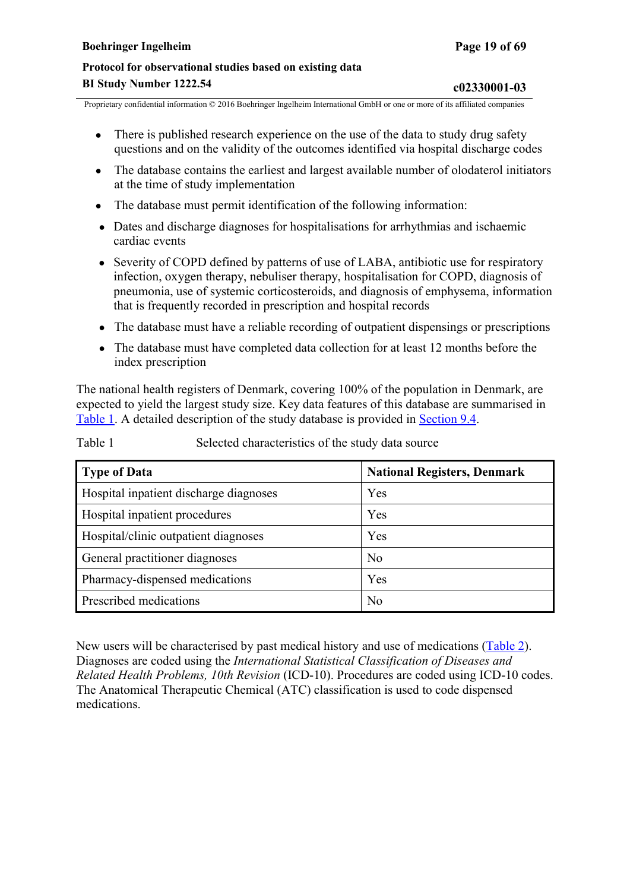- There is published research experience on the use of the data to study drug safety questions and on the validity of the outcomes identified via hospital discharge codes
- The database contains the earliest and largest available number of olodaterol initiators at the time of study implementation
- The database must permit identification of the following information:
- Dates and discharge diagnoses for hospitalisations for arrhythmias and ischaemic cardiac events
- Severity of COPD defined by patterns of use of LABA, antibiotic use for respiratory infection, oxygen therapy, nebuliser therapy, hospitalisation for COPD, diagnosis of pneumonia, use of systemic corticosteroids, and diagnosis of emphysema, information that is frequently recorded in prescription and hospital records
- The database must have a reliable recording of outpatient dispensings or prescriptions
- The database must have completed data collection for at least 12 months before the index prescription

The national health registers of Denmark, covering 100% of the population in Denmark, are expected to yield the largest study size. Key data features of this database are summarised in Table 1. A detailed description of the study database is provided in Section 9.4.

Table 1 Selected characteristics of the study data source

| Type of Data | National Registers, Denmark |
|---|---|
| Hospital inpatient discharge diagnoses | Yes |
| Hospital inpatient procedures | Yes |
| Hospital/clinic outpatient diagnoses | Yes |
| General practitioner diagnoses | No |
| Pharmacy-dispensed medications | Yes |
| Prescribed medications | No |

New users will be characterised by past medical history and use of medications (Table 2). Diagnoses are coded using the *International Statistical Classification of Diseases and Related Health Problems, 10th Revision* (ICD-10). Procedures are coded using ICD-10 codes. The Anatomical Therapeutic Chemical (ATC) classification is used to code dispensed medications.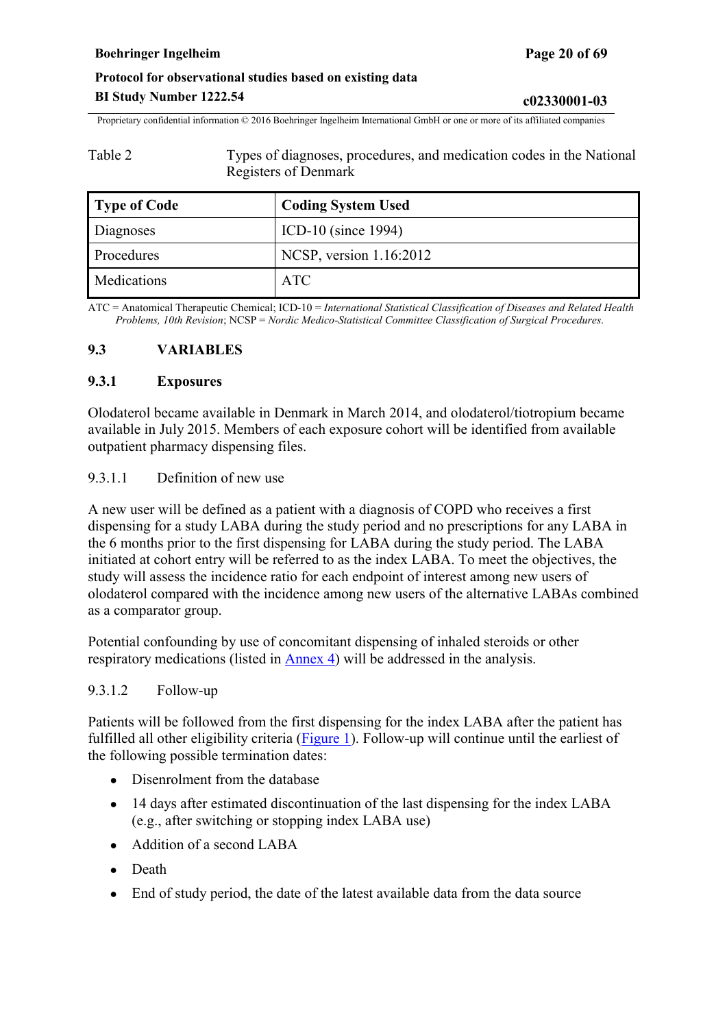Table 2 Types of diagnoses, procedures, and medication codes in the National Registers of Denmark

| Type of Code | Coding System Used |
| --- | --- |
| Diagnoses | ICD-10 (since 1994) |
| Procedures | NCSP, version 1.16:2012 |
| Medications | ATC |

ATC = Anatomical Therapeutic Chemical; ICD-10 = *International Statistical Classification of Diseases and Related Health Problems, 10th Revision*; NCSP = *Nordic Medico-Statistical Committee Classification of Surgical Procedures*.

## 9.3 VARIABLES

### 9.3.1 Exposures

Olodaterol became available in Denmark in March 2014, and olodaterol/tiotropium became available in July 2015. Members of each exposure cohort will be identified from available outpatient pharmacy dispensing files.

#### 9.3.1.1 Definition of new use

A new user will be defined as a patient with a diagnosis of COPD who receives a first dispensing for a study LABA during the study period and no prescriptions for any LABA in the 6 months prior to the first dispensing for LABA during the study period. The LABA initiated at cohort entry will be referred to as the index LABA. To meet the objectives, the study will assess the incidence ratio for each endpoint of interest among new users of olodaterol compared with the incidence among new users of the alternative LABAs combined as a comparator group.

Potential confounding by use of concomitant dispensing of inhaled steroids or other respiratory medications (listed in Annex 4) will be addressed in the analysis.

#### 9.3.1.2 Follow-up

Patients will be followed from the first dispensing for the index LABA after the patient has fulfilled all other eligibility criteria (Figure 1). Follow-up will continue until the earliest of the following possible termination dates:

- Disenrolment from the database
- 14 days after estimated discontinuation of the last dispensing for the index LABA (e.g., after switching or stopping index LABA use)
- Addition of a second LABA
- Death
- End of study period, the date of the latest available data from the data source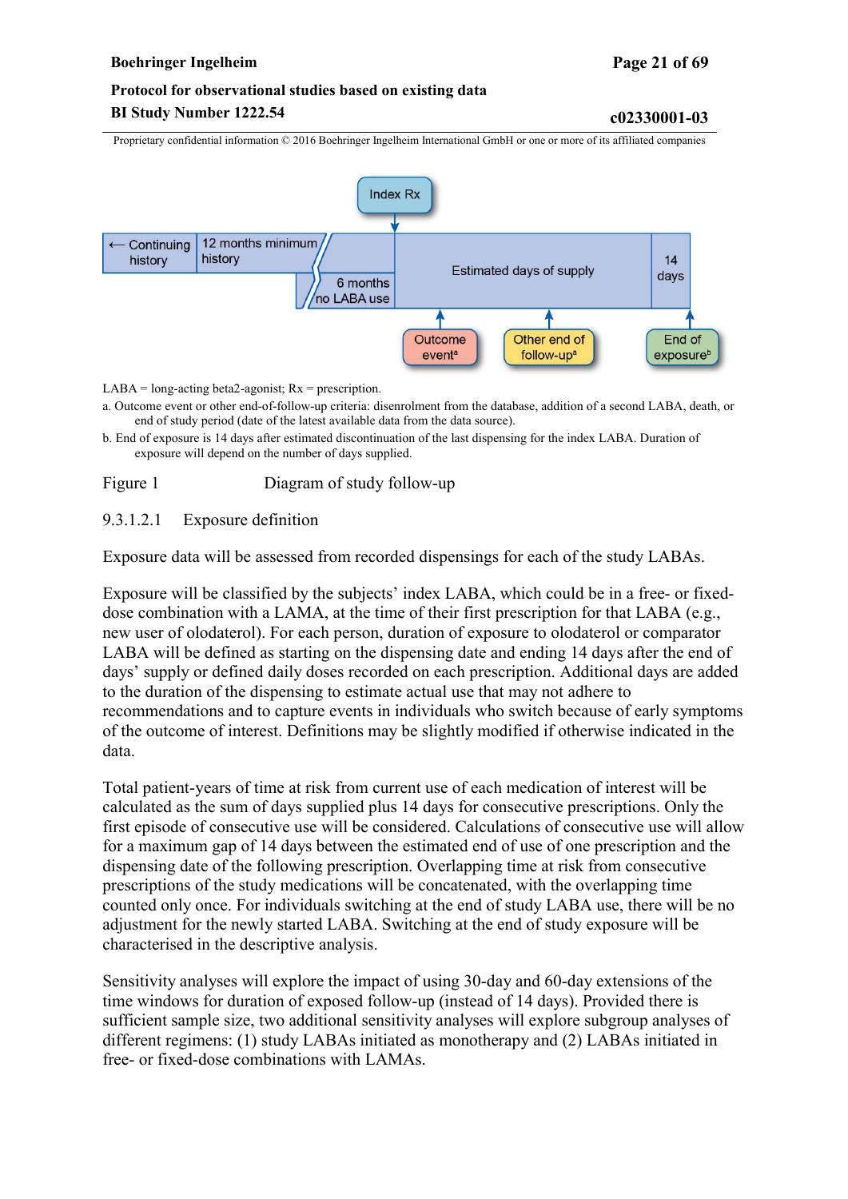LABA = long-acting beta2-agonist; Rx = prescription.

a. Outcome event or other end-of-follow-up criteria: disenrolment from the database, addition of a second LABA, death, or end of study period (date of the latest available data from the data source).

b. End of exposure is 14 days after estimated discontinuation of the last dispensing for the index LABA. Duration of exposure will depend on the number of days supplied.

Figure 1 Diagram of study follow-up

#### 9.3.1.2.1 Exposure definition

Exposure data will be assessed from recorded dispensings for each of the study LABAs.

Exposure will be classified by the subjects' index LABA, which could be in a free- or fixed-dose combination with a LAMA, at the time of their first prescription for that LABA (e.g., new user of olodaterol). For each person, duration of exposure to olodaterol or comparator LABA will be defined as starting on the dispensing date and ending 14 days after the end of days' supply or defined daily doses recorded on each prescription. Additional days are added to the duration of the dispensing to estimate actual use that may not adhere to recommendations and to capture events in individuals who switch because of early symptoms of the outcome of interest. Definitions may be slightly modified if otherwise indicated in the data.

Total patient-years of time at risk from current use of each medication of interest will be calculated as the sum of days supplied plus 14 days for consecutive prescriptions. Only the first episode of consecutive use will be considered. Calculations of consecutive use will allow for a maximum gap of 14 days between the estimated end of use of one prescription and the dispensing date of the following prescription. Overlapping time at risk from consecutive prescriptions of the study medications will be concatenated, with the overlapping time counted only once. For individuals switching at the end of study LABA use, there will be no adjustment for the newly started LABA. Switching at the end of study exposure will be characterised in the descriptive analysis.

Sensitivity analyses will explore the impact of using 30-day and 60-day extensions of the time windows for duration of exposed follow-up (instead of 14 days). Provided there is sufficient sample size, two additional sensitivity analyses will explore subgroup analyses of different regimens: (1) study LABAs initiated as monotherapy and (2) LABAs initiated in free- or fixed-dose combinations with LAMAs.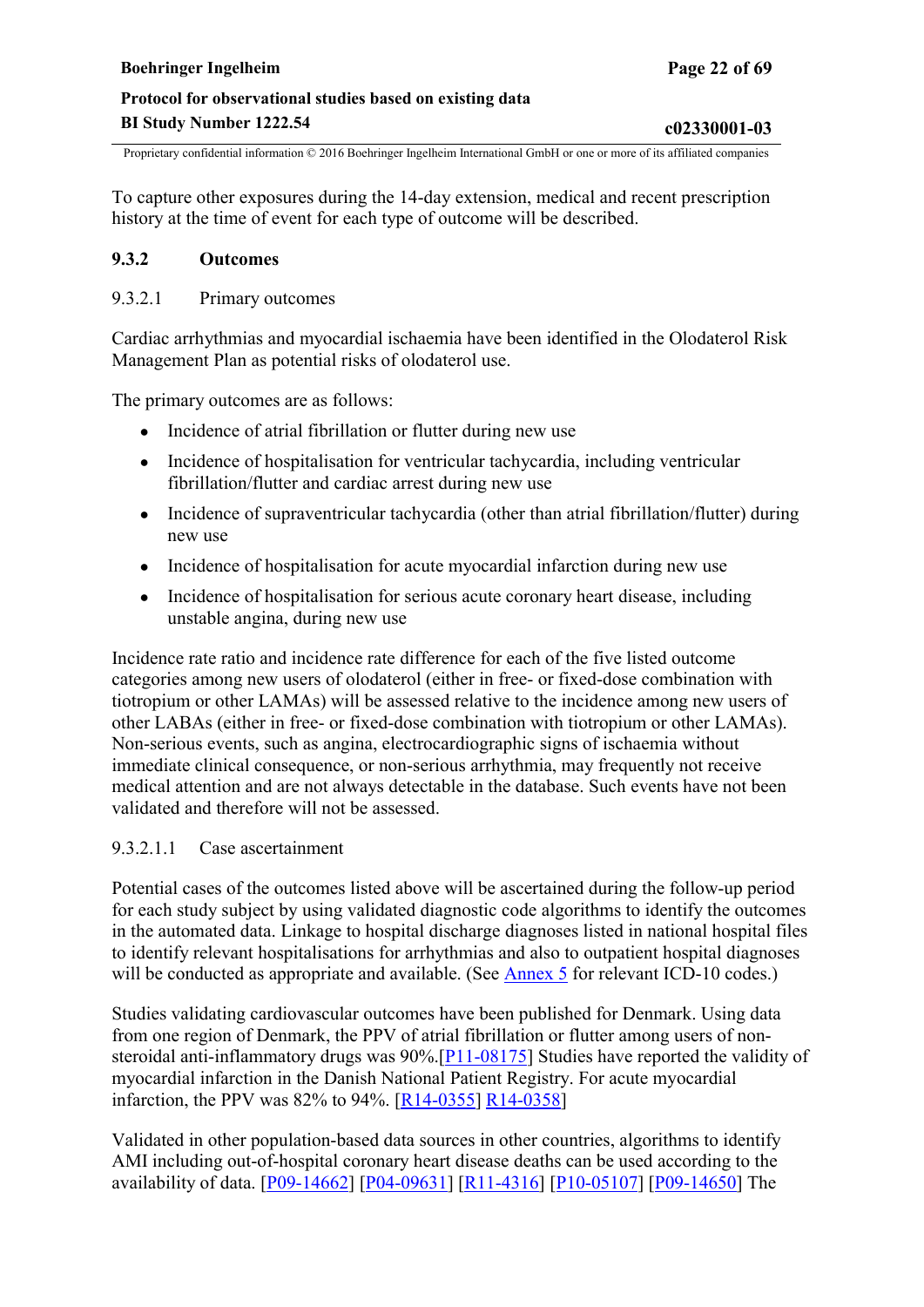To capture other exposures during the 14-day extension, medical and recent prescription history at the time of event for each type of outcome will be described.

### 9.3.2 Outcomes

#### 9.3.2.1 Primary outcomes

Cardiac arrhythmias and myocardial ischaemia have been identified in the Olodaterol Risk Management Plan as potential risks of olodaterol use.

The primary outcomes are as follows:

- Incidence of atrial fibrillation or flutter during new use
- Incidence of hospitalisation for ventricular tachycardia, including ventricular fibrillation/flutter and cardiac arrest during new use
- Incidence of supraventricular tachycardia (other than atrial fibrillation/flutter) during new use
- Incidence of hospitalisation for acute myocardial infarction during new use
- Incidence of hospitalisation for serious acute coronary heart disease, including unstable angina, during new use

Incidence rate ratio and incidence rate difference for each of the five listed outcome categories among new users of olodaterol (either in free- or fixed-dose combination with tiotropium or other LAMAs) will be assessed relative to the incidence among new users of other LABAs (either in free- or fixed-dose combination with tiotropium or other LAMAs). Non-serious events, such as angina, electrocardiographic signs of ischaemia without immediate clinical consequence, or non-serious arrhythmia, may frequently not receive medical attention and are not always detectable in the database. Such events have not been validated and therefore will not be assessed.

##### 9.3.2.1.1 Case ascertainment

Potential cases of the outcomes listed above will be ascertained during the follow-up period for each study subject by using validated diagnostic code algorithms to identify the outcomes in the automated data. Linkage to hospital discharge diagnoses listed in national hospital files to identify relevant hospitalisations for arrhythmias and also to outpatient hospital diagnoses will be conducted as appropriate and available. (See Annex 5 for relevant ICD-10 codes.)

Studies validating cardiovascular outcomes have been published for Denmark. Using data from one region of Denmark, the PPV of atrial fibrillation or flutter among users of non-steroidal anti-inflammatory drugs was 90%.[P11-08175] Studies have reported the validity of myocardial infarction in the Danish National Patient Registry. For acute myocardial infarction, the PPV was 82% to 94%. [R14-0355] R14-0358]

Validated in other population-based data sources in other countries, algorithms to identify AMI including out-of-hospital coronary heart disease deaths can be used according to the availability of data. [P09-14662] [P04-09631] [R11-4316] [P10-05107] [P09-14650] The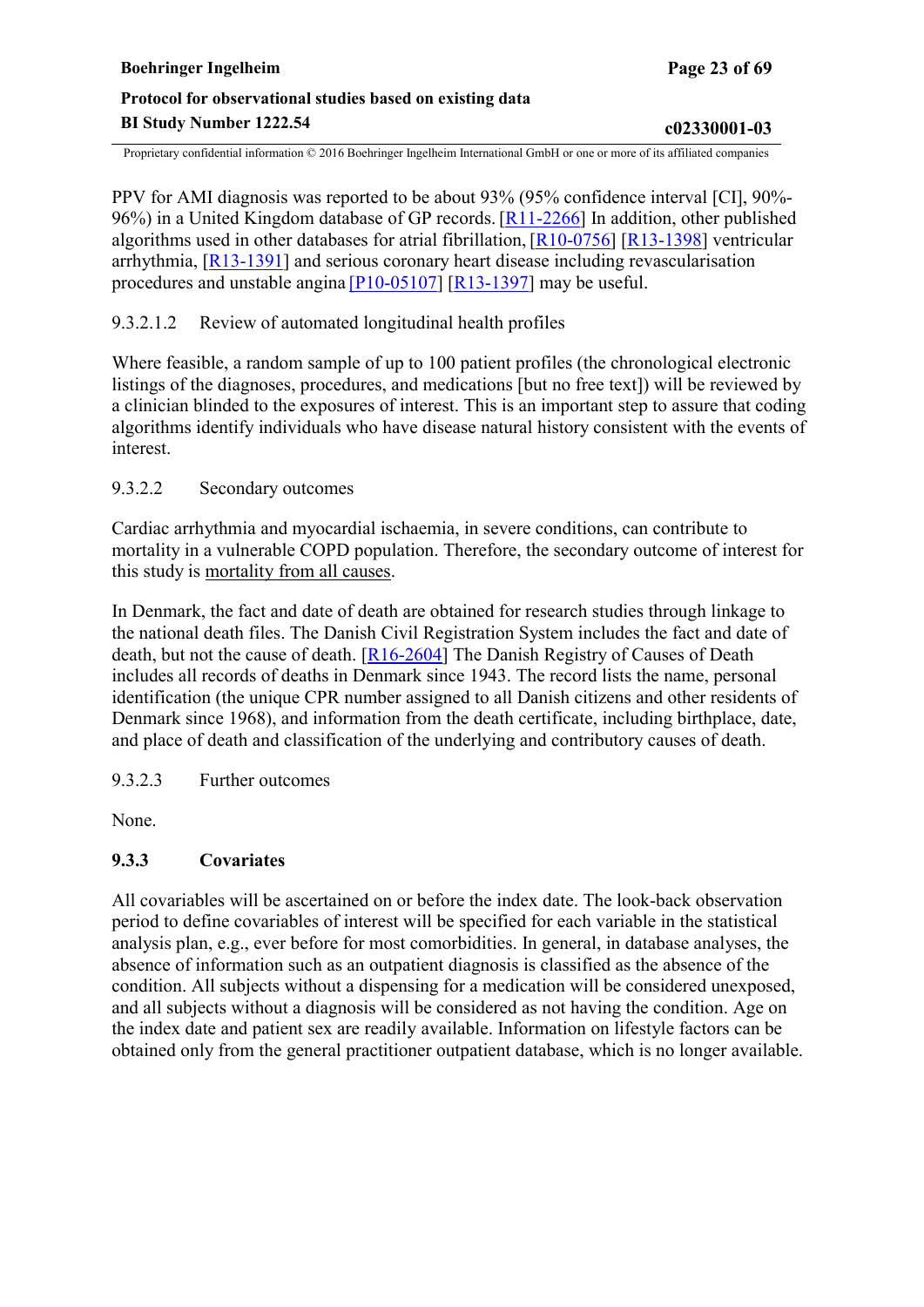PPV for AMI diagnosis was reported to be about 93% (95% confidence interval [CI], 90%-96%) in a United Kingdom database of GP records. [R11-2266] In addition, other published algorithms used in other databases for atrial fibrillation, [R10-0756] [R13-1398] ventricular arrhythmia, [R13-1391] and serious coronary heart disease including revascularisation procedures and unstable angina [P10-05107] [R13-1397] may be useful.

9.3.2.1.2 Review of automated longitudinal health profiles

Where feasible, a random sample of up to 100 patient profiles (the chronological electronic listings of the diagnoses, procedures, and medications [but no free text]) will be reviewed by a clinician blinded to the exposures of interest. This is an important step to assure that coding algorithms identify individuals who have disease natural history consistent with the events of interest.

9.3.2.2 Secondary outcomes

Cardiac arrhythmia and myocardial ischaemia, in severe conditions, can contribute to mortality in a vulnerable COPD population. Therefore, the secondary outcome of interest for this study is mortality from all causes.

In Denmark, the fact and date of death are obtained for research studies through linkage to the national death files. The Danish Civil Registration System includes the fact and date of death, but not the cause of death. [R16-2604] The Danish Registry of Causes of Death includes all records of deaths in Denmark since 1943. The record lists the name, personal identification (the unique CPR number assigned to all Danish citizens and other residents of Denmark since 1968), and information from the death certificate, including birthplace, date, and place of death and classification of the underlying and contributory causes of death.

9.3.2.3 Further outcomes

None.

### 9.3.3 Covariates

All covariables will be ascertained on or before the index date. The look-back observation period to define covariables of interest will be specified for each variable in the statistical analysis plan, e.g., ever before for most comorbidities. In general, in database analyses, the absence of information such as an outpatient diagnosis is classified as the absence of the condition. All subjects without a dispensing for a medication will be considered unexposed, and all subjects without a diagnosis will be considered as not having the condition. Age on the index date and patient sex are readily available. Information on lifestyle factors can be obtained only from the general practitioner outpatient database, which is no longer available.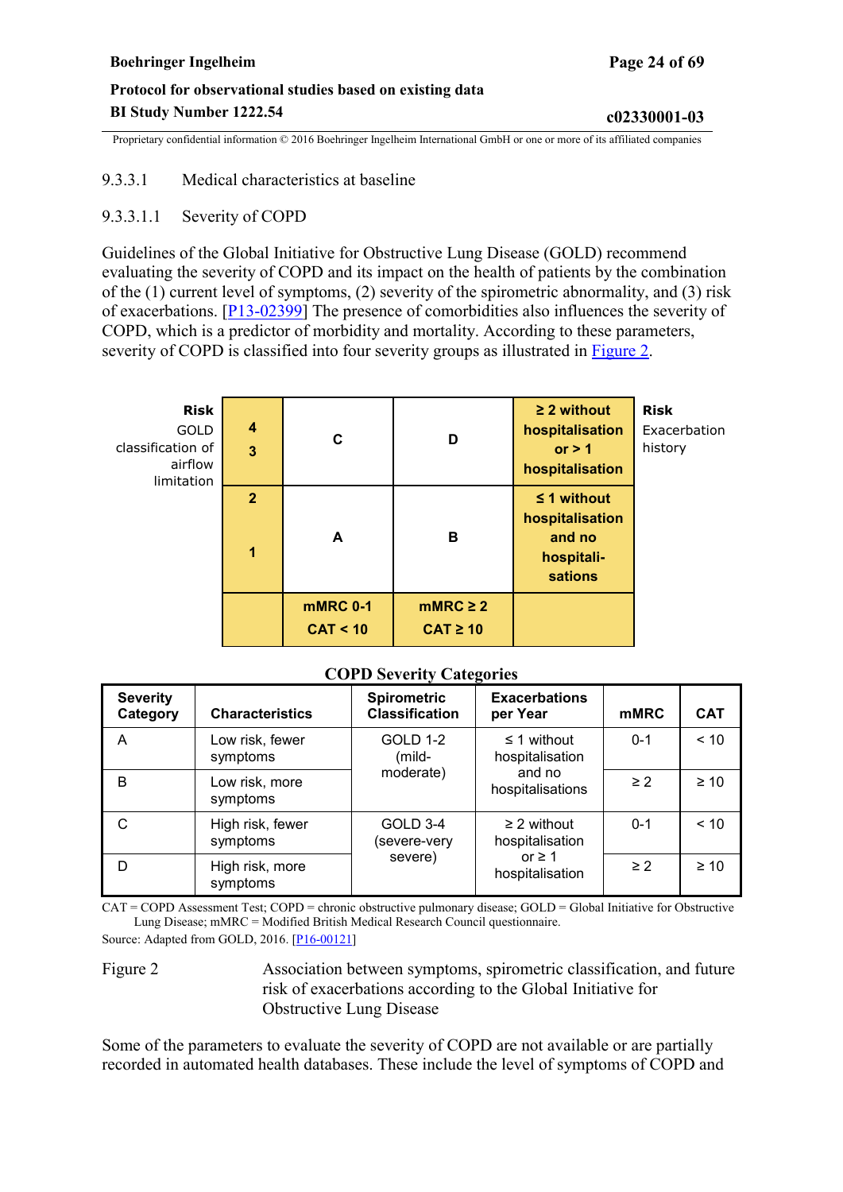#### 9.3.3.1 Medical characteristics at baseline

##### 9.3.3.1.1 Severity of COPD

Guidelines of the Global Initiative for Obstructive Lung Disease (GOLD) recommend evaluating the severity of COPD and its impact on the health of patients by the combination of the (1) current level of symptoms, (2) severity of the spirometric abnormality, and (3) risk of exacerbations. [P13-02399] The presence of comorbidities also influences the severity of COPD, which is a predictor of morbidity and mortality. According to these parameters, severity of COPD is classified into four severity groups as illustrated in Figure 2.

| **Risk** GOLD classification of airflow limitation | | | | | **Risk** Exacerbation history |
|---|---|---|---|---|---|
| | **4**<br>**3** | **C** | **D** | **≥ 2 without hospitalisation or > 1 hospitalisation** | |
| | **2**<br><br>**1** | **A** | **B** | **≤ 1 without hospitalisation and no hospitali-sations** | |
| | | **mMRC 0-1**<br>**CAT < 10** | **mMRC ≥ 2**<br>**CAT ≥ 10** | | |

**COPD Severity Categories**

| Severity Category | Characteristics | Spirometric Classification | Exacerbations per Year | mMRC | CAT |
|---|---|---|---|---|---|
| A | Low risk, fewer symptoms | GOLD 1-2 (mild-moderate) | ≤ 1 without hospitalisation and no hospitalisations | 0-1 | < 10 |
| B | Low risk, more symptoms | | | ≥ 2 | ≥ 10 |
| C | High risk, fewer symptoms | GOLD 3-4 (severe-very severe) | ≥ 2 without hospitalisation or ≥ 1 hospitalisation | 0-1 | < 10 |
| D | High risk, more symptoms | | | ≥ 2 | ≥ 10 |

CAT = COPD Assessment Test; COPD = chronic obstructive pulmonary disease; GOLD = Global Initiative for Obstructive Lung Disease; mMRC = Modified British Medical Research Council questionnaire.

Source: Adapted from GOLD, 2016. [P16-00121]

Figure 2 Association between symptoms, spirometric classification, and future risk of exacerbations according to the Global Initiative for Obstructive Lung Disease

Some of the parameters to evaluate the severity of COPD are not available or are partially recorded in automated health databases. These include the level of symptoms of COPD and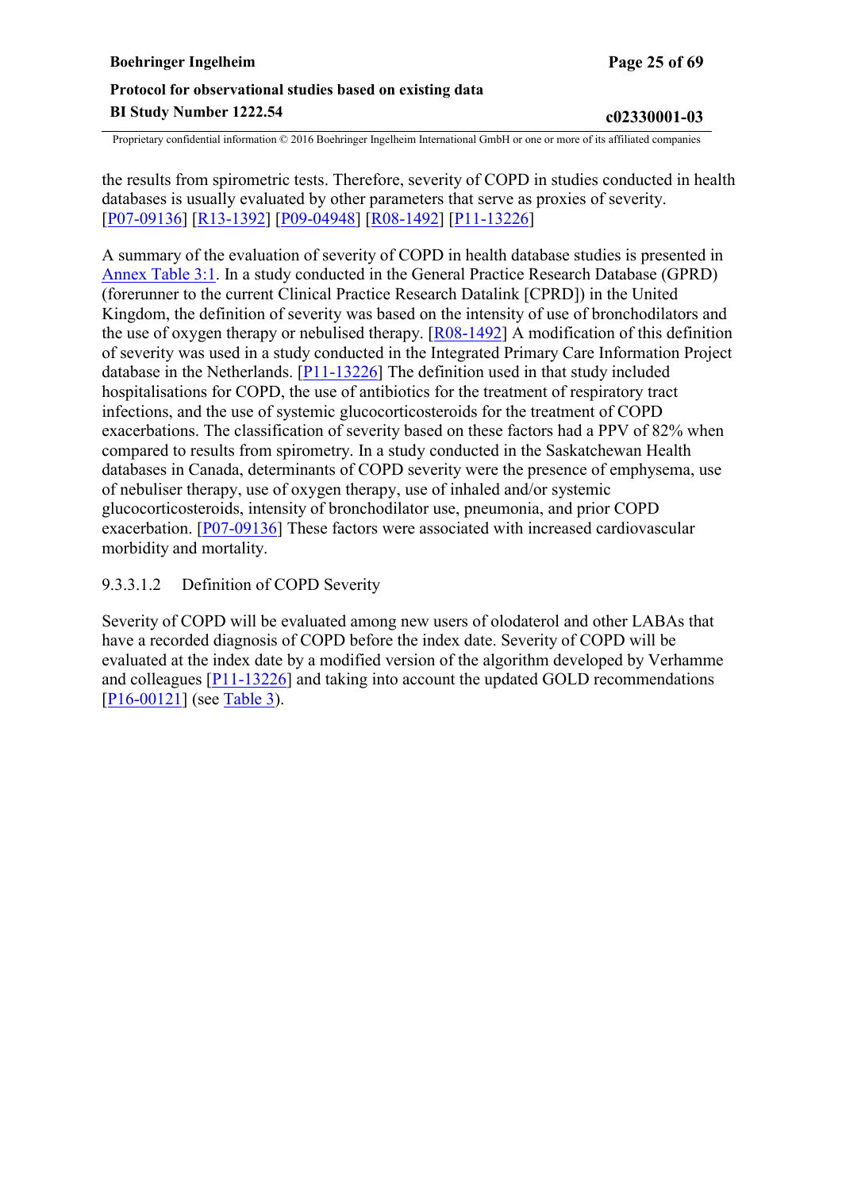the results from spirometric tests. Therefore, severity of COPD in studies conducted in health databases is usually evaluated by other parameters that serve as proxies of severity. [P07-09136] [R13-1392] [P09-04948] [R08-1492] [P11-13226]

A summary of the evaluation of severity of COPD in health database studies is presented in Annex Table 3:1. In a study conducted in the General Practice Research Database (GPRD) (forerunner to the current Clinical Practice Research Datalink [CPRD]) in the United Kingdom, the definition of severity was based on the intensity of use of bronchodilators and the use of oxygen therapy or nebulised therapy. [R08-1492] A modification of this definition of severity was used in a study conducted in the Integrated Primary Care Information Project database in the Netherlands. [P11-13226] The definition used in that study included hospitalisations for COPD, the use of antibiotics for the treatment of respiratory tract infections, and the use of systemic glucocorticosteroids for the treatment of COPD exacerbations. The classification of severity based on these factors had a PPV of 82% when compared to results from spirometry. In a study conducted in the Saskatchewan Health databases in Canada, determinants of COPD severity were the presence of emphysema, use of nebuliser therapy, use of oxygen therapy, use of inhaled and/or systemic glucocorticosteroids, intensity of bronchodilator use, pneumonia, and prior COPD exacerbation. [P07-09136] These factors were associated with increased cardiovascular morbidity and mortality.

##### 9.3.3.1.2 Definition of COPD Severity

Severity of COPD will be evaluated among new users of olodaterol and other LABAs that have a recorded diagnosis of COPD before the index date. Severity of COPD will be evaluated at the index date by a modified version of the algorithm developed by Verhamme and colleagues [P11-13226] and taking into account the updated GOLD recommendations [P16-00121] (see Table 3).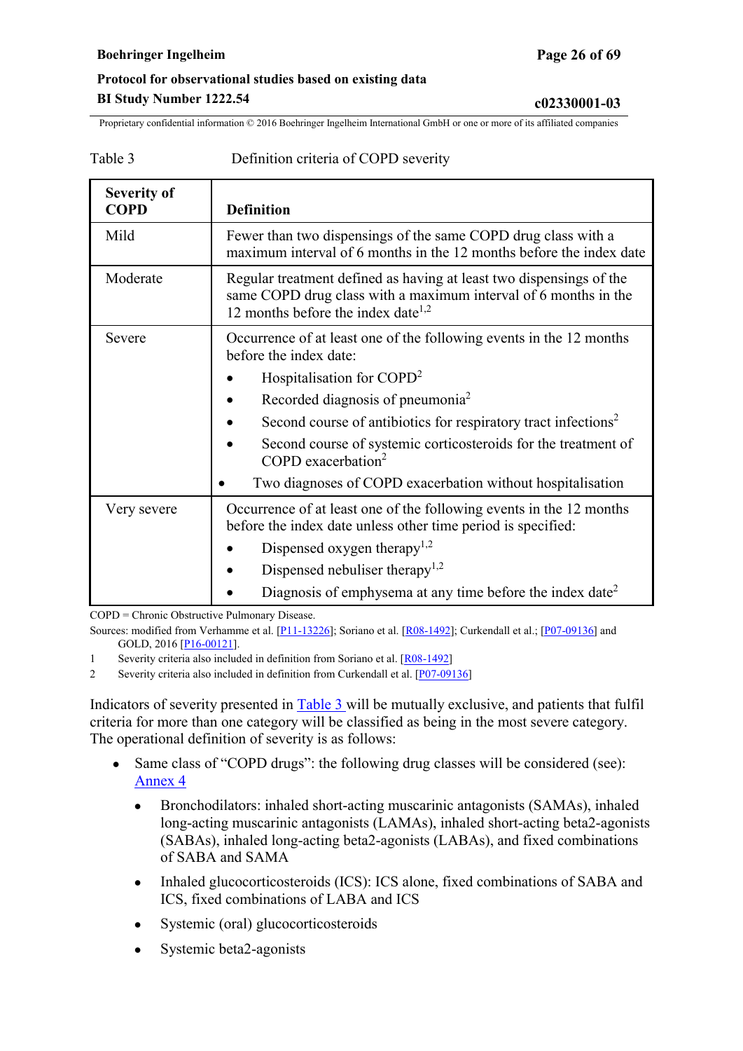Table 3 Definition criteria of COPD severity

| Severity of COPD | Definition |
|---|---|
| Mild | Fewer than two dispensings of the same COPD drug class with a maximum interval of 6 months in the 12 months before the index date |
| Moderate | Regular treatment defined as having at least two dispensings of the same COPD drug class with a maximum interval of 6 months in the 12 months before the index date[1,2] |
| Severe | Occurrence of at least one of the following events in the 12 months before the index date:<br>• Hospitalisation for COPD[2]<br>• Recorded diagnosis of pneumonia[2]<br>• Second course of antibiotics for respiratory tract infections[2]<br>• Second course of systemic corticosteroids for the treatment of COPD exacerbation[2]<br>• Two diagnoses of COPD exacerbation without hospitalisation |
| Very severe | Occurrence of at least one of the following events in the 12 months before the index date unless other time period is specified:<br>• Dispensed oxygen therapy[1,2]<br>• Dispensed nebuliser therapy[1,2]<br>• Diagnosis of emphysema at any time before the index date[2] |

COPD = Chronic Obstructive Pulmonary Disease.

Sources: modified from Verhamme et al. [P11-13226]; Soriano et al. [R08-1492]; Curkendall et al.; [P07-09136] and GOLD, 2016 [P16-00121].

1 Severity criteria also included in definition from Soriano et al. [R08-1492]

2 Severity criteria also included in definition from Curkendall et al. [P07-09136]

Indicators of severity presented in Table 3 will be mutually exclusive, and patients that fulfil criteria for more than one category will be classified as being in the most severe category. The operational definition of severity is as follows:

- Same class of "COPD drugs": the following drug classes will be considered (see): Annex 4
  - Bronchodilators: inhaled short-acting muscarinic antagonists (SAMAs), inhaled long-acting muscarinic antagonists (LAMAs), inhaled short-acting beta2-agonists (SABAs), inhaled long-acting beta2-agonists (LABAs), and fixed combinations of SABA and SAMA
  - Inhaled glucocorticosteroids (ICS): ICS alone, fixed combinations of SABA and ICS, fixed combinations of LABA and ICS
  - Systemic (oral) glucocorticosteroids
  - Systemic beta2-agonists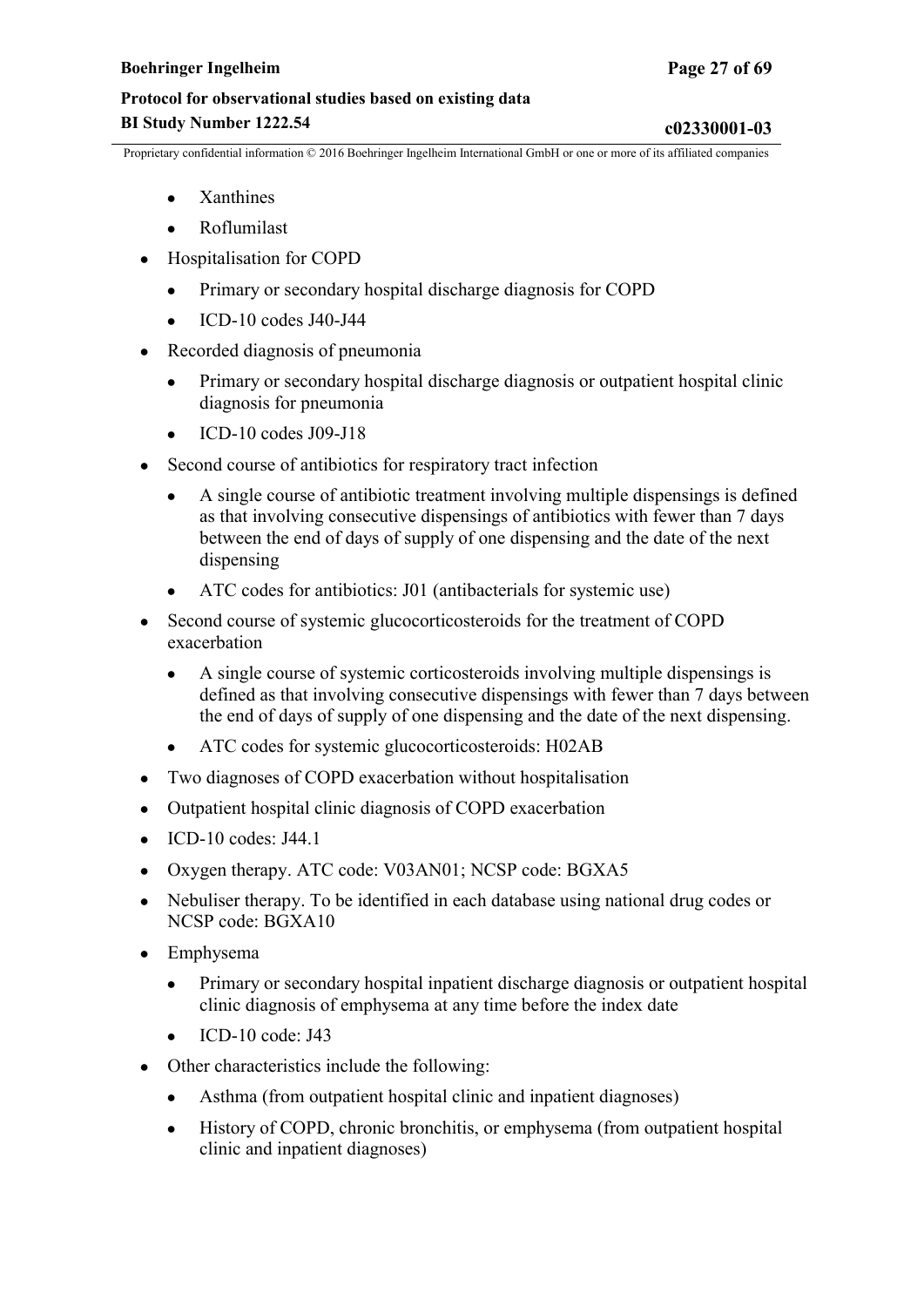- Xanthines
  - Roflumilast
- Hospitalisation for COPD
  - Primary or secondary hospital discharge diagnosis for COPD
  - ICD-10 codes J40-J44
- Recorded diagnosis of pneumonia
  - Primary or secondary hospital discharge diagnosis or outpatient hospital clinic diagnosis for pneumonia
  - ICD-10 codes J09-J18
- Second course of antibiotics for respiratory tract infection
  - A single course of antibiotic treatment involving multiple dispensings is defined as that involving consecutive dispensings of antibiotics with fewer than 7 days between the end of days of supply of one dispensing and the date of the next dispensing
  - ATC codes for antibiotics: J01 (antibacterials for systemic use)
- Second course of systemic glucocorticosteroids for the treatment of COPD exacerbation
  - A single course of systemic corticosteroids involving multiple dispensings is defined as that involving consecutive dispensings with fewer than 7 days between the end of days of supply of one dispensing and the date of the next dispensing.
  - ATC codes for systemic glucocorticosteroids: H02AB
- Two diagnoses of COPD exacerbation without hospitalisation
- Outpatient hospital clinic diagnosis of COPD exacerbation
- ICD-10 codes: J44.1
- Oxygen therapy. ATC code: V03AN01; NCSP code: BGXA5
- Nebuliser therapy. To be identified in each database using national drug codes or NCSP code: BGXA10
- Emphysema
  - Primary or secondary hospital inpatient discharge diagnosis or outpatient hospital clinic diagnosis of emphysema at any time before the index date
  - ICD-10 code: J43
- Other characteristics include the following:
  - Asthma (from outpatient hospital clinic and inpatient diagnoses)
  - History of COPD, chronic bronchitis, or emphysema (from outpatient hospital clinic and inpatient diagnoses)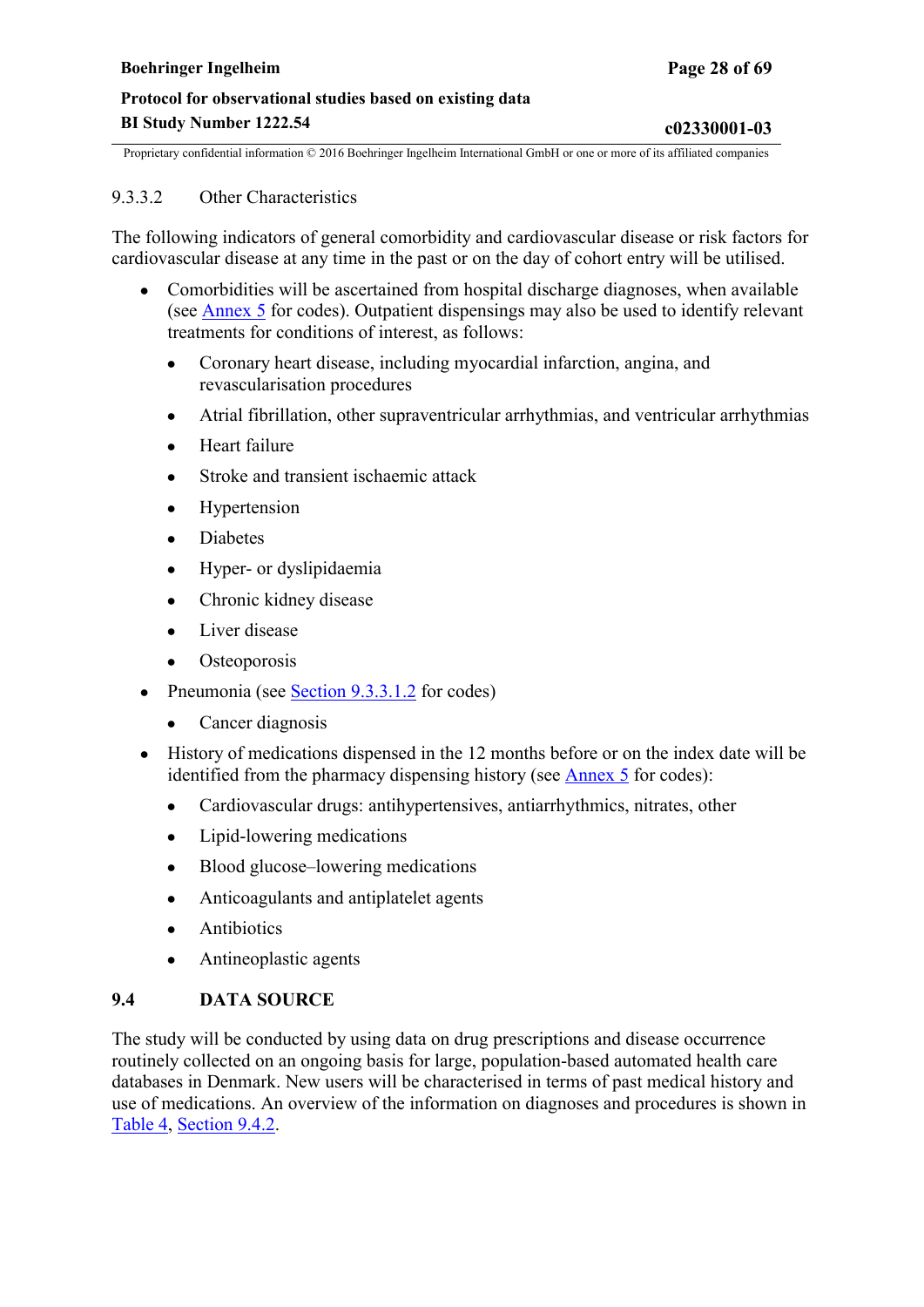#### 9.3.3.2 Other Characteristics

The following indicators of general comorbidity and cardiovascular disease or risk factors for cardiovascular disease at any time in the past or on the day of cohort entry will be utilised.

- Comorbidities will be ascertained from hospital discharge diagnoses, when available (see Annex 5 for codes). Outpatient dispensings may also be used to identify relevant treatments for conditions of interest, as follows:
  - Coronary heart disease, including myocardial infarction, angina, and revascularisation procedures
  - Atrial fibrillation, other supraventricular arrhythmias, and ventricular arrhythmias
  - Heart failure
  - Stroke and transient ischaemic attack
  - Hypertension
  - Diabetes
  - Hyper- or dyslipidaemia
  - Chronic kidney disease
  - Liver disease
  - Osteoporosis
- Pneumonia (see Section 9.3.3.1.2 for codes)
  - Cancer diagnosis
- History of medications dispensed in the 12 months before or on the index date will be identified from the pharmacy dispensing history (see Annex 5 for codes):
  - Cardiovascular drugs: antihypertensives, antiarrhythmics, nitrates, other
  - Lipid-lowering medications
  - Blood glucose–lowering medications
  - Anticoagulants and antiplatelet agents
  - Antibiotics
  - Antineoplastic agents

## 9.4 DATA SOURCE

The study will be conducted by using data on drug prescriptions and disease occurrence routinely collected on an ongoing basis for large, population-based automated health care databases in Denmark. New users will be characterised in terms of past medical history and use of medications. An overview of the information on diagnoses and procedures is shown in Table 4, Section 9.4.2.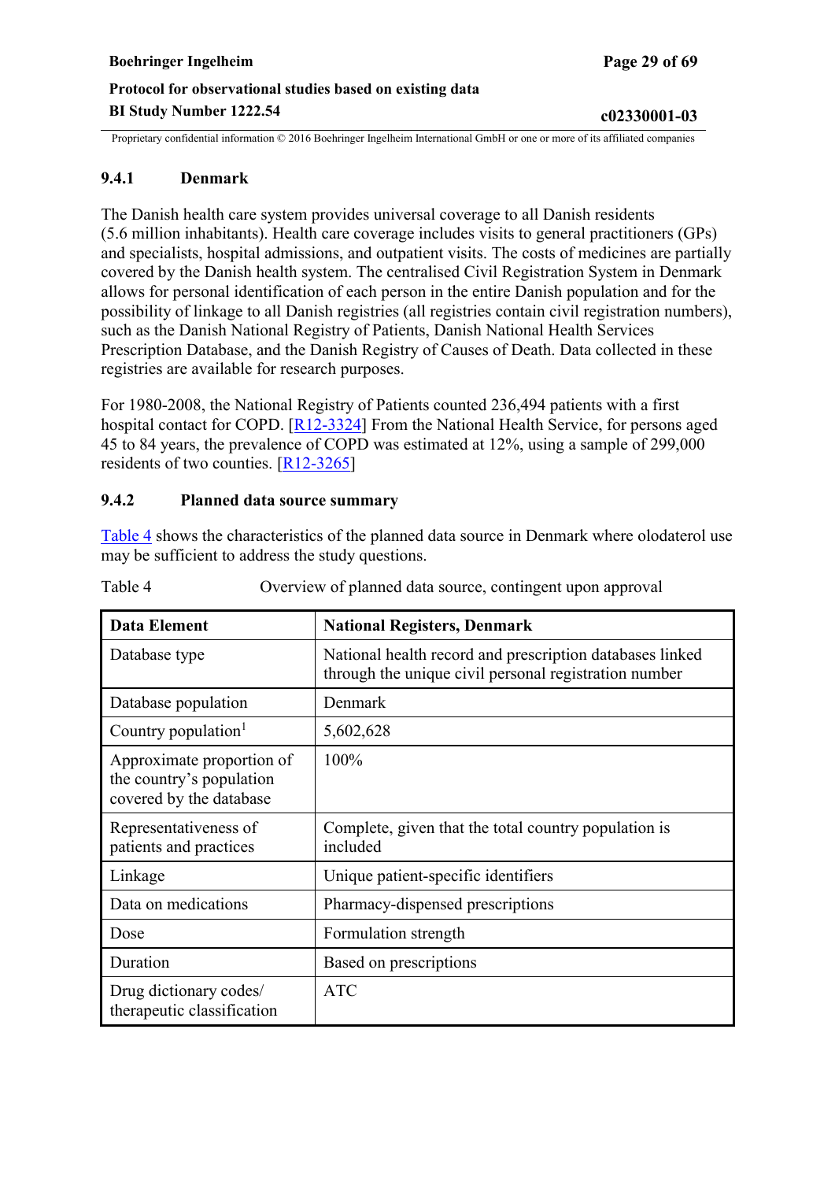### 9.4.1 Denmark

The Danish health care system provides universal coverage to all Danish residents (5.6 million inhabitants). Health care coverage includes visits to general practitioners (GPs) and specialists, hospital admissions, and outpatient visits. The costs of medicines are partially covered by the Danish health system. The centralised Civil Registration System in Denmark allows for personal identification of each person in the entire Danish population and for the possibility of linkage to all Danish registries (all registries contain civil registration numbers), such as the Danish National Registry of Patients, Danish National Health Services Prescription Database, and the Danish Registry of Causes of Death. Data collected in these registries are available for research purposes.

For 1980-2008, the National Registry of Patients counted 236,494 patients with a first hospital contact for COPD. [R12-3324] From the National Health Service, for persons aged 45 to 84 years, the prevalence of COPD was estimated at 12%, using a sample of 299,000 residents of two counties. [R12-3265]

### 9.4.2 Planned data source summary

Table 4 shows the characteristics of the planned data source in Denmark where olodaterol use may be sufficient to address the study questions.

Table 4 Overview of planned data source, contingent upon approval

| Data Element | National Registers, Denmark |
|---|---|
| Database type | National health record and prescription databases linked through the unique civil personal registration number |
| Database population | Denmark |
| Country population[1] | 5,602,628 |
| Approximate proportion of the country's population covered by the database | 100% |
| Representativeness of patients and practices | Complete, given that the total country population is included |
| Linkage | Unique patient-specific identifiers |
| Data on medications | Pharmacy-dispensed prescriptions |
| Dose | Formulation strength |
| Duration | Based on prescriptions |
| Drug dictionary codes/ therapeutic classification | ATC |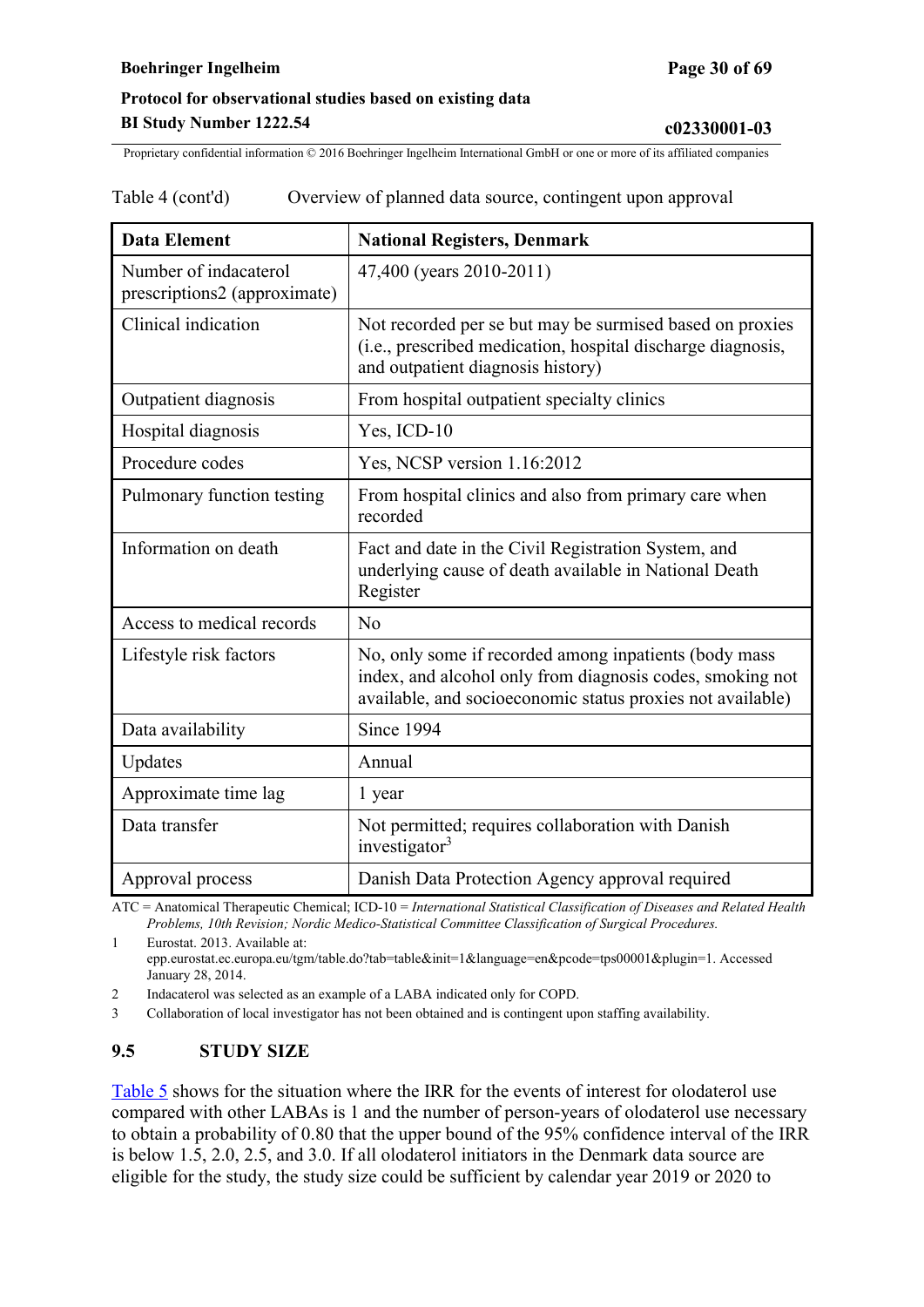Table 4 (cont'd) Overview of planned data source, contingent upon approval

| Data Element | National Registers, Denmark |
|---|---|
| Number of indacaterol prescriptions2 (approximate) | 47,400 (years 2010-2011) |
| Clinical indication | Not recorded per se but may be surmised based on proxies (i.e., prescribed medication, hospital discharge diagnosis, and outpatient diagnosis history) |
| Outpatient diagnosis | From hospital outpatient specialty clinics |
| Hospital diagnosis | Yes, ICD-10 |
| Procedure codes | Yes, NCSP version 1.16:2012 |
| Pulmonary function testing | From hospital clinics and also from primary care when recorded |
| Information on death | Fact and date in the Civil Registration System, and underlying cause of death available in National Death Register |
| Access to medical records | No |
| Lifestyle risk factors | No, only some if recorded among inpatients (body mass index, and alcohol only from diagnosis codes, smoking not available, and socioeconomic status proxies not available) |
| Data availability | Since 1994 |
| Updates | Annual |
| Approximate time lag | 1 year |
| Data transfer | Not permitted; requires collaboration with Danish investigator[3] |
| Approval process | Danish Data Protection Agency approval required |

ATC = Anatomical Therapeutic Chemical; ICD-10 = *International Statistical Classification of Diseases and Related Health Problems, 10th Revision; Nordic Medico-Statistical Committee Classification of Surgical Procedures.*

1 Eurostat. 2013. Available at: epp.eurostat.ec.europa.eu/tgm/table.do?tab=table&init=1&language=en&pcode=tps00001&plugin=1. Accessed January 28, 2014.

2 Indacaterol was selected as an example of a LABA indicated only for COPD.

3 Collaboration of local investigator has not been obtained and is contingent upon staffing availability.

## 9.5 STUDY SIZE

Table 5 shows for the situation where the IRR for the events of interest for olodaterol use compared with other LABAs is 1 and the number of person-years of olodaterol use necessary to obtain a probability of 0.80 that the upper bound of the 95% confidence interval of the IRR is below 1.5, 2.0, 2.5, and 3.0. If all olodaterol initiators in the Denmark data source are eligible for the study, the study size could be sufficient by calendar year 2019 or 2020 to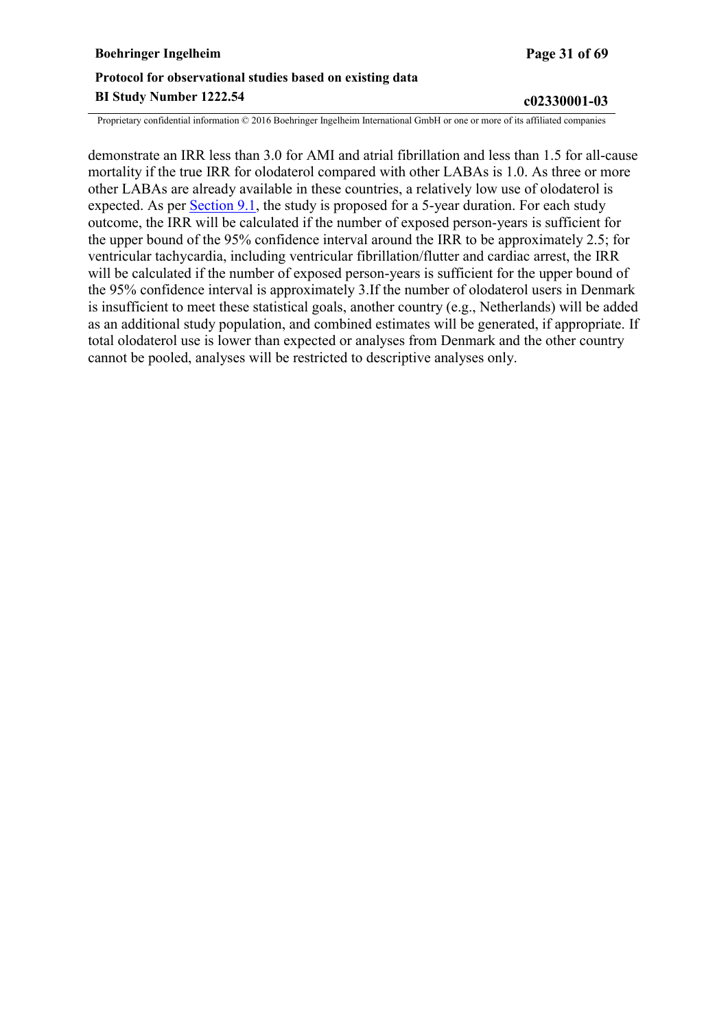demonstrate an IRR less than 3.0 for AMI and atrial fibrillation and less than 1.5 for all-cause mortality if the true IRR for olodaterol compared with other LABAs is 1.0. As three or more other LABAs are already available in these countries, a relatively low use of olodaterol is expected. As per Section 9.1, the study is proposed for a 5-year duration. For each study outcome, the IRR will be calculated if the number of exposed person-years is sufficient for the upper bound of the 95% confidence interval around the IRR to be approximately 2.5; for ventricular tachycardia, including ventricular fibrillation/flutter and cardiac arrest, the IRR will be calculated if the number of exposed person-years is sufficient for the upper bound of the 95% confidence interval is approximately 3.If the number of olodaterol users in Denmark is insufficient to meet these statistical goals, another country (e.g., Netherlands) will be added as an additional study population, and combined estimates will be generated, if appropriate. If total olodaterol use is lower than expected or analyses from Denmark and the other country cannot be pooled, analyses will be restricted to descriptive analyses only.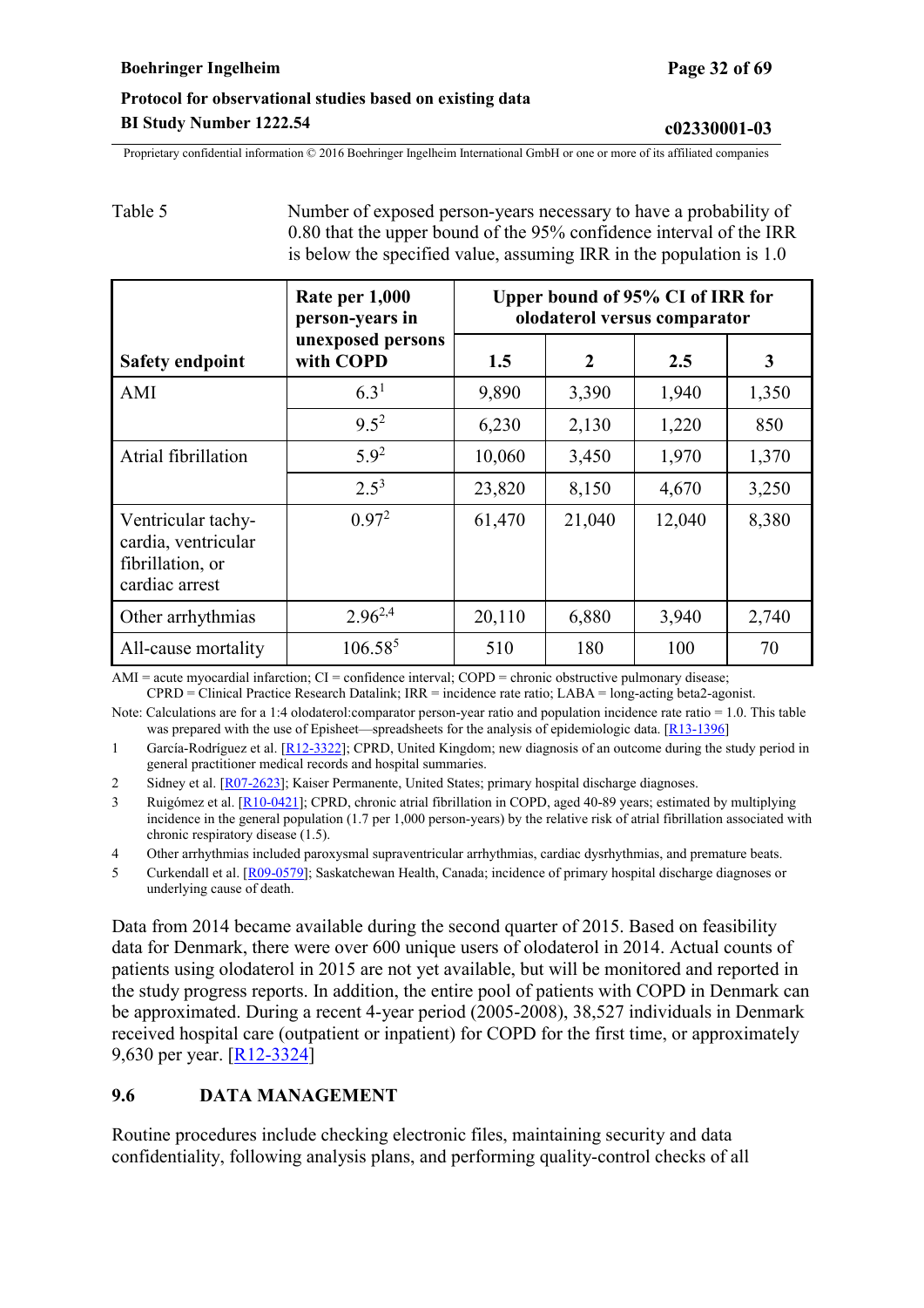Table 5 Number of exposed person-years necessary to have a probability of 0.80 that the upper bound of the 95% confidence interval of the IRR is below the specified value, assuming IRR in the population is 1.0

| Safety endpoint | Rate per 1,000 person-years in unexposed persons with COPD | Upper bound of 95% CI of IRR for olodaterol versus comparator | | | |
|---|---|---|---|---|---|
| | | 1.5 | 2 | 2.5 | 3 |
| AMI | 6.3[1] | 9,890 | 3,390 | 1,940 | 1,350 |
| | 9.5[2] | 6,230 | 2,130 | 1,220 | 850 |
| Atrial fibrillation | 5.9[2] | 10,060 | 3,450 | 1,970 | 1,370 |
| | 2.5[3] | 23,820 | 8,150 | 4,670 | 3,250 |
| Ventricular tachycardia, ventricular fibrillation, or cardiac arrest | 0.97[2] | 61,470 | 21,040 | 12,040 | 8,380 |
| Other arrhythmias | 2.96[2,4] | 20,110 | 6,880 | 3,940 | 2,740 |
| All-cause mortality | 106.58[5] | 510 | 180 | 100 | 70 |

AMI = acute myocardial infarction; CI = confidence interval; COPD = chronic obstructive pulmonary disease; CPRD = Clinical Practice Research Datalink; IRR = incidence rate ratio; LABA = long-acting beta2-agonist.

Note: Calculations are for a 1:4 olodaterol:comparator person-year ratio and population incidence rate ratio = 1.0. This table was prepared with the use of Episheet—spreadsheets for the analysis of epidemiologic data. [R13-1396]

1 García-Rodríguez et al. [R12-3322]; CPRD, United Kingdom; new diagnosis of an outcome during the study period in general practitioner medical records and hospital summaries.

2 Sidney et al. [R07-2623]; Kaiser Permanente, United States; primary hospital discharge diagnoses.

3 Ruigómez et al. [R10-0421]; CPRD, chronic atrial fibrillation in COPD, aged 40-89 years; estimated by multiplying incidence in the general population (1.7 per 1,000 person-years) by the relative risk of atrial fibrillation associated with chronic respiratory disease (1.5).

4 Other arrhythmias included paroxysmal supraventricular arrhythmias, cardiac dysrhythmias, and premature beats.

5 Curkendall et al. [R09-0579]; Saskatchewan Health, Canada; incidence of primary hospital discharge diagnoses or underlying cause of death.

Data from 2014 became available during the second quarter of 2015. Based on feasibility data for Denmark, there were over 600 unique users of olodaterol in 2014. Actual counts of patients using olodaterol in 2015 are not yet available, but will be monitored and reported in the study progress reports. In addition, the entire pool of patients with COPD in Denmark can be approximated. During a recent 4-year period (2005-2008), 38,527 individuals in Denmark received hospital care (outpatient or inpatient) for COPD for the first time, or approximately 9,630 per year. [R12-3324]

## 9.6 DATA MANAGEMENT

Routine procedures include checking electronic files, maintaining security and data confidentiality, following analysis plans, and performing quality-control checks of all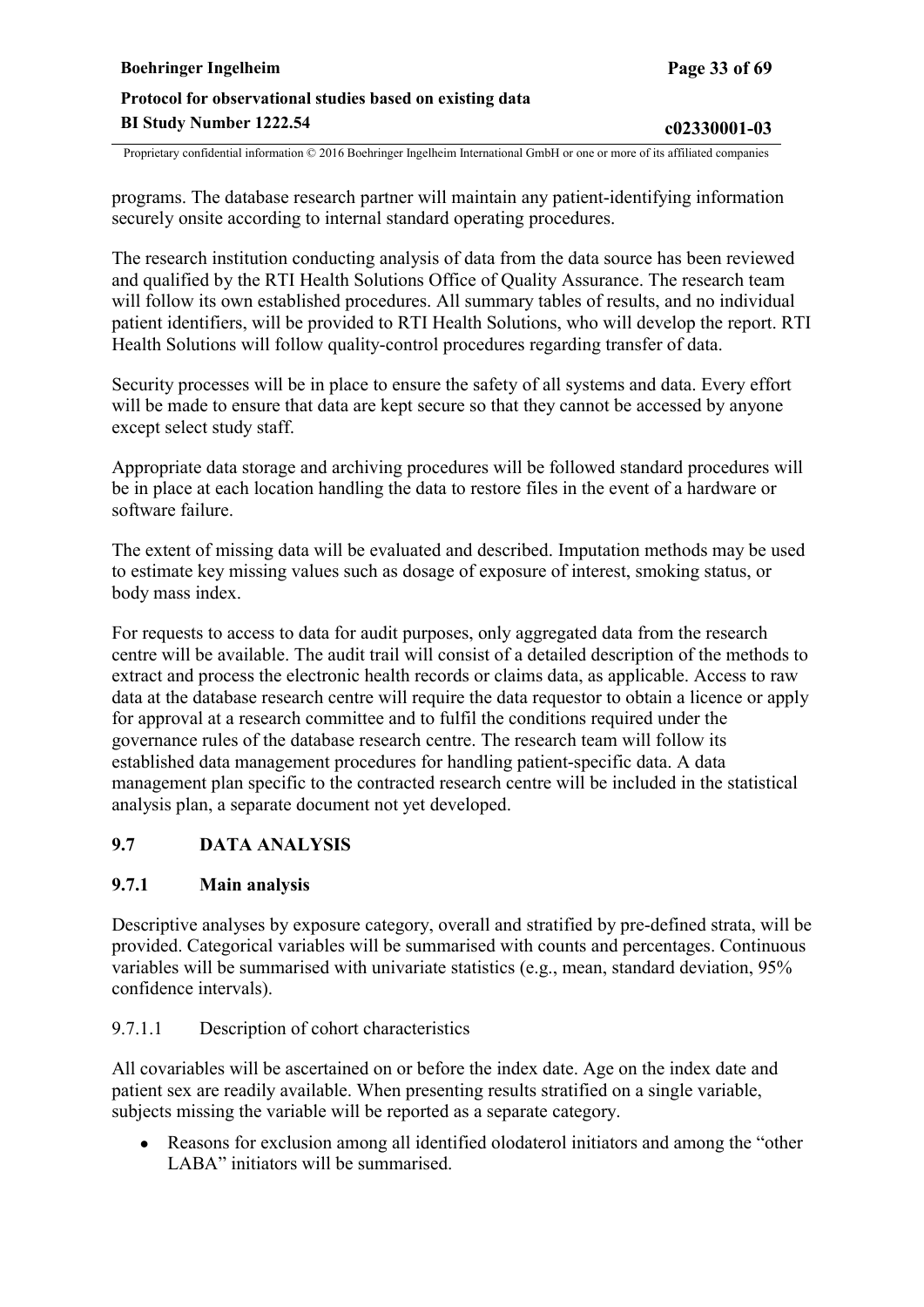programs. The database research partner will maintain any patient-identifying information securely onsite according to internal standard operating procedures.

The research institution conducting analysis of data from the data source has been reviewed and qualified by the RTI Health Solutions Office of Quality Assurance. The research team will follow its own established procedures. All summary tables of results, and no individual patient identifiers, will be provided to RTI Health Solutions, who will develop the report. RTI Health Solutions will follow quality-control procedures regarding transfer of data.

Security processes will be in place to ensure the safety of all systems and data. Every effort will be made to ensure that data are kept secure so that they cannot be accessed by anyone except select study staff.

Appropriate data storage and archiving procedures will be followed standard procedures will be in place at each location handling the data to restore files in the event of a hardware or software failure.

The extent of missing data will be evaluated and described. Imputation methods may be used to estimate key missing values such as dosage of exposure of interest, smoking status, or body mass index.

For requests to access to data for audit purposes, only aggregated data from the research centre will be available. The audit trail will consist of a detailed description of the methods to extract and process the electronic health records or claims data, as applicable. Access to raw data at the database research centre will require the data requestor to obtain a licence or apply for approval at a research committee and to fulfil the conditions required under the governance rules of the database research centre. The research team will follow its established data management procedures for handling patient-specific data. A data management plan specific to the contracted research centre will be included in the statistical analysis plan, a separate document not yet developed.

## 9.7 DATA ANALYSIS

### 9.7.1 Main analysis

Descriptive analyses by exposure category, overall and stratified by pre-defined strata, will be provided. Categorical variables will be summarised with counts and percentages. Continuous variables will be summarised with univariate statistics (e.g., mean, standard deviation, 95% confidence intervals).

#### 9.7.1.1 Description of cohort characteristics

All covariables will be ascertained on or before the index date. Age on the index date and patient sex are readily available. When presenting results stratified on a single variable, subjects missing the variable will be reported as a separate category.

- Reasons for exclusion among all identified olodaterol initiators and among the "other LABA" initiators will be summarised.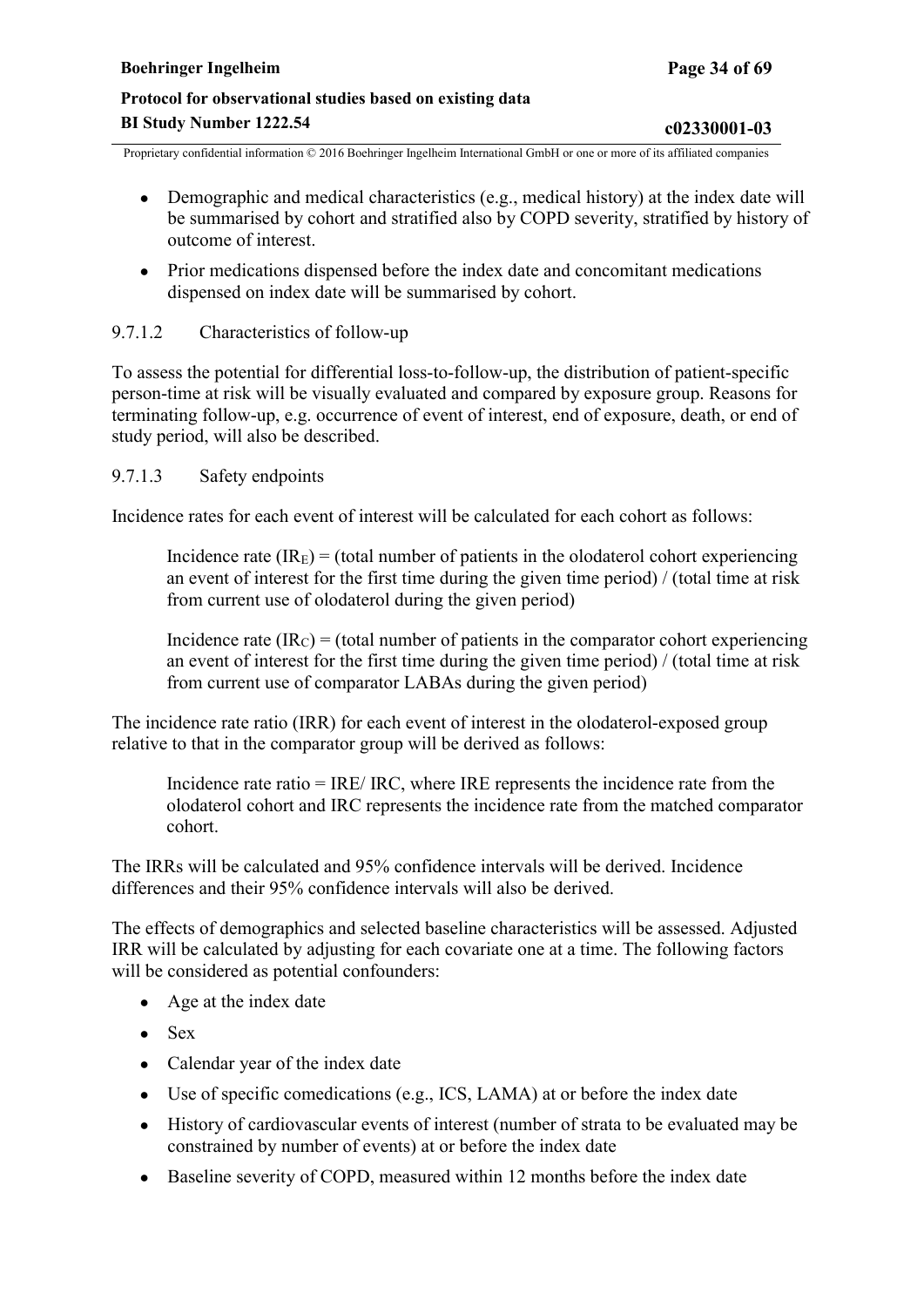- Demographic and medical characteristics (e.g., medical history) at the index date will be summarised by cohort and stratified also by COPD severity, stratified by history of outcome of interest.
- Prior medications dispensed before the index date and concomitant medications dispensed on index date will be summarised by cohort.

#### 9.7.1.2 Characteristics of follow-up

To assess the potential for differential loss-to-follow-up, the distribution of patient-specific person-time at risk will be visually evaluated and compared by exposure group. Reasons for terminating follow-up, e.g. occurrence of event of interest, end of exposure, death, or end of study period, will also be described.

#### 9.7.1.3 Safety endpoints

Incidence rates for each event of interest will be calculated for each cohort as follows:

> Incidence rate ($IR_E$) = (total number of patients in the olodaterol cohort experiencing an event of interest for the first time during the given time period) / (total time at risk from current use of olodaterol during the given period)
>
> Incidence rate ($IR_C$) = (total number of patients in the comparator cohort experiencing an event of interest for the first time during the given time period) / (total time at risk from current use of comparator LABAs during the given period)

The incidence rate ratio (IRR) for each event of interest in the olodaterol-exposed group relative to that in the comparator group will be derived as follows:

> Incidence rate ratio = IRE/ IRC, where IRE represents the incidence rate from the olodaterol cohort and IRC represents the incidence rate from the matched comparator cohort.

The IRRs will be calculated and 95% confidence intervals will be derived. Incidence differences and their 95% confidence intervals will also be derived.

The effects of demographics and selected baseline characteristics will be assessed. Adjusted IRR will be calculated by adjusting for each covariate one at a time. The following factors will be considered as potential confounders:

- Age at the index date
- Sex
- Calendar year of the index date
- Use of specific comedications (e.g., ICS, LAMA) at or before the index date
- History of cardiovascular events of interest (number of strata to be evaluated may be constrained by number of events) at or before the index date
- Baseline severity of COPD, measured within 12 months before the index date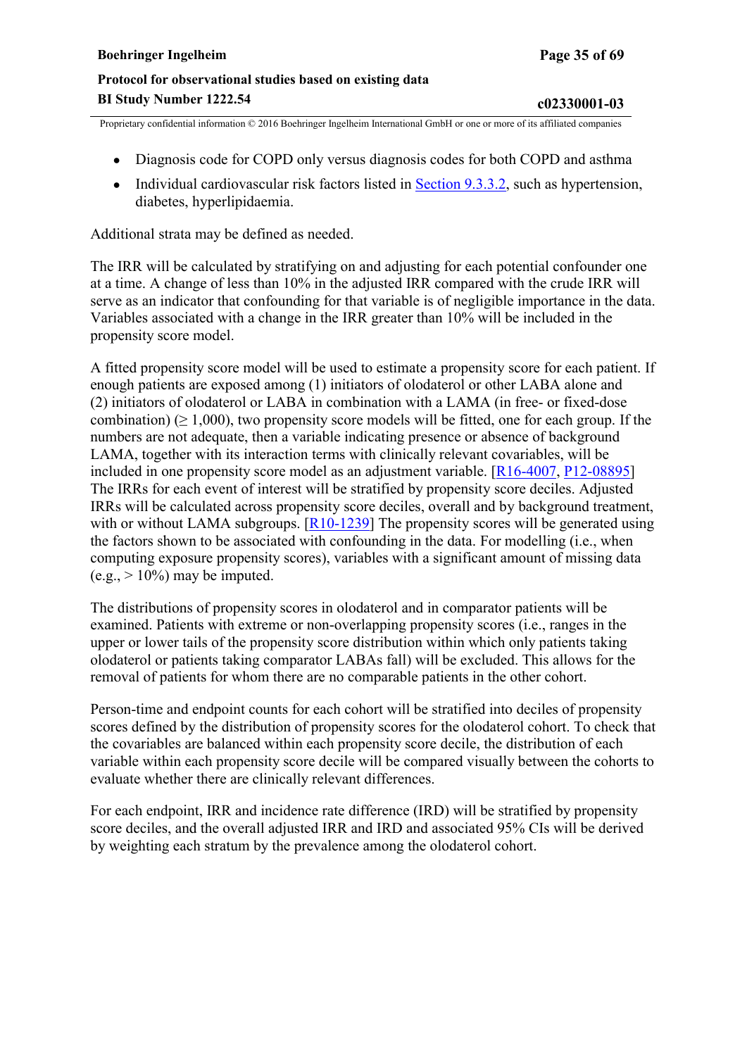- Diagnosis code for COPD only versus diagnosis codes for both COPD and asthma
- Individual cardiovascular risk factors listed in Section 9.3.3.2, such as hypertension, diabetes, hyperlipidaemia.

Additional strata may be defined as needed.

The IRR will be calculated by stratifying on and adjusting for each potential confounder one at a time. A change of less than 10% in the adjusted IRR compared with the crude IRR will serve as an indicator that confounding for that variable is of negligible importance in the data. Variables associated with a change in the IRR greater than 10% will be included in the propensity score model.

A fitted propensity score model will be used to estimate a propensity score for each patient. If enough patients are exposed among (1) initiators of olodaterol or other LABA alone and (2) initiators of olodaterol or LABA in combination with a LAMA (in free- or fixed-dose combination) ($\geq$ 1,000), two propensity score models will be fitted, one for each group. If the numbers are not adequate, then a variable indicating presence or absence of background LAMA, together with its interaction terms with clinically relevant covariables, will be included in one propensity score model as an adjustment variable. [R16-4007, P12-08895] The IRRs for each event of interest will be stratified by propensity score deciles. Adjusted IRRs will be calculated across propensity score deciles, overall and by background treatment, with or without LAMA subgroups. [R10-1239] The propensity scores will be generated using the factors shown to be associated with confounding in the data. For modelling (i.e., when computing exposure propensity scores), variables with a significant amount of missing data (e.g., > 10%) may be imputed.

The distributions of propensity scores in olodaterol and in comparator patients will be examined. Patients with extreme or non-overlapping propensity scores (i.e., ranges in the upper or lower tails of the propensity score distribution within which only patients taking olodaterol or patients taking comparator LABAs fall) will be excluded. This allows for the removal of patients for whom there are no comparable patients in the other cohort.

Person-time and endpoint counts for each cohort will be stratified into deciles of propensity scores defined by the distribution of propensity scores for the olodaterol cohort. To check that the covariables are balanced within each propensity score decile, the distribution of each variable within each propensity score decile will be compared visually between the cohorts to evaluate whether there are clinically relevant differences.

For each endpoint, IRR and incidence rate difference (IRD) will be stratified by propensity score deciles, and the overall adjusted IRR and IRD and associated 95% CIs will be derived by weighting each stratum by the prevalence among the olodaterol cohort.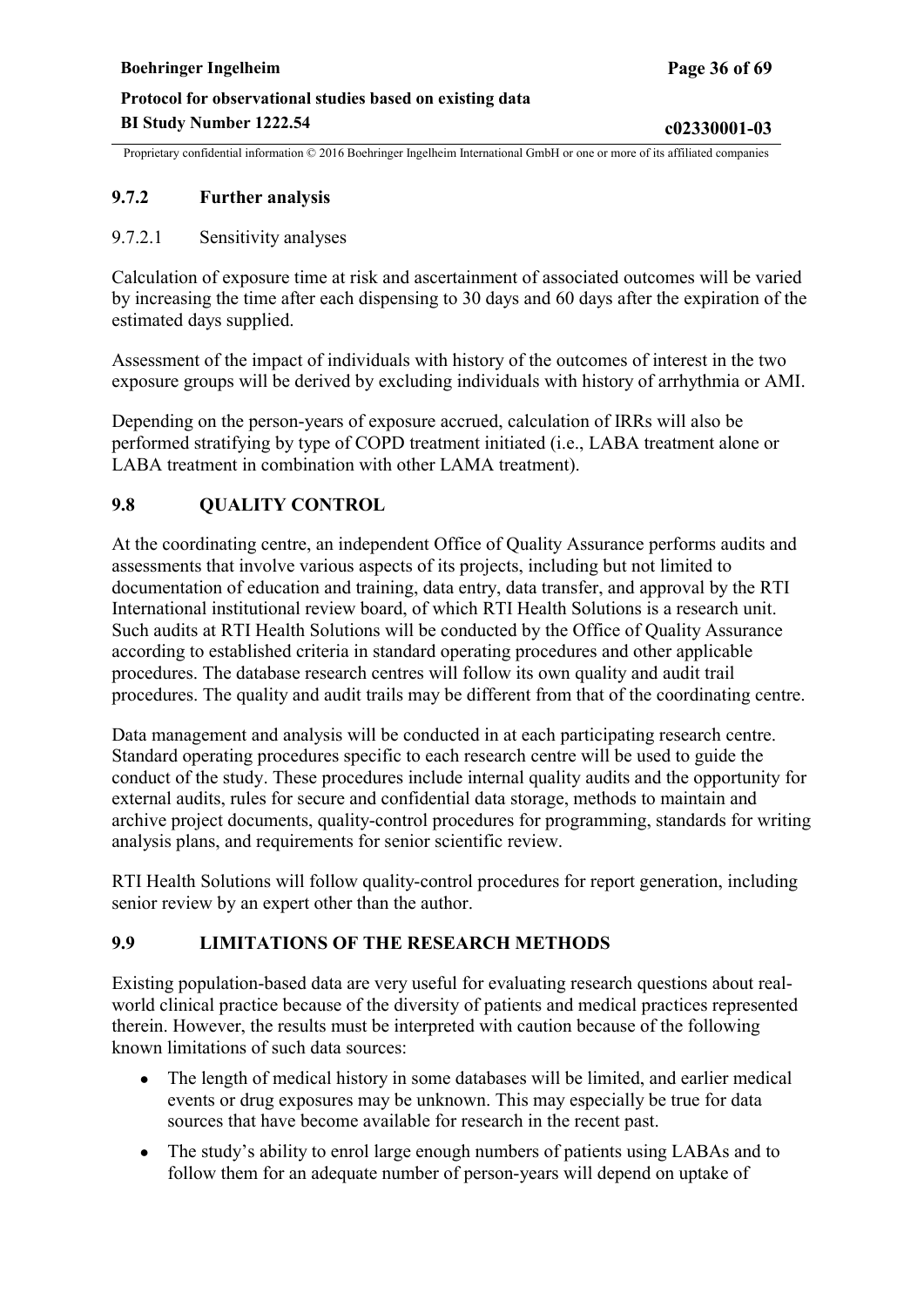### 9.7.2 Further analysis

#### 9.7.2.1 Sensitivity analyses

Calculation of exposure time at risk and ascertainment of associated outcomes will be varied by increasing the time after each dispensing to 30 days and 60 days after the expiration of the estimated days supplied.

Assessment of the impact of individuals with history of the outcomes of interest in the two exposure groups will be derived by excluding individuals with history of arrhythmia or AMI.

Depending on the person-years of exposure accrued, calculation of IRRs will also be performed stratifying by type of COPD treatment initiated (i.e., LABA treatment alone or LABA treatment in combination with other LAMA treatment).

## 9.8 QUALITY CONTROL

At the coordinating centre, an independent Office of Quality Assurance performs audits and assessments that involve various aspects of its projects, including but not limited to documentation of education and training, data entry, data transfer, and approval by the RTI International institutional review board, of which RTI Health Solutions is a research unit. Such audits at RTI Health Solutions will be conducted by the Office of Quality Assurance according to established criteria in standard operating procedures and other applicable procedures. The database research centres will follow its own quality and audit trail procedures. The quality and audit trails may be different from that of the coordinating centre.

Data management and analysis will be conducted in at each participating research centre. Standard operating procedures specific to each research centre will be used to guide the conduct of the study. These procedures include internal quality audits and the opportunity for external audits, rules for secure and confidential data storage, methods to maintain and archive project documents, quality-control procedures for programming, standards for writing analysis plans, and requirements for senior scientific review.

RTI Health Solutions will follow quality-control procedures for report generation, including senior review by an expert other than the author.

## 9.9 LIMITATIONS OF THE RESEARCH METHODS

Existing population-based data are very useful for evaluating research questions about real-world clinical practice because of the diversity of patients and medical practices represented therein. However, the results must be interpreted with caution because of the following known limitations of such data sources:

- The length of medical history in some databases will be limited, and earlier medical events or drug exposures may be unknown. This may especially be true for data sources that have become available for research in the recent past.
- The study's ability to enrol large enough numbers of patients using LABAs and to follow them for an adequate number of person-years will depend on uptake of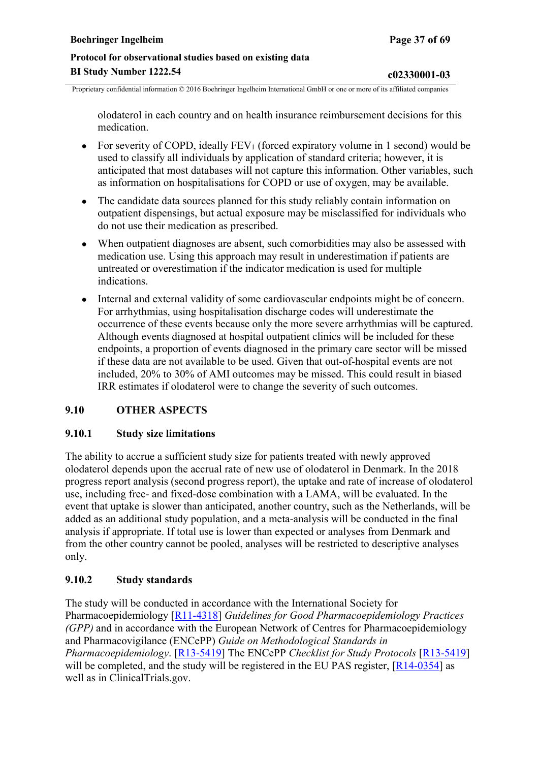olodaterol in each country and on health insurance reimbursement decisions for this medication.

- For severity of COPD, ideally $FEV_1$ (forced expiratory volume in 1 second) would be used to classify all individuals by application of standard criteria; however, it is anticipated that most databases will not capture this information. Other variables, such as information on hospitalisations for COPD or use of oxygen, may be available.
- The candidate data sources planned for this study reliably contain information on outpatient dispensings, but actual exposure may be misclassified for individuals who do not use their medication as prescribed.
- When outpatient diagnoses are absent, such comorbidities may also be assessed with medication use. Using this approach may result in underestimation if patients are untreated or overestimation if the indicator medication is used for multiple indications.
- Internal and external validity of some cardiovascular endpoints might be of concern. For arrhythmias, using hospitalisation discharge codes will underestimate the occurrence of these events because only the more severe arrhythmias will be captured. Although events diagnosed at hospital outpatient clinics will be included for these endpoints, a proportion of events diagnosed in the primary care sector will be missed if these data are not available to be used. Given that out-of-hospital events are not included, 20% to 30% of AMI outcomes may be missed. This could result in biased IRR estimates if olodaterol were to change the severity of such outcomes.

## 9.10 OTHER ASPECTS

### 9.10.1 Study size limitations

The ability to accrue a sufficient study size for patients treated with newly approved olodaterol depends upon the accrual rate of new use of olodaterol in Denmark. In the 2018 progress report analysis (second progress report), the uptake and rate of increase of olodaterol use, including free- and fixed-dose combination with a LAMA, will be evaluated. In the event that uptake is slower than anticipated, another country, such as the Netherlands, will be added as an additional study population, and a meta-analysis will be conducted in the final analysis if appropriate. If total use is lower than expected or analyses from Denmark and from the other country cannot be pooled, analyses will be restricted to descriptive analyses only.

### 9.10.2 Study standards

The study will be conducted in accordance with the International Society for Pharmacoepidemiology [R11-4318] *Guidelines for Good Pharmacoepidemiology Practices (GPP)* and in accordance with the European Network of Centres for Pharmacoepidemiology and Pharmacovigilance (ENCePP) *Guide on Methodological Standards in Pharmacoepidemiology*. [R13-5419] The ENCePP *Checklist for Study Protocols* [R13-5419] will be completed, and the study will be registered in the EU PAS register, [R14-0354] as well as in ClinicalTrials.gov.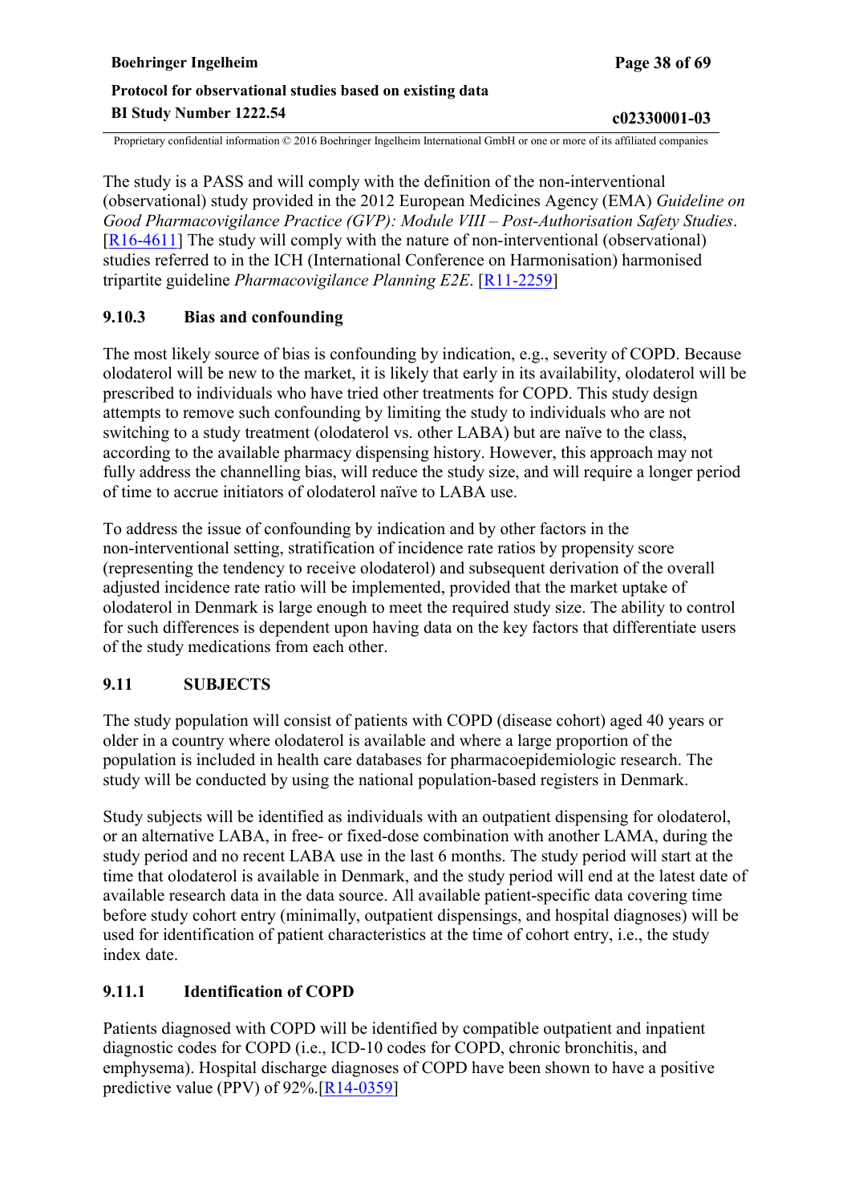The study is a PASS and will comply with the definition of the non-interventional (observational) study provided in the 2012 European Medicines Agency (EMA) *Guideline on Good Pharmacovigilance Practice (GVP): Module VIII – Post-Authorisation Safety Studies*. [R16-4611] The study will comply with the nature of non-interventional (observational) studies referred to in the ICH (International Conference on Harmonisation) harmonised tripartite guideline *Pharmacovigilance Planning E2E*. [R11-2259]

### 9.10.3 Bias and confounding

The most likely source of bias is confounding by indication, e.g., severity of COPD. Because olodaterol will be new to the market, it is likely that early in its availability, olodaterol will be prescribed to individuals who have tried other treatments for COPD. This study design attempts to remove such confounding by limiting the study to individuals who are not switching to a study treatment (olodaterol vs. other LABA) but are naïve to the class, according to the available pharmacy dispensing history. However, this approach may not fully address the channelling bias, will reduce the study size, and will require a longer period of time to accrue initiators of olodaterol naïve to LABA use.

To address the issue of confounding by indication and by other factors in the non-interventional setting, stratification of incidence rate ratios by propensity score (representing the tendency to receive olodaterol) and subsequent derivation of the overall adjusted incidence rate ratio will be implemented, provided that the market uptake of olodaterol in Denmark is large enough to meet the required study size. The ability to control for such differences is dependent upon having data on the key factors that differentiate users of the study medications from each other.

## 9.11 SUBJECTS

The study population will consist of patients with COPD (disease cohort) aged 40 years or older in a country where olodaterol is available and where a large proportion of the population is included in health care databases for pharmacoepidemiologic research. The study will be conducted by using the national population-based registers in Denmark.

Study subjects will be identified as individuals with an outpatient dispensing for olodaterol, or an alternative LABA, in free- or fixed-dose combination with another LAMA, during the study period and no recent LABA use in the last 6 months. The study period will start at the time that olodaterol is available in Denmark, and the study period will end at the latest date of available research data in the data source. All available patient-specific data covering time before study cohort entry (minimally, outpatient dispensings, and hospital diagnoses) will be used for identification of patient characteristics at the time of cohort entry, i.e., the study index date.

### 9.11.1 Identification of COPD

Patients diagnosed with COPD will be identified by compatible outpatient and inpatient diagnostic codes for COPD (i.e., ICD-10 codes for COPD, chronic bronchitis, and emphysema). Hospital discharge diagnoses of COPD have been shown to have a positive predictive value (PPV) of 92%.[R14-0359]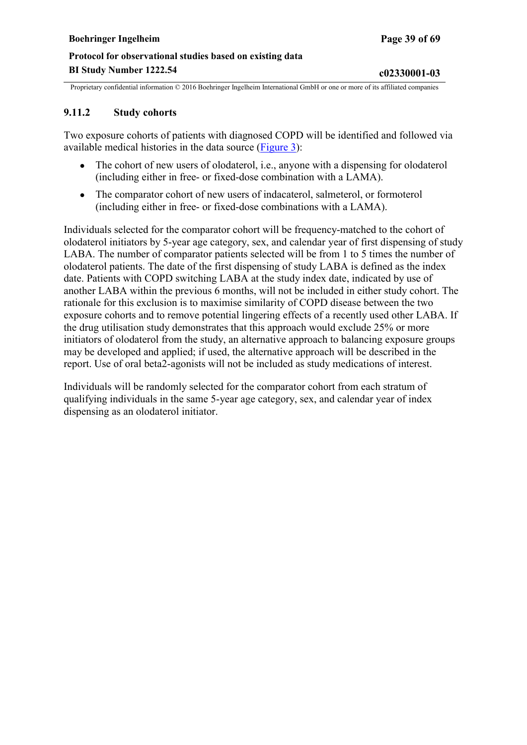### 9.11.2 Study cohorts

Two exposure cohorts of patients with diagnosed COPD will be identified and followed via available medical histories in the data source (Figure 3):

- The cohort of new users of olodaterol, i.e., anyone with a dispensing for olodaterol (including either in free- or fixed-dose combination with a LAMA).
- The comparator cohort of new users of indacaterol, salmeterol, or formoterol (including either in free- or fixed-dose combinations with a LAMA).

Individuals selected for the comparator cohort will be frequency-matched to the cohort of olodaterol initiators by 5-year age category, sex, and calendar year of first dispensing of study LABA. The number of comparator patients selected will be from 1 to 5 times the number of olodaterol patients. The date of the first dispensing of study LABA is defined as the index date. Patients with COPD switching LABA at the study index date, indicated by use of another LABA within the previous 6 months, will not be included in either study cohort. The rationale for this exclusion is to maximise similarity of COPD disease between the two exposure cohorts and to remove potential lingering effects of a recently used other LABA. If the drug utilisation study demonstrates that this approach would exclude 25% or more initiators of olodaterol from the study, an alternative approach to balancing exposure groups may be developed and applied; if used, the alternative approach will be described in the report. Use of oral beta2-agonists will not be included as study medications of interest.

Individuals will be randomly selected for the comparator cohort from each stratum of qualifying individuals in the same 5-year age category, sex, and calendar year of index dispensing as an olodaterol initiator.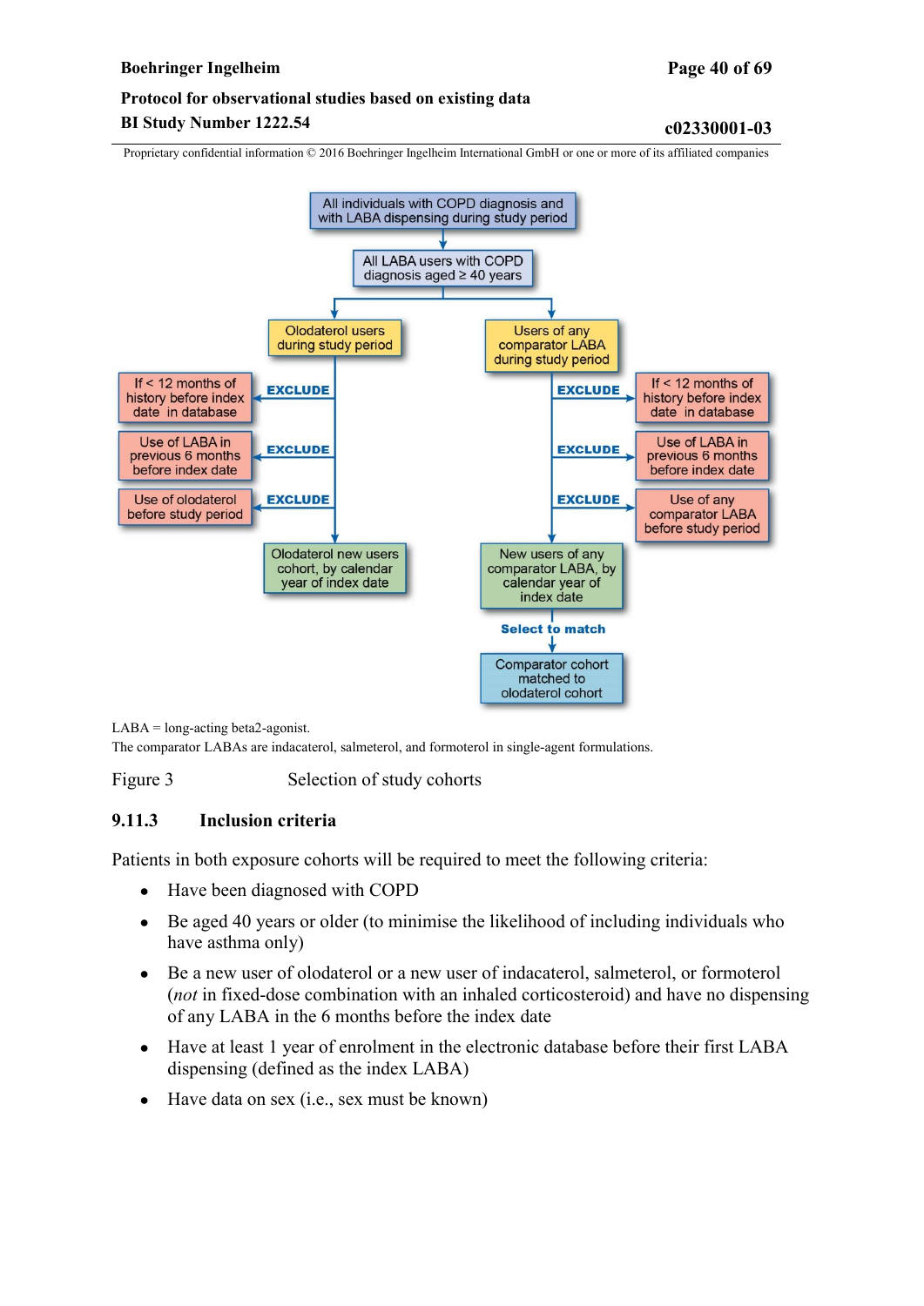All individuals with COPD diagnosis and with LABA dispensing during study period

↓

All LABA users with COPD diagnosis aged ≥ 40 years

**Olodaterol arm:**

- Olodaterol users during study period
  - EXCLUDE: If < 12 months of history before index date in database
  - EXCLUDE: Use of LABA in previous 6 months before index date
  - EXCLUDE: Use of olodaterol before study period
- → Olodaterol new users cohort, by calendar year of index date

**Comparator arm:**

- Users of any comparator LABA during study period
  - EXCLUDE: If < 12 months of history before index date in database
  - EXCLUDE: Use of LABA in previous 6 months before index date
  - EXCLUDE: Use of any comparator LABA before study period
- → New users of any comparator LABA, by calendar year of index date
- Select to match → Comparator cohort matched to olodaterol cohort

LABA = long-acting beta2-agonist.
The comparator LABAs are indacaterol, salmeterol, and formoterol in single-agent formulations.

Figure 3 Selection of study cohorts

### 9.11.3 Inclusion criteria

Patients in both exposure cohorts will be required to meet the following criteria:

- Have been diagnosed with COPD
- Be aged 40 years or older (to minimise the likelihood of including individuals who have asthma only)
- Be a new user of olodaterol or a new user of indacaterol, salmeterol, or formoterol (*not* in fixed-dose combination with an inhaled corticosteroid) and have no dispensing of any LABA in the 6 months before the index date
- Have at least 1 year of enrolment in the electronic database before their first LABA dispensing (defined as the index LABA)
- Have data on sex (i.e., sex must be known)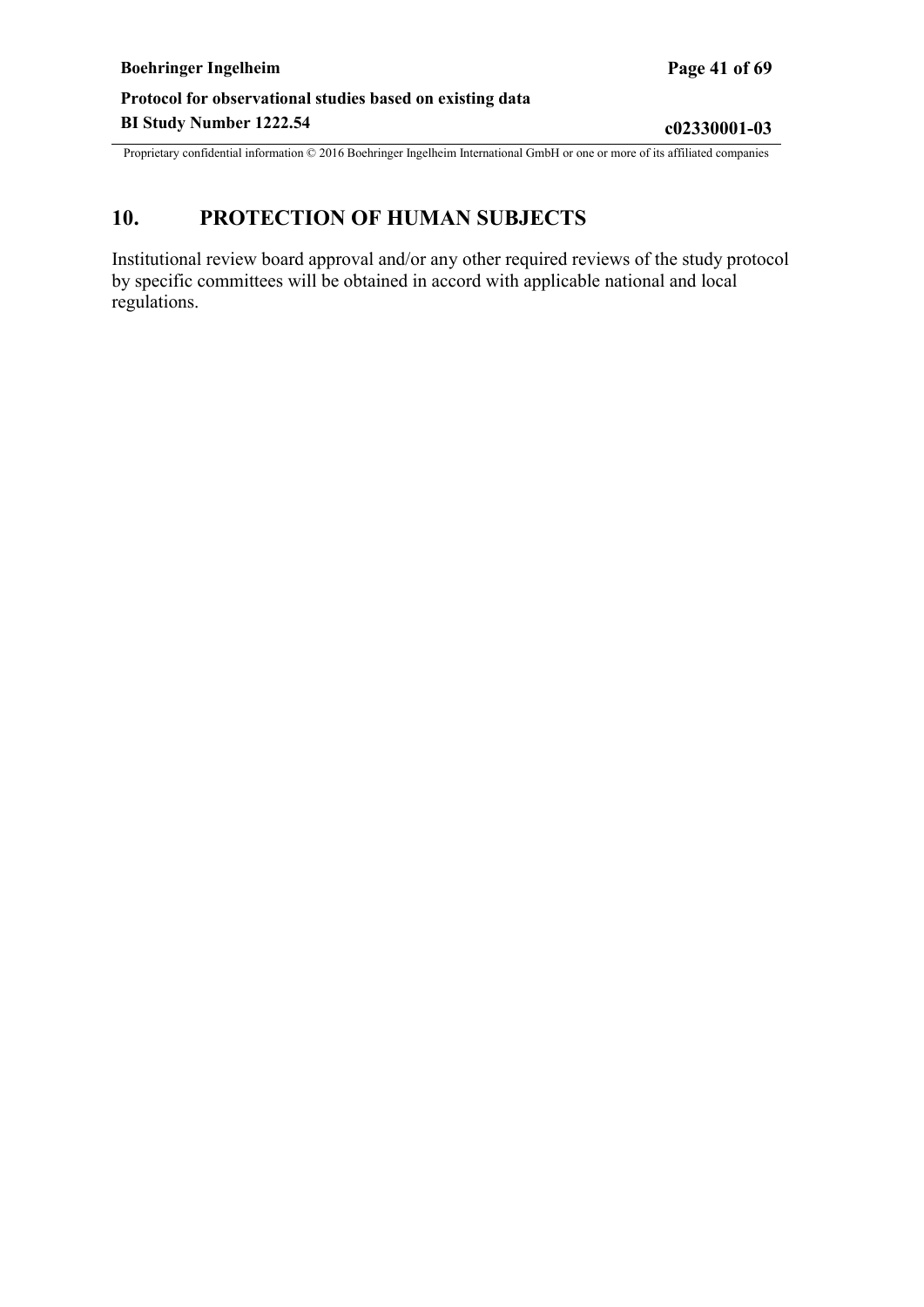# 10. PROTECTION OF HUMAN SUBJECTS

Institutional review board approval and/or any other required reviews of the study protocol by specific committees will be obtained in accord with applicable national and local regulations.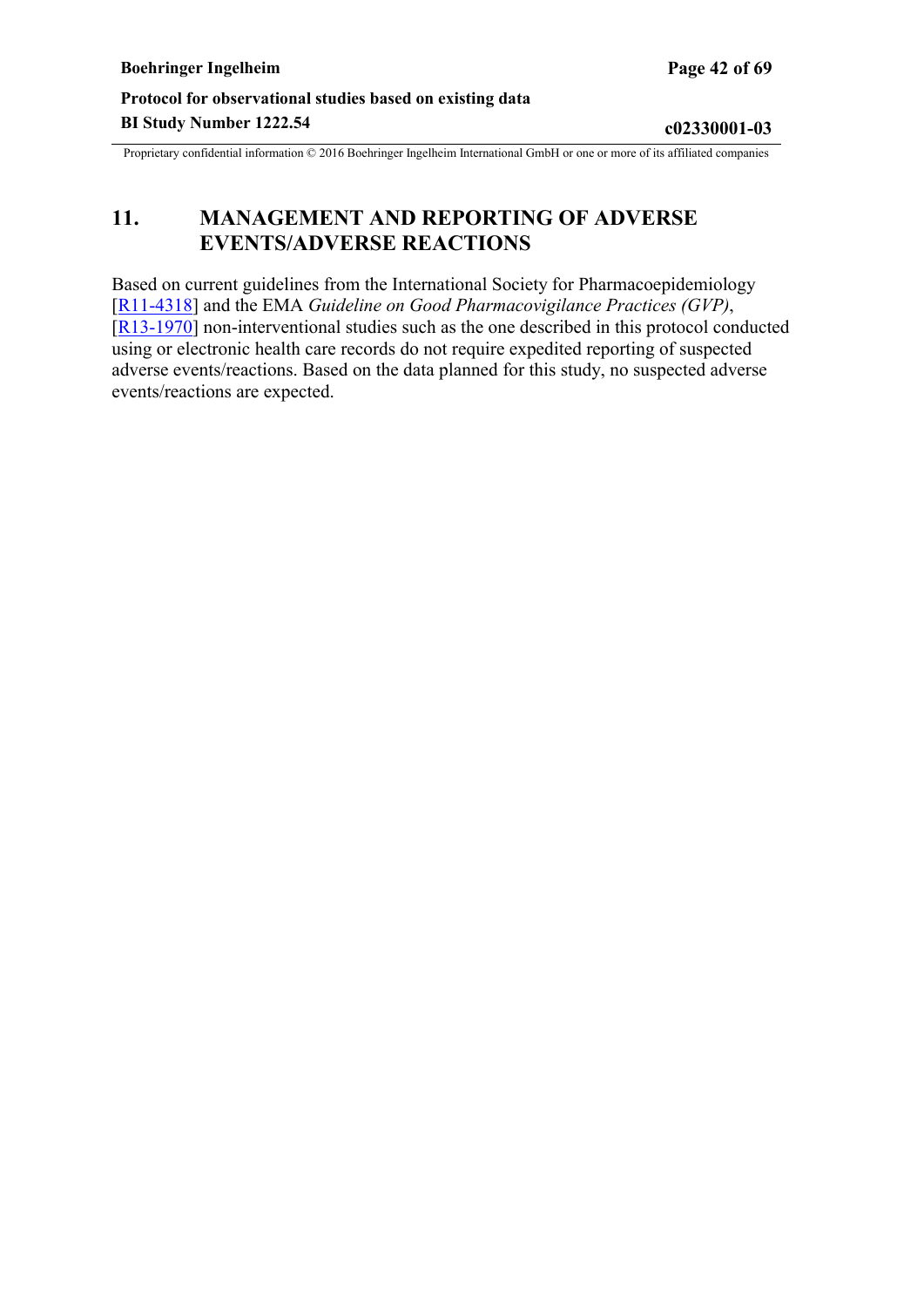# 11. MANAGEMENT AND REPORTING OF ADVERSE EVENTS/ADVERSE REACTIONS

Based on current guidelines from the International Society for Pharmacoepidemiology [R11-4318] and the EMA *Guideline on Good Pharmacovigilance Practices (GVP)*, [R13-1970] non-interventional studies such as the one described in this protocol conducted using or electronic health care records do not require expedited reporting of suspected adverse events/reactions. Based on the data planned for this study, no suspected adverse events/reactions are expected.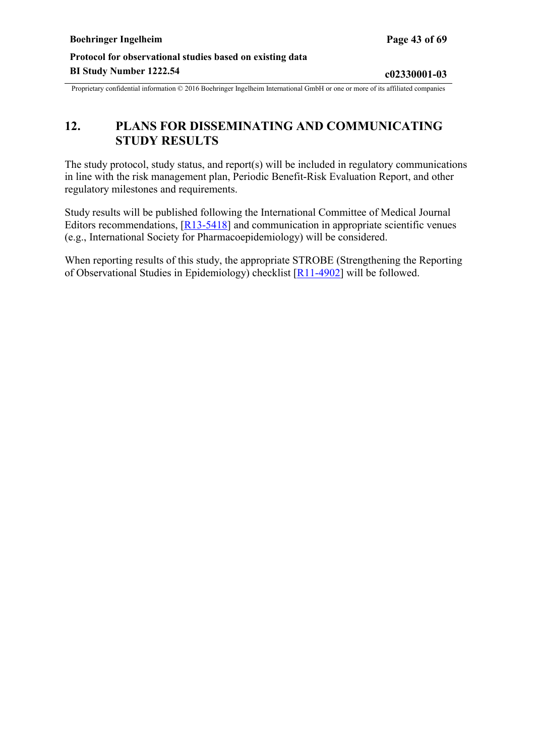# 12. PLANS FOR DISSEMINATING AND COMMUNICATING STUDY RESULTS

The study protocol, study status, and report(s) will be included in regulatory communications in line with the risk management plan, Periodic Benefit-Risk Evaluation Report, and other regulatory milestones and requirements.

Study results will be published following the International Committee of Medical Journal Editors recommendations, [R13-5418] and communication in appropriate scientific venues (e.g., International Society for Pharmacoepidemiology) will be considered.

When reporting results of this study, the appropriate STROBE (Strengthening the Reporting of Observational Studies in Epidemiology) checklist [R11-4902] will be followed.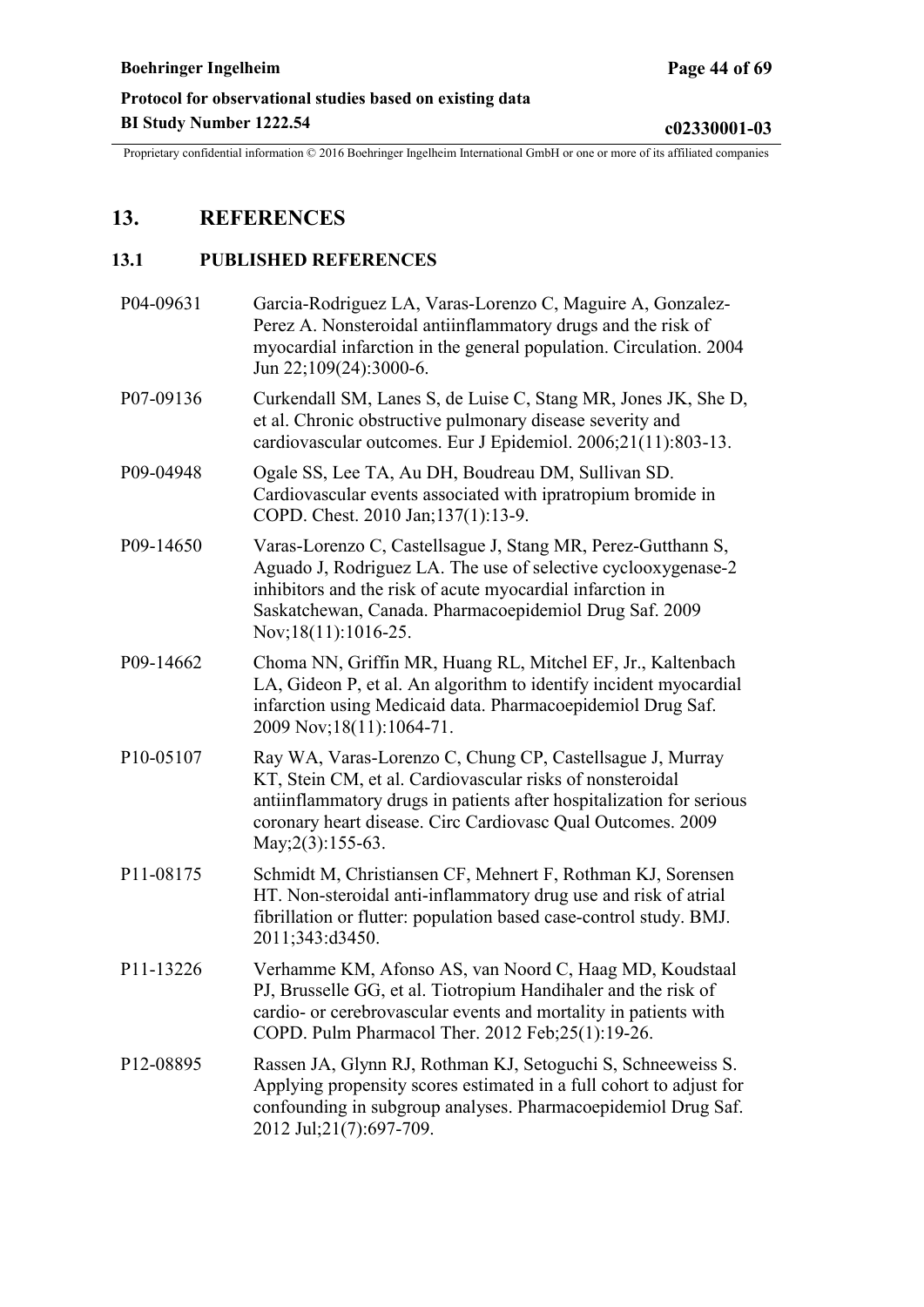# 13. REFERENCES

## 13.1 PUBLISHED REFERENCES

| | |
|---|---|
| P04-09631 | Garcia-Rodriguez LA, Varas-Lorenzo C, Maguire A, Gonzalez-Perez A. Nonsteroidal antiinflammatory drugs and the risk of myocardial infarction in the general population. Circulation. 2004 Jun 22;109(24):3000-6. |
| P07-09136 | Curkendall SM, Lanes S, de Luise C, Stang MR, Jones JK, She D, et al. Chronic obstructive pulmonary disease severity and cardiovascular outcomes. Eur J Epidemiol. 2006;21(11):803-13. |
| P09-04948 | Ogale SS, Lee TA, Au DH, Boudreau DM, Sullivan SD. Cardiovascular events associated with ipratropium bromide in COPD. Chest. 2010 Jan;137(1):13-9. |
| P09-14650 | Varas-Lorenzo C, Castellsague J, Stang MR, Perez-Gutthann S, Aguado J, Rodriguez LA. The use of selective cyclooxygenase-2 inhibitors and the risk of acute myocardial infarction in Saskatchewan, Canada. Pharmacoepidemiol Drug Saf. 2009 Nov;18(11):1016-25. |
| P09-14662 | Choma NN, Griffin MR, Huang RL, Mitchel EF, Jr., Kaltenbach LA, Gideon P, et al. An algorithm to identify incident myocardial infarction using Medicaid data. Pharmacoepidemiol Drug Saf. 2009 Nov;18(11):1064-71. |
| P10-05107 | Ray WA, Varas-Lorenzo C, Chung CP, Castellsague J, Murray KT, Stein CM, et al. Cardiovascular risks of nonsteroidal antiinflammatory drugs in patients after hospitalization for serious coronary heart disease. Circ Cardiovasc Qual Outcomes. 2009 May;2(3):155-63. |
| P11-08175 | Schmidt M, Christiansen CF, Mehnert F, Rothman KJ, Sorensen HT. Non-steroidal anti-inflammatory drug use and risk of atrial fibrillation or flutter: population based case-control study. BMJ. 2011;343:d3450. |
| P11-13226 | Verhamme KM, Afonso AS, van Noord C, Haag MD, Koudstaal PJ, Brusselle GG, et al. Tiotropium Handihaler and the risk of cardio- or cerebrovascular events and mortality in patients with COPD. Pulm Pharmacol Ther. 2012 Feb;25(1):19-26. |
| P12-08895 | Rassen JA, Glynn RJ, Rothman KJ, Setoguchi S, Schneeweiss S. Applying propensity scores estimated in a full cohort to adjust for confounding in subgroup analyses. Pharmacoepidemiol Drug Saf. 2012 Jul;21(7):697-709. |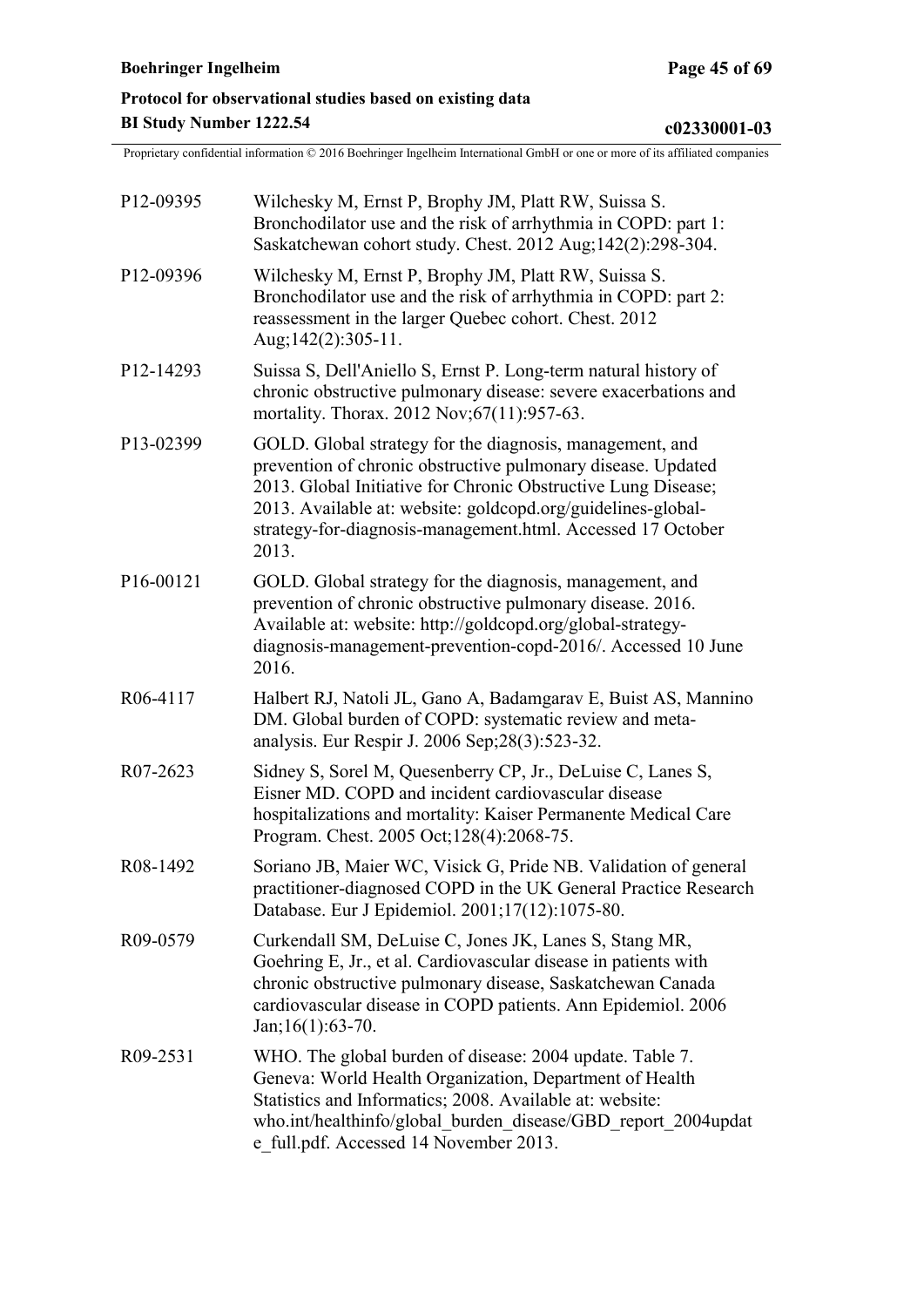| | |
|---|---|
| P12-09395 | Wilchesky M, Ernst P, Brophy JM, Platt RW, Suissa S. Bronchodilator use and the risk of arrhythmia in COPD: part 1: Saskatchewan cohort study. Chest. 2012 Aug;142(2):298-304. |
| P12-09396 | Wilchesky M, Ernst P, Brophy JM, Platt RW, Suissa S. Bronchodilator use and the risk of arrhythmia in COPD: part 2: reassessment in the larger Quebec cohort. Chest. 2012 Aug;142(2):305-11. |
| P12-14293 | Suissa S, Dell'Aniello S, Ernst P. Long-term natural history of chronic obstructive pulmonary disease: severe exacerbations and mortality. Thorax. 2012 Nov;67(11):957-63. |
| P13-02399 | GOLD. Global strategy for the diagnosis, management, and prevention of chronic obstructive pulmonary disease. Updated 2013. Global Initiative for Chronic Obstructive Lung Disease; 2013. Available at: website: goldcopd.org/guidelines-global-strategy-for-diagnosis-management.html. Accessed 17 October 2013. |
| P16-00121 | GOLD. Global strategy for the diagnosis, management, and prevention of chronic obstructive pulmonary disease. 2016. Available at: website: http://goldcopd.org/global-strategy-diagnosis-management-prevention-copd-2016/. Accessed 10 June 2016. |
| R06-4117 | Halbert RJ, Natoli JL, Gano A, Badamgarav E, Buist AS, Mannino DM. Global burden of COPD: systematic review and meta-analysis. Eur Respir J. 2006 Sep;28(3):523-32. |
| R07-2623 | Sidney S, Sorel M, Quesenberry CP, Jr., DeLuise C, Lanes S, Eisner MD. COPD and incident cardiovascular disease hospitalizations and mortality: Kaiser Permanente Medical Care Program. Chest. 2005 Oct;128(4):2068-75. |
| R08-1492 | Soriano JB, Maier WC, Visick G, Pride NB. Validation of general practitioner-diagnosed COPD in the UK General Practice Research Database. Eur J Epidemiol. 2001;17(12):1075-80. |
| R09-0579 | Curkendall SM, DeLuise C, Jones JK, Lanes S, Stang MR, Goehring E, Jr., et al. Cardiovascular disease in patients with chronic obstructive pulmonary disease, Saskatchewan Canada cardiovascular disease in COPD patients. Ann Epidemiol. 2006 Jan;16(1):63-70. |
| R09-2531 | WHO. The global burden of disease: 2004 update. Table 7. Geneva: World Health Organization, Department of Health Statistics and Informatics; 2008. Available at: website: who.int/healthinfo/global_burden_disease/GBD_report_2004update_full.pdf. Accessed 14 November 2013. |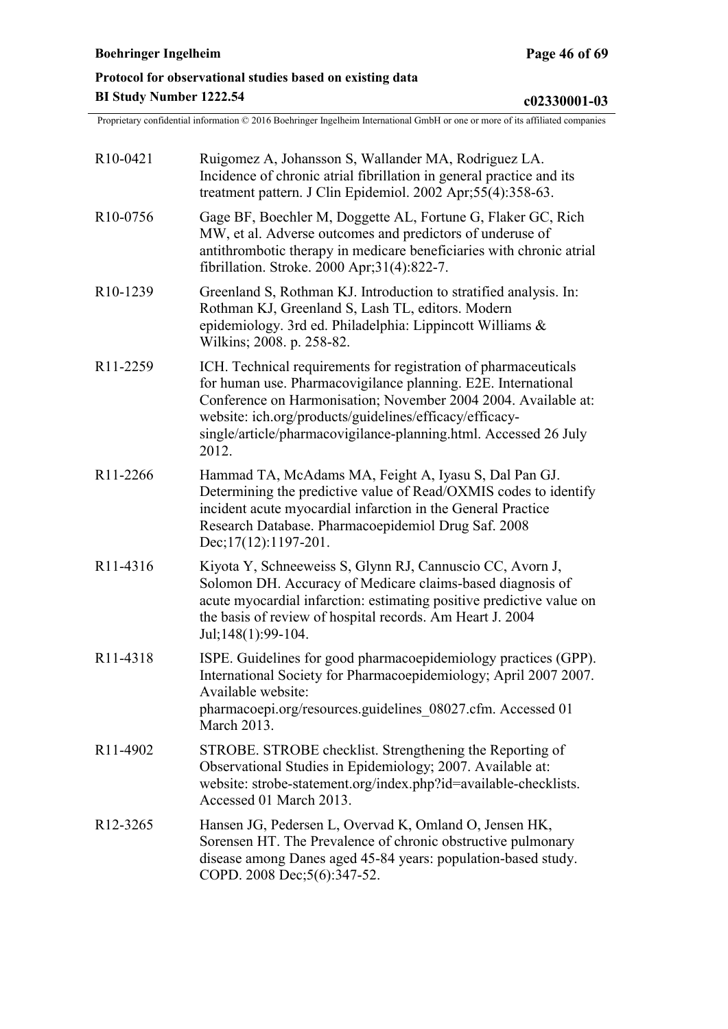| | |
|---|---|
| R10-0421 | Ruigomez A, Johansson S, Wallander MA, Rodriguez LA. Incidence of chronic atrial fibrillation in general practice and its treatment pattern. J Clin Epidemiol. 2002 Apr;55(4):358-63. |
| R10-0756 | Gage BF, Boechler M, Doggette AL, Fortune G, Flaker GC, Rich MW, et al. Adverse outcomes and predictors of underuse of antithrombotic therapy in medicare beneficiaries with chronic atrial fibrillation. Stroke. 2000 Apr;31(4):822-7. |
| R10-1239 | Greenland S, Rothman KJ. Introduction to stratified analysis. In: Rothman KJ, Greenland S, Lash TL, editors. Modern epidemiology. 3rd ed. Philadelphia: Lippincott Williams & Wilkins; 2008. p. 258-82. |
| R11-2259 | ICH. Technical requirements for registration of pharmaceuticals for human use. Pharmacovigilance planning. E2E. International Conference on Harmonisation; November 2004 2004. Available at: website: ich.org/products/guidelines/efficacy/efficacy-single/article/pharmacovigilance-planning.html. Accessed 26 July 2012. |
| R11-2266 | Hammad TA, McAdams MA, Feight A, Iyasu S, Dal Pan GJ. Determining the predictive value of Read/OXMIS codes to identify incident acute myocardial infarction in the General Practice Research Database. Pharmacoepidemiol Drug Saf. 2008 Dec;17(12):1197-201. |
| R11-4316 | Kiyota Y, Schneeweiss S, Glynn RJ, Cannuscio CC, Avorn J, Solomon DH. Accuracy of Medicare claims-based diagnosis of acute myocardial infarction: estimating positive predictive value on the basis of review of hospital records. Am Heart J. 2004 Jul;148(1):99-104. |
| R11-4318 | ISPE. Guidelines for good pharmacoepidemiology practices (GPP). International Society for Pharmacoepidemiology; April 2007 2007. Available website: pharmacoepi.org/resources.guidelines_08027.cfm. Accessed 01 March 2013. |
| R11-4902 | STROBE. STROBE checklist. Strengthening the Reporting of Observational Studies in Epidemiology; 2007. Available at: website: strobe-statement.org/index.php?id=available-checklists. Accessed 01 March 2013. |
| R12-3265 | Hansen JG, Pedersen L, Overvad K, Omland O, Jensen HK, Sorensen HT. The Prevalence of chronic obstructive pulmonary disease among Danes aged 45-84 years: population-based study. COPD. 2008 Dec;5(6):347-52. |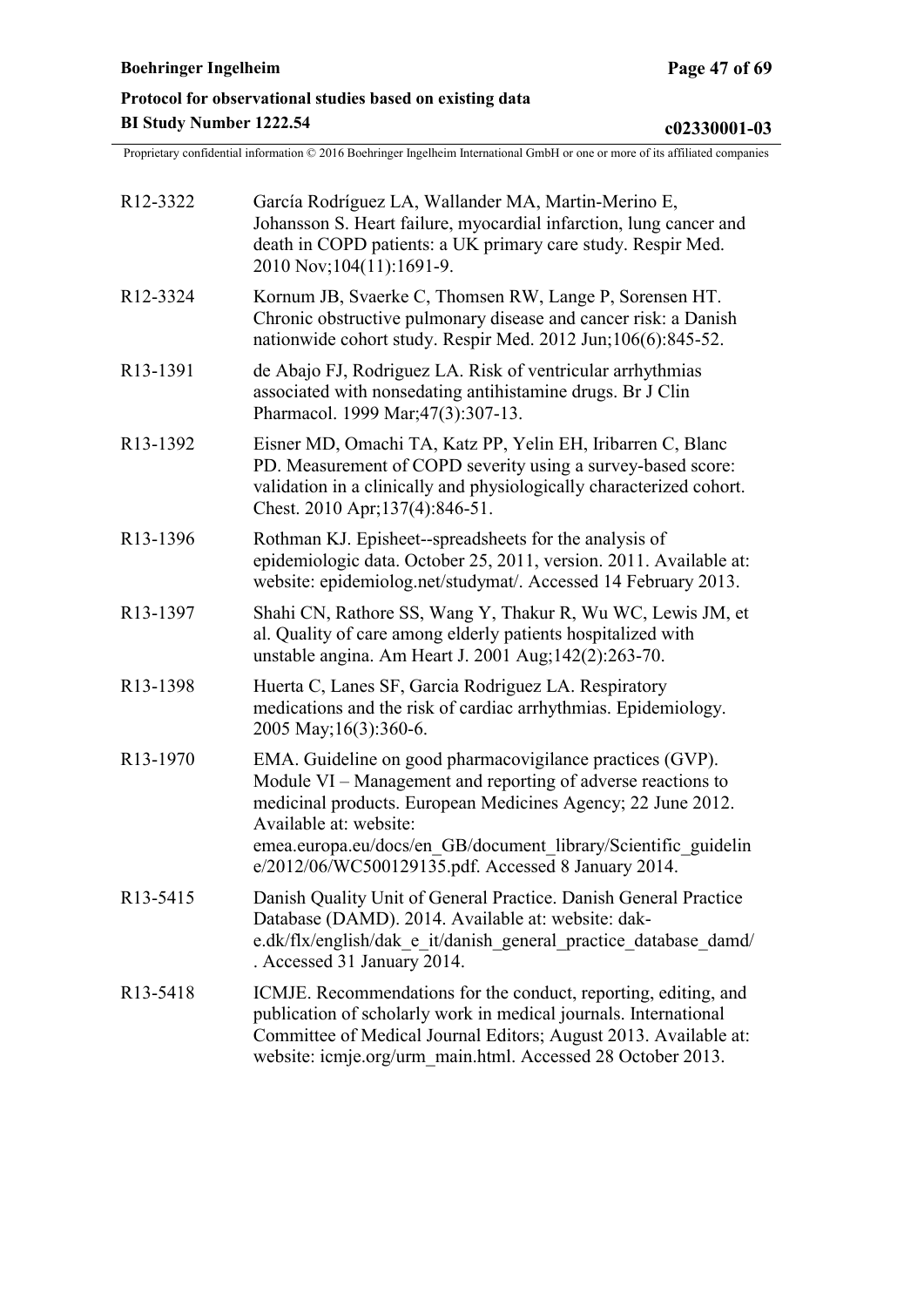| | |
|---|---|
| R12-3322 | García Rodríguez LA, Wallander MA, Martin-Merino E, Johansson S. Heart failure, myocardial infarction, lung cancer and death in COPD patients: a UK primary care study. Respir Med. 2010 Nov;104(11):1691-9. |
| R12-3324 | Kornum JB, Svaerke C, Thomsen RW, Lange P, Sorensen HT. Chronic obstructive pulmonary disease and cancer risk: a Danish nationwide cohort study. Respir Med. 2012 Jun;106(6):845-52. |
| R13-1391 | de Abajo FJ, Rodriguez LA. Risk of ventricular arrhythmias associated with nonsedating antihistamine drugs. Br J Clin Pharmacol. 1999 Mar;47(3):307-13. |
| R13-1392 | Eisner MD, Omachi TA, Katz PP, Yelin EH, Iribarren C, Blanc PD. Measurement of COPD severity using a survey-based score: validation in a clinically and physiologically characterized cohort. Chest. 2010 Apr;137(4):846-51. |
| R13-1396 | Rothman KJ. Episheet--spreadsheets for the analysis of epidemiologic data. October 25, 2011, version. 2011. Available at: website: epidemiolog.net/studymat/. Accessed 14 February 2013. |
| R13-1397 | Shahi CN, Rathore SS, Wang Y, Thakur R, Wu WC, Lewis JM, et al. Quality of care among elderly patients hospitalized with unstable angina. Am Heart J. 2001 Aug;142(2):263-70. |
| R13-1398 | Huerta C, Lanes SF, Garcia Rodriguez LA. Respiratory medications and the risk of cardiac arrhythmias. Epidemiology. 2005 May;16(3):360-6. |
| R13-1970 | EMA. Guideline on good pharmacovigilance practices (GVP). Module VI – Management and reporting of adverse reactions to medicinal products. European Medicines Agency; 22 June 2012. Available at: website: emea.europa.eu/docs/en_GB/document_library/Scientific_guideline/2012/06/WC500129135.pdf. Accessed 8 January 2014. |
| R13-5415 | Danish Quality Unit of General Practice. Danish General Practice Database (DAMD). 2014. Available at: website: dak-e.dk/flx/english/dak_e_it/danish_general_practice_database_damd/. Accessed 31 January 2014. |
| R13-5418 | ICMJE. Recommendations for the conduct, reporting, editing, and publication of scholarly work in medical journals. International Committee of Medical Journal Editors; August 2013. Available at: website: icmje.org/urm_main.html. Accessed 28 October 2013. |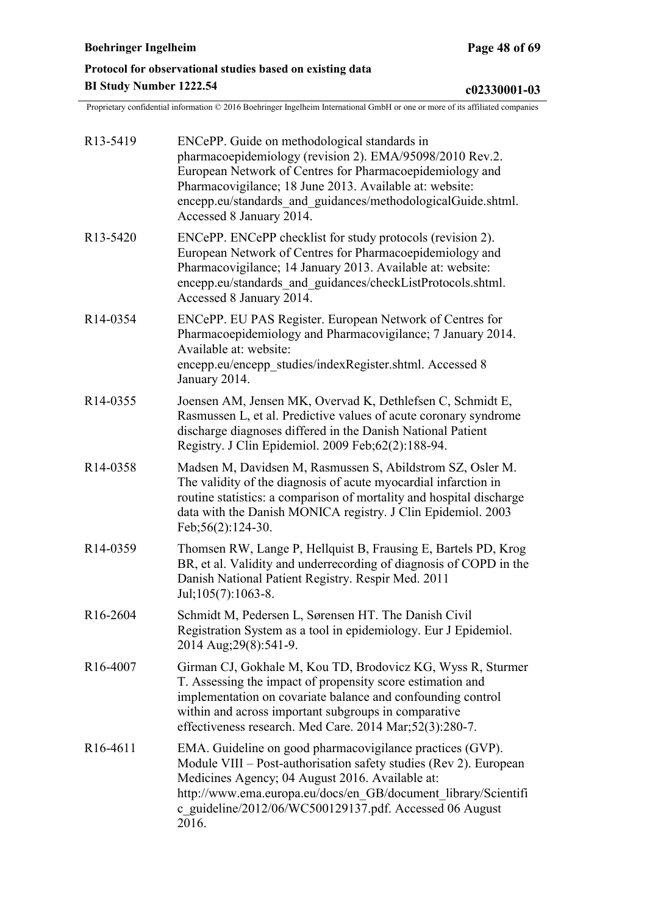| | |
|---|---|
| R13-5419 | ENCePP. Guide on methodological standards in pharmacoepidemiology (revision 2). EMA/95098/2010 Rev.2. European Network of Centres for Pharmacoepidemiology and Pharmacovigilance; 18 June 2013. Available at: website: encepp.eu/standards_and_guidances/methodologicalGuide.shtml. Accessed 8 January 2014. |
| R13-5420 | ENCePP. ENCePP checklist for study protocols (revision 2). European Network of Centres for Pharmacoepidemiology and Pharmacovigilance; 14 January 2013. Available at: website: encepp.eu/standards_and_guidances/checkListProtocols.shtml. Accessed 8 January 2014. |
| R14-0354 | ENCePP. EU PAS Register. European Network of Centres for Pharmacoepidemiology and Pharmacovigilance; 7 January 2014. Available at: website: encepp.eu/encepp_studies/indexRegister.shtml. Accessed 8 January 2014. |
| R14-0355 | Joensen AM, Jensen MK, Overvad K, Dethlefsen C, Schmidt E, Rasmussen L, et al. Predictive values of acute coronary syndrome discharge diagnoses differed in the Danish National Patient Registry. J Clin Epidemiol. 2009 Feb;62(2):188-94. |
| R14-0358 | Madsen M, Davidsen M, Rasmussen S, Abildstrom SZ, Osler M. The validity of the diagnosis of acute myocardial infarction in routine statistics: a comparison of mortality and hospital discharge data with the Danish MONICA registry. J Clin Epidemiol. 2003 Feb;56(2):124-30. |
| R14-0359 | Thomsen RW, Lange P, Hellquist B, Frausing E, Bartels PD, Krog BR, et al. Validity and underrecording of diagnosis of COPD in the Danish National Patient Registry. Respir Med. 2011 Jul;105(7):1063-8. |
| R16-2604 | Schmidt M, Pedersen L, Sørensen HT. The Danish Civil Registration System as a tool in epidemiology. Eur J Epidemiol. 2014 Aug;29(8):541-9. |
| R16-4007 | Girman CJ, Gokhale M, Kou TD, Brodovicz KG, Wyss R, Sturmer T. Assessing the impact of propensity score estimation and implementation on covariate balance and confounding control within and across important subgroups in comparative effectiveness research. Med Care. 2014 Mar;52(3):280-7. |
| R16-4611 | EMA. Guideline on good pharmacovigilance practices (GVP). Module VIII – Post-authorisation safety studies (Rev 2). European Medicines Agency; 04 August 2016. Available at: http://www.ema.europa.eu/docs/en_GB/document_library/Scientific_guideline/2012/06/WC500129137.pdf. Accessed 06 August 2016. |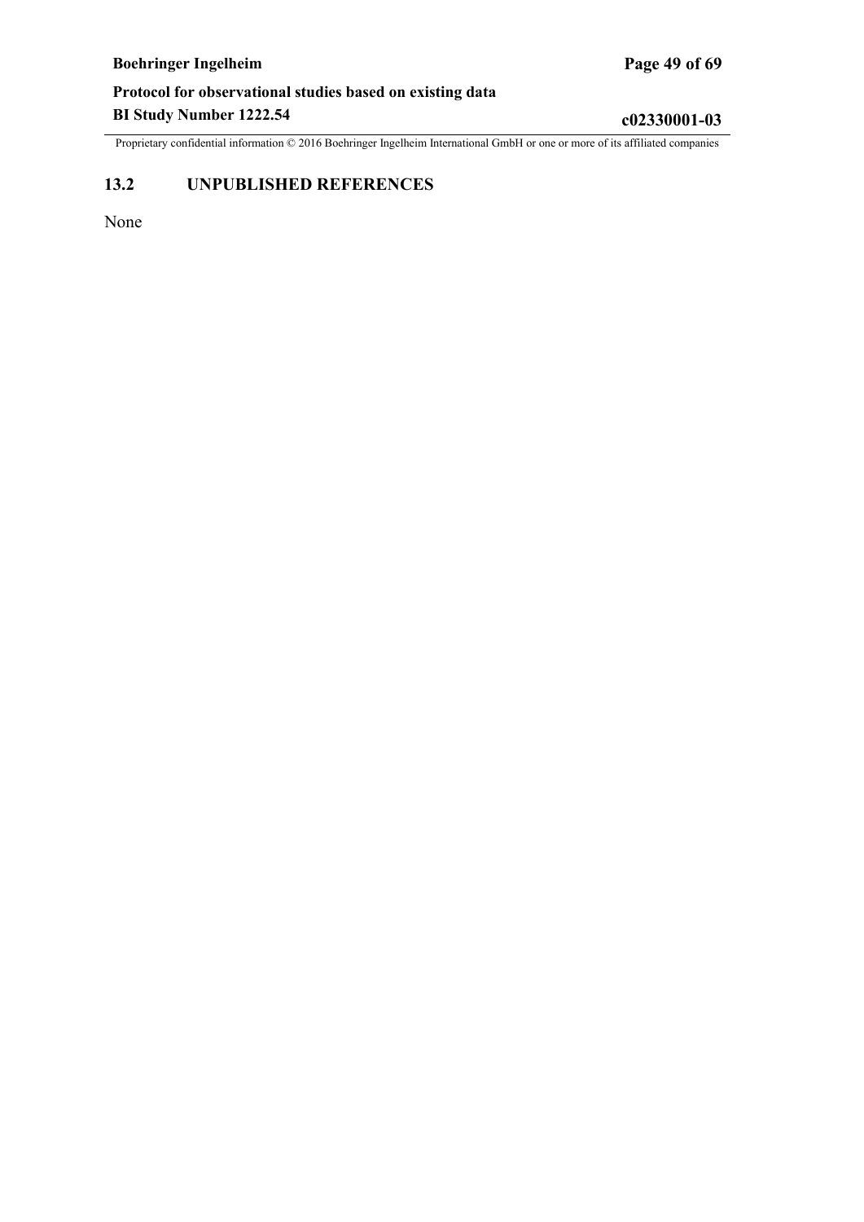## 13.2 UNPUBLISHED REFERENCES

None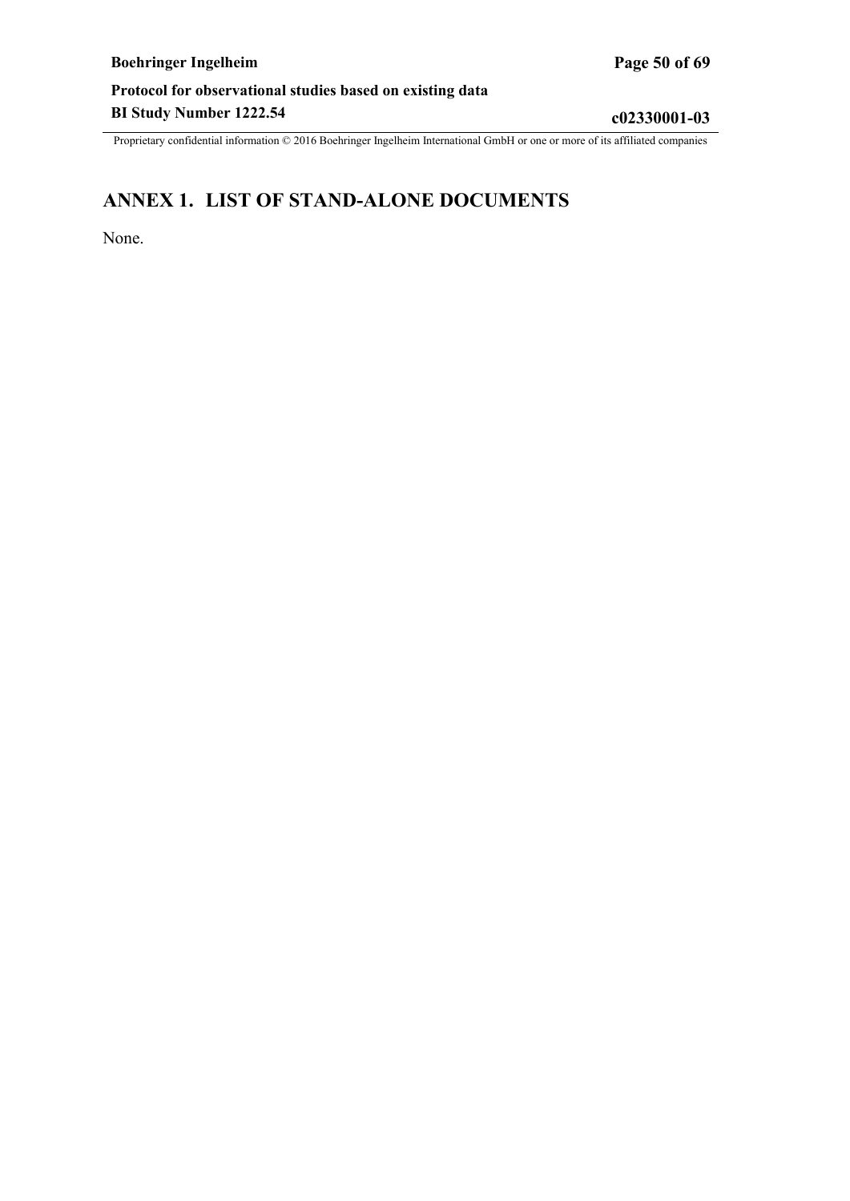# ANNEX 1. LIST OF STAND-ALONE DOCUMENTS

None.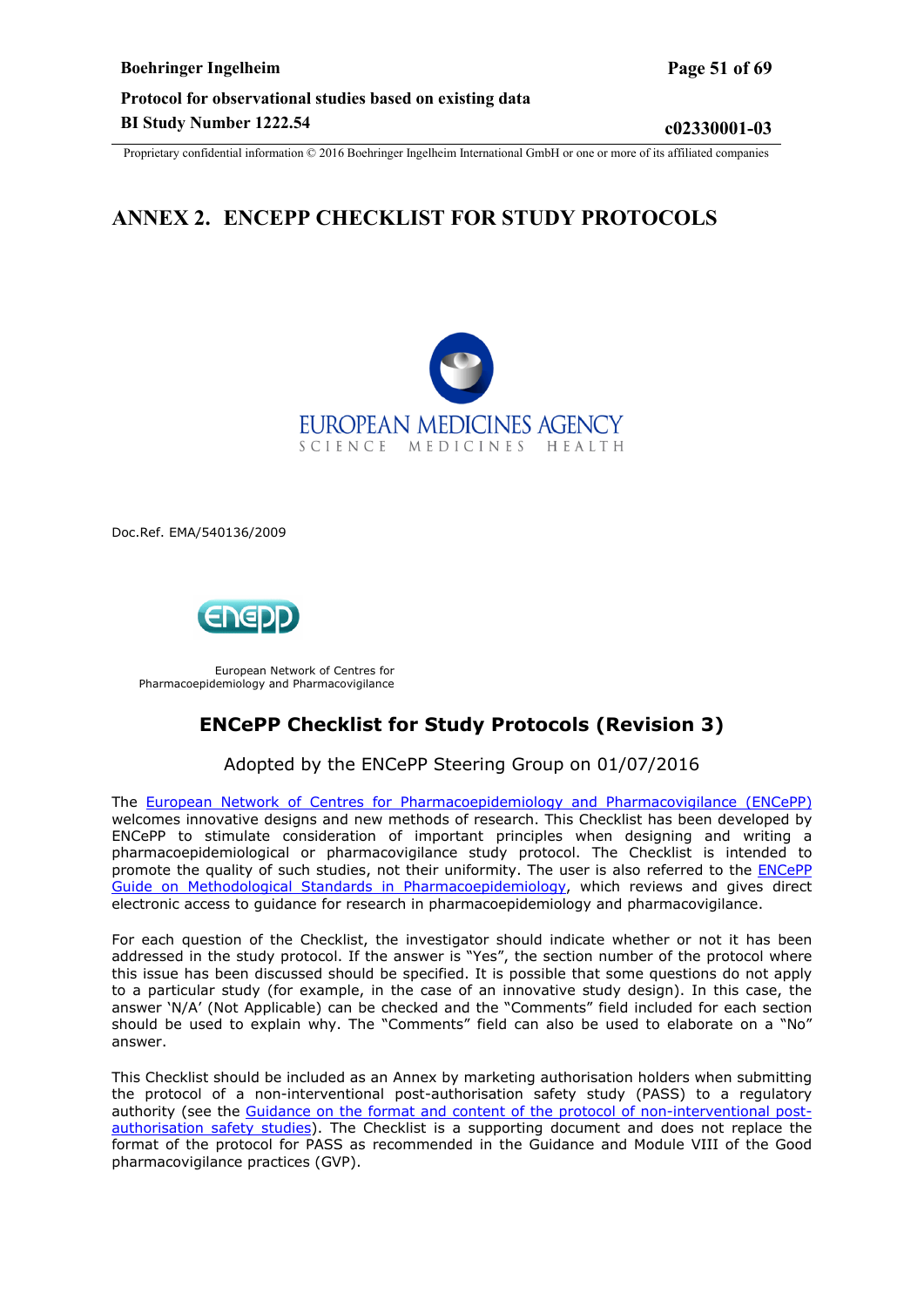# ANNEX 2. ENCEPP CHECKLIST FOR STUDY PROTOCOLS

EUROPEAN MEDICINES AGENCY
SCIENCE MEDICINES HEALTH

Doc.Ref. EMA/540136/2009

European Network of Centres for Pharmacoepidemiology and Pharmacovigilance

## ENCePP Checklist for Study Protocols (Revision 3)

Adopted by the ENCePP Steering Group on 01/07/2016

The European Network of Centres for Pharmacoepidemiology and Pharmacovigilance (ENCePP) welcomes innovative designs and new methods of research. This Checklist has been developed by ENCePP to stimulate consideration of important principles when designing and writing a pharmacoepidemiological or pharmacovigilance study protocol. The Checklist is intended to promote the quality of such studies, not their uniformity. The user is also referred to the ENCePP Guide on Methodological Standards in Pharmacoepidemiology, which reviews and gives direct electronic access to guidance for research in pharmacoepidemiology and pharmacovigilance.

For each question of the Checklist, the investigator should indicate whether or not it has been addressed in the study protocol. If the answer is "Yes", the section number of the protocol where this issue has been discussed should be specified. It is possible that some questions do not apply to a particular study (for example, in the case of an innovative study design). In this case, the answer 'N/A' (Not Applicable) can be checked and the "Comments" field included for each section should be used to explain why. The "Comments" field can also be used to elaborate on a "No" answer.

This Checklist should be included as an Annex by marketing authorisation holders when submitting the protocol of a non-interventional post-authorisation safety study (PASS) to a regulatory authority (see the Guidance on the format and content of the protocol of non-interventional post-authorisation safety studies). The Checklist is a supporting document and does not replace the format of the protocol for PASS as recommended in the Guidance and Module VIII of the Good pharmacovigilance practices (GVP).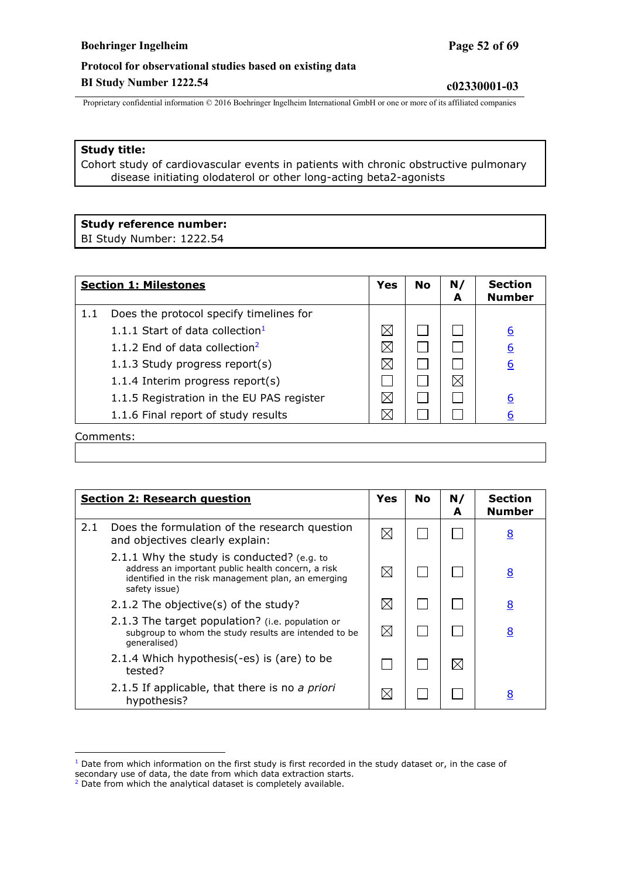**Study title:**
Cohort study of cardiovascular events in patients with chronic obstructive pulmonary disease initiating olodaterol or other long-acting beta2-agonists

**Study reference number:**
BI Study Number: 1222.54

| **Section 1: Milestones** | Yes | No | N/A | Section Number |
|---|---|---|---|---|
| 1.1 Does the protocol specify timelines for | | | | |
| 1.1.1 Start of data collection[1] | ☒ | ☐ | ☐ | 6 |
| 1.1.2 End of data collection[2] | ☒ | ☐ | ☐ | 6 |
| 1.1.3 Study progress report(s) | ☒ | ☐ | ☐ | 6 |
| 1.1.4 Interim progress report(s) | ☐ | ☐ | ☒ | |
| 1.1.5 Registration in the EU PAS register | ☒ | ☐ | ☐ | 6 |
| 1.1.6 Final report of study results | ☒ | ☐ | ☐ | 6 |

Comments:

| **Section 2: Research question** | Yes | No | N/A | Section Number |
|---|---|---|---|---|
| 2.1 Does the formulation of the research question and objectives clearly explain: | ☒ | ☐ | ☐ | 8 |
| 2.1.1 Why the study is conducted? (e.g. to address an important public health concern, a risk identified in the risk management plan, an emerging safety issue) | ☒ | ☐ | ☐ | 8 |
| 2.1.2 The objective(s) of the study? | ☒ | ☐ | ☐ | 8 |
| 2.1.3 The target population? (i.e. population or subgroup to whom the study results are intended to be generalised) | ☒ | ☐ | ☐ | 8 |
| 2.1.4 Which hypothesis(-es) is (are) to be tested? | ☐ | ☐ | ☒ | |
| 2.1.5 If applicable, that there is no *a priori* hypothesis? | ☒ | ☐ | ☐ | 8 |

[1] Date from which information on the first study is first recorded in the study dataset or, in the case of secondary use of data, the date from which data extraction starts.
[2] Date from which the analytical dataset is completely available.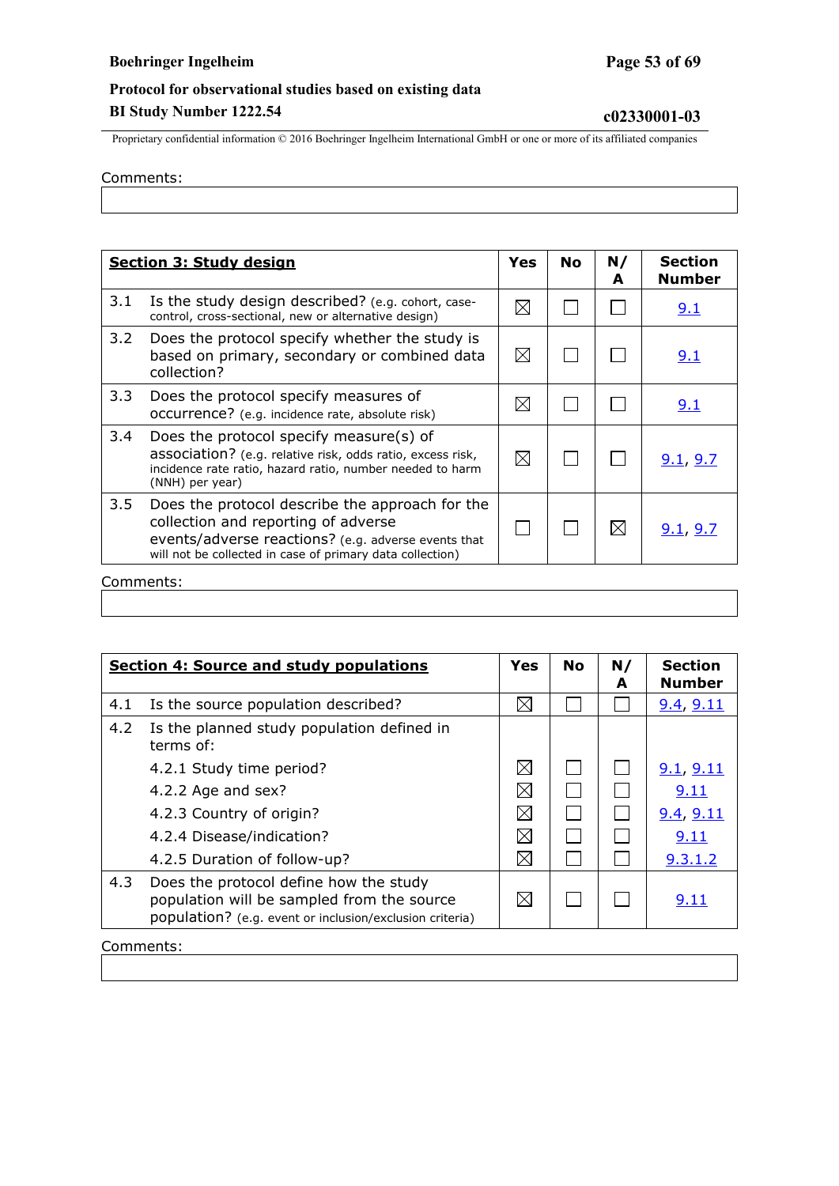Comments:

| **Section 3: Study design** | Yes | No | N/A | Section Number |
|---|---|---|---|---|
| 3.1 Is the study design described? (e.g. cohort, case-control, cross-sectional, new or alternative design) | ☒ | ☐ | ☐ | 9.1 |
| 3.2 Does the protocol specify whether the study is based on primary, secondary or combined data collection? | ☒ | ☐ | ☐ | 9.1 |
| 3.3 Does the protocol specify measures of occurrence? (e.g. incidence rate, absolute risk) | ☒ | ☐ | ☐ | 9.1 |
| 3.4 Does the protocol specify measure(s) of association? (e.g. relative risk, odds ratio, excess risk, incidence rate ratio, hazard ratio, number needed to harm (NNH) per year) | ☒ | ☐ | ☐ | 9.1, 9.7 |
| 3.5 Does the protocol describe the approach for the collection and reporting of adverse events/adverse reactions? (e.g. adverse events that will not be collected in case of primary data collection) | ☐ | ☐ | ☒ | 9.1, 9.7 |

Comments:

| **Section 4: Source and study populations** | Yes | No | N/A | Section Number |
|---|---|---|---|---|
| 4.1 Is the source population described? | ☒ | ☐ | ☐ | 9.4, 9.11 |
| 4.2 Is the planned study population defined in terms of: | | | | |
| 4.2.1 Study time period? | ☒ | ☐ | ☐ | 9.1, 9.11 |
| 4.2.2 Age and sex? | ☒ | ☐ | ☐ | 9.11 |
| 4.2.3 Country of origin? | ☒ | ☐ | ☐ | 9.4, 9.11 |
| 4.2.4 Disease/indication? | ☒ | ☐ | ☐ | 9.11 |
| 4.2.5 Duration of follow-up? | ☒ | ☐ | ☐ | 9.3.1.2 |
| 4.3 Does the protocol define how the study population will be sampled from the source population? (e.g. event or inclusion/exclusion criteria) | ☒ | ☐ | ☐ | 9.11 |

Comments: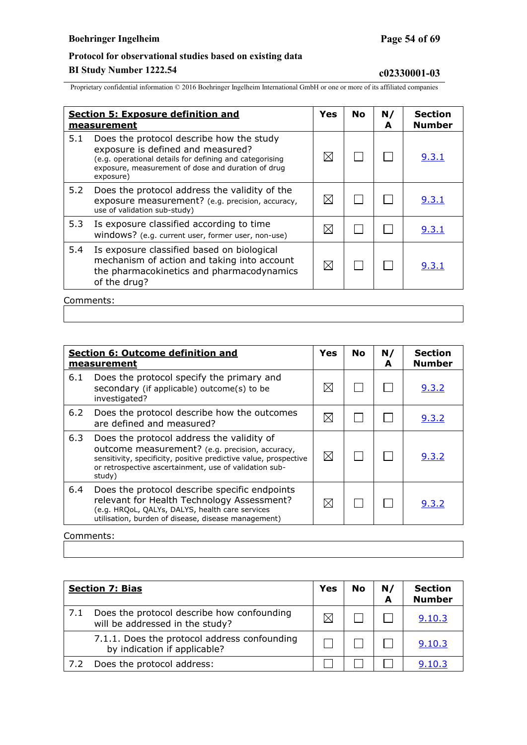| Section 5: Exposure definition and measurement | Yes | No | N/A | Section Number |
|---|---|---|---|---|
| 5.1 Does the protocol describe how the study exposure is defined and measured? (e.g. operational details for defining and categorising exposure, measurement of dose and duration of drug exposure) | ☒ | ☐ | ☐ | 9.3.1 |
| 5.2 Does the protocol address the validity of the exposure measurement? (e.g. precision, accuracy, use of validation sub-study) | ☒ | ☐ | ☐ | 9.3.1 |
| 5.3 Is exposure classified according to time windows? (e.g. current user, former user, non-use) | ☒ | ☐ | ☐ | 9.3.1 |
| 5.4 Is exposure classified based on biological mechanism of action and taking into account the pharmacokinetics and pharmacodynamics of the drug? | ☒ | ☐ | ☐ | 9.3.1 |

Comments:

| Section 6: Outcome definition and measurement | Yes | No | N/A | Section Number |
|---|---|---|---|---|
| 6.1 Does the protocol specify the primary and secondary (if applicable) outcome(s) to be investigated? | ☒ | ☐ | ☐ | 9.3.2 |
| 6.2 Does the protocol describe how the outcomes are defined and measured? | ☒ | ☐ | ☐ | 9.3.2 |
| 6.3 Does the protocol address the validity of outcome measurement? (e.g. precision, accuracy, sensitivity, specificity, positive predictive value, prospective or retrospective ascertainment, use of validation sub-study) | ☒ | ☐ | ☐ | 9.3.2 |
| 6.4 Does the protocol describe specific endpoints relevant for Health Technology Assessment? (e.g. HRQoL, QALYs, DALYS, health care services utilisation, burden of disease, disease management) | ☒ | ☐ | ☐ | 9.3.2 |

Comments:

| Section 7: Bias | Yes | No | N/A | Section Number |
|---|---|---|---|---|
| 7.1 Does the protocol describe how confounding will be addressed in the study? | ☒ | ☐ | ☐ | 9.10.3 |
| 7.1.1. Does the protocol address confounding by indication if applicable? | ☐ | ☐ | ☐ | 9.10.3 |
| 7.2 Does the protocol address: | ☐ | ☐ | ☐ | 9.10.3 |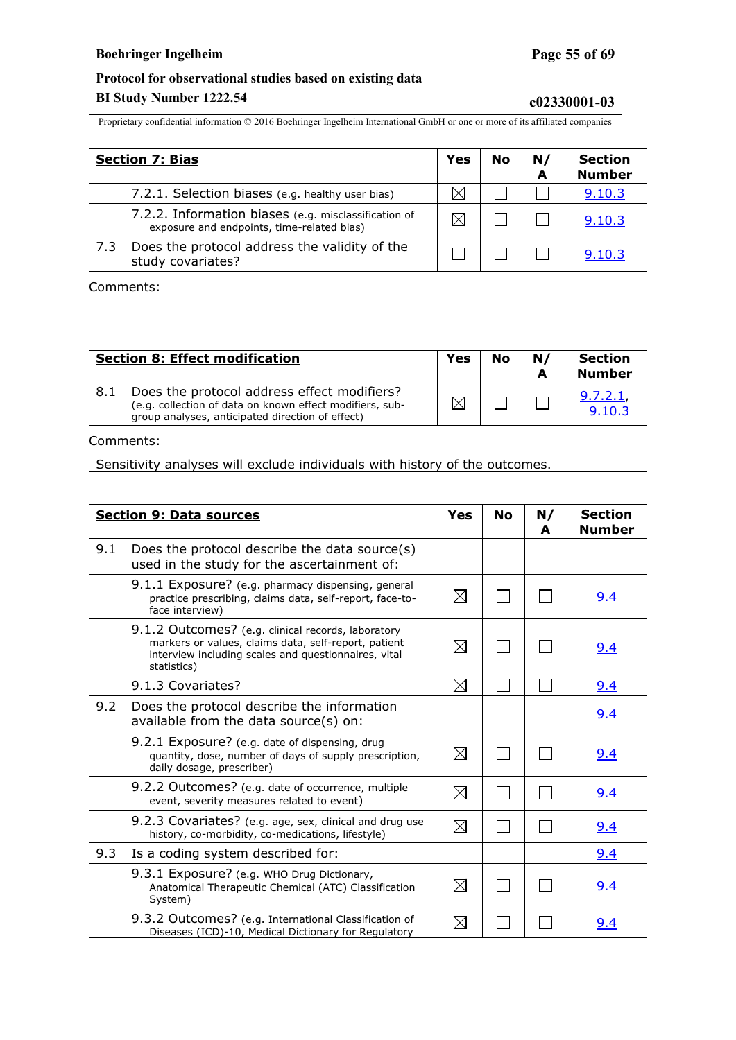| **Section 7: Bias** | Yes | No | N/A | Section Number |
|---|---|---|---|---|
| 7.2.1. Selection biases (e.g. healthy user bias) | ☒ | ☐ | ☐ | 9.10.3 |
| 7.2.2. Information biases (e.g. misclassification of exposure and endpoints, time-related bias) | ☒ | ☐ | ☐ | 9.10.3 |
| 7.3 Does the protocol address the validity of the study covariates? | ☐ | ☐ | ☐ | 9.10.3 |

Comments:

| **Section 8: Effect modification** | Yes | No | N/A | Section Number |
|---|---|---|---|---|
| 8.1 Does the protocol address effect modifiers? (e.g. collection of data on known effect modifiers, sub-group analyses, anticipated direction of effect) | ☒ | ☐ | ☐ | 9.7.2.1, 9.10.3 |

Comments:

Sensitivity analyses will exclude individuals with history of the outcomes.

| **Section 9: Data sources** | Yes | No | N/A | Section Number |
|---|---|---|---|---|
| 9.1 Does the protocol describe the data source(s) used in the study for the ascertainment of: | | | | |
| 9.1.1 Exposure? (e.g. pharmacy dispensing, general practice prescribing, claims data, self-report, face-to-face interview) | ☒ | ☐ | ☐ | 9.4 |
| 9.1.2 Outcomes? (e.g. clinical records, laboratory markers or values, claims data, self-report, patient interview including scales and questionnaires, vital statistics) | ☒ | ☐ | ☐ | 9.4 |
| 9.1.3 Covariates? | ☒ | ☐ | ☐ | 9.4 |
| 9.2 Does the protocol describe the information available from the data source(s) on: | | | | 9.4 |
| 9.2.1 Exposure? (e.g. date of dispensing, drug quantity, dose, number of days of supply prescription, daily dosage, prescriber) | ☒ | ☐ | ☐ | 9.4 |
| 9.2.2 Outcomes? (e.g. date of occurrence, multiple event, severity measures related to event) | ☒ | ☐ | ☐ | 9.4 |
| 9.2.3 Covariates? (e.g. age, sex, clinical and drug use history, co-morbidity, co-medications, lifestyle) | ☒ | ☐ | ☐ | 9.4 |
| 9.3 Is a coding system described for: | | | | 9.4 |
| 9.3.1 Exposure? (e.g. WHO Drug Dictionary, Anatomical Therapeutic Chemical (ATC) Classification System) | ☒ | ☐ | ☐ | 9.4 |
| 9.3.2 Outcomes? (e.g. International Classification of Diseases (ICD)-10, Medical Dictionary for Regulatory | ☒ | ☐ | ☐ | 9.4 |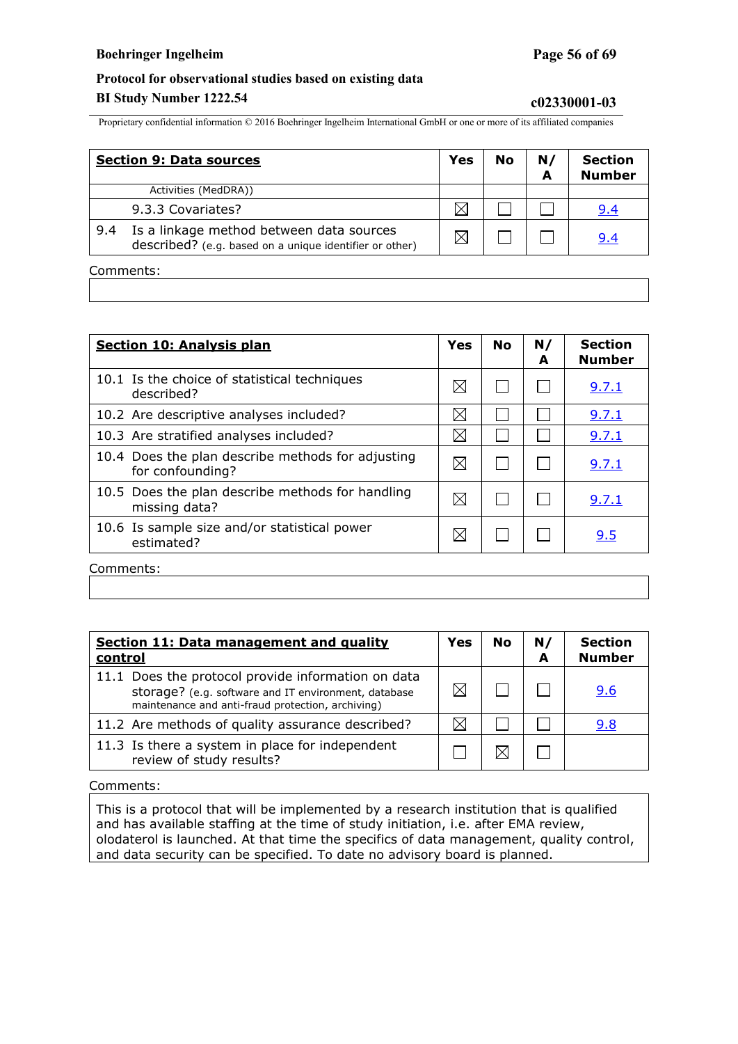| **Section 9: Data sources** | Yes | No | N/A | Section Number |
|---|---|---|---|---|
| Activities (MedDRA)) | | | | |
| 9.3.3 Covariates? | ☒ | ☐ | ☐ | 9.4 |
| 9.4 Is a linkage method between data sources described? (e.g. based on a unique identifier or other) | ☒ | ☐ | ☐ | 9.4 |

Comments:

| **Section 10: Analysis plan** | Yes | No | N/A | Section Number |
|---|---|---|---|---|
| 10.1 Is the choice of statistical techniques described? | ☒ | ☐ | ☐ | 9.7.1 |
| 10.2 Are descriptive analyses included? | ☒ | ☐ | ☐ | 9.7.1 |
| 10.3 Are stratified analyses included? | ☒ | ☐ | ☐ | 9.7.1 |
| 10.4 Does the plan describe methods for adjusting for confounding? | ☒ | ☐ | ☐ | 9.7.1 |
| 10.5 Does the plan describe methods for handling missing data? | ☒ | ☐ | ☐ | 9.7.1 |
| 10.6 Is sample size and/or statistical power estimated? | ☒ | ☐ | ☐ | 9.5 |

Comments:

| **Section 11: Data management and quality control** | Yes | No | N/A | Section Number |
|---|---|---|---|---|
| 11.1 Does the protocol provide information on data storage? (e.g. software and IT environment, database maintenance and anti-fraud protection, archiving) | ☒ | ☐ | ☐ | 9.6 |
| 11.2 Are methods of quality assurance described? | ☒ | ☐ | ☐ | 9.8 |
| 11.3 Is there a system in place for independent review of study results? | ☐ | ☒ | ☐ | |

Comments:

This is a protocol that will be implemented by a research institution that is qualified and has available staffing at the time of study initiation, i.e. after EMA review, olodaterol is launched. At that time the specifics of data management, quality control, and data security can be specified. To date no advisory board is planned.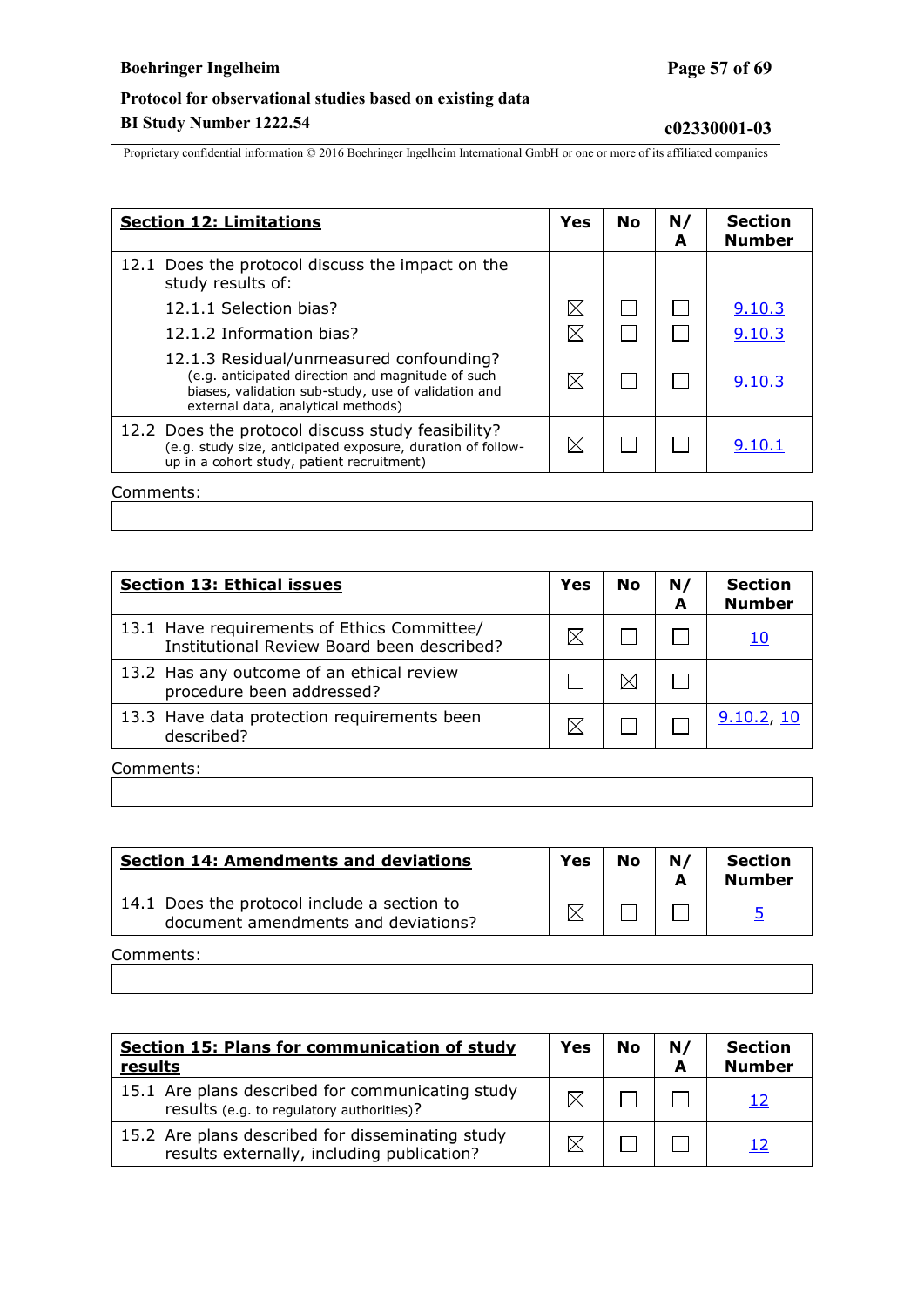| **Section 12: Limitations** | Yes | No | N/A | Section Number |
|---|---|---|---|---|
| 12.1 Does the protocol discuss the impact on the study results of: | | | | |
| 12.1.1 Selection bias? | ☒ | ☐ | ☐ | 9.10.3 |
| 12.1.2 Information bias? | ☒ | ☐ | ☐ | 9.10.3 |
| 12.1.3 Residual/unmeasured confounding? (e.g. anticipated direction and magnitude of such biases, validation sub-study, use of validation and external data, analytical methods) | ☒ | ☐ | ☐ | 9.10.3 |
| 12.2 Does the protocol discuss study feasibility? (e.g. study size, anticipated exposure, duration of follow-up in a cohort study, patient recruitment) | ☒ | ☐ | ☐ | 9.10.1 |

Comments:

| **Section 13: Ethical issues** | Yes | No | N/A | Section Number |
|---|---|---|---|---|
| 13.1 Have requirements of Ethics Committee/ Institutional Review Board been described? | ☒ | ☐ | ☐ | 10 |
| 13.2 Has any outcome of an ethical review procedure been addressed? | ☐ | ☒ | ☐ | |
| 13.3 Have data protection requirements been described? | ☒ | ☐ | ☐ | 9.10.2, 10 |

Comments:

| **Section 14: Amendments and deviations** | Yes | No | N/A | Section Number |
|---|---|---|---|---|
| 14.1 Does the protocol include a section to document amendments and deviations? | ☒ | ☐ | ☐ | 5 |

Comments:

| **Section 15: Plans for communication of study results** | Yes | No | N/A | Section Number |
|---|---|---|---|---|
| 15.1 Are plans described for communicating study results (e.g. to regulatory authorities)? | ☒ | ☐ | ☐ | 12 |
| 15.2 Are plans described for disseminating study results externally, including publication? | ☒ | ☐ | ☐ | 12 |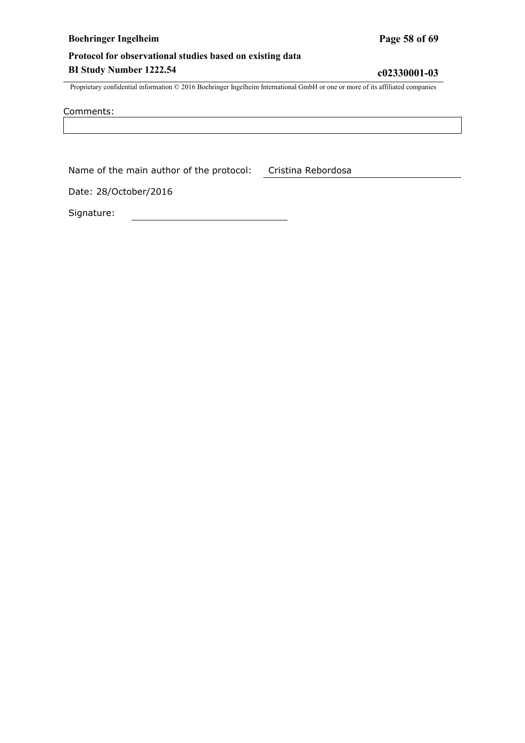Comments:

| |
|---|
| |

Name of the main author of the protocol: Cristina Rebordosa

Date: 28/October/2016

Signature: \_\_\_\_\_\_\_\_\_\_\_\_\_\_\_\_\_\_\_\_\_\_\_\_\_\_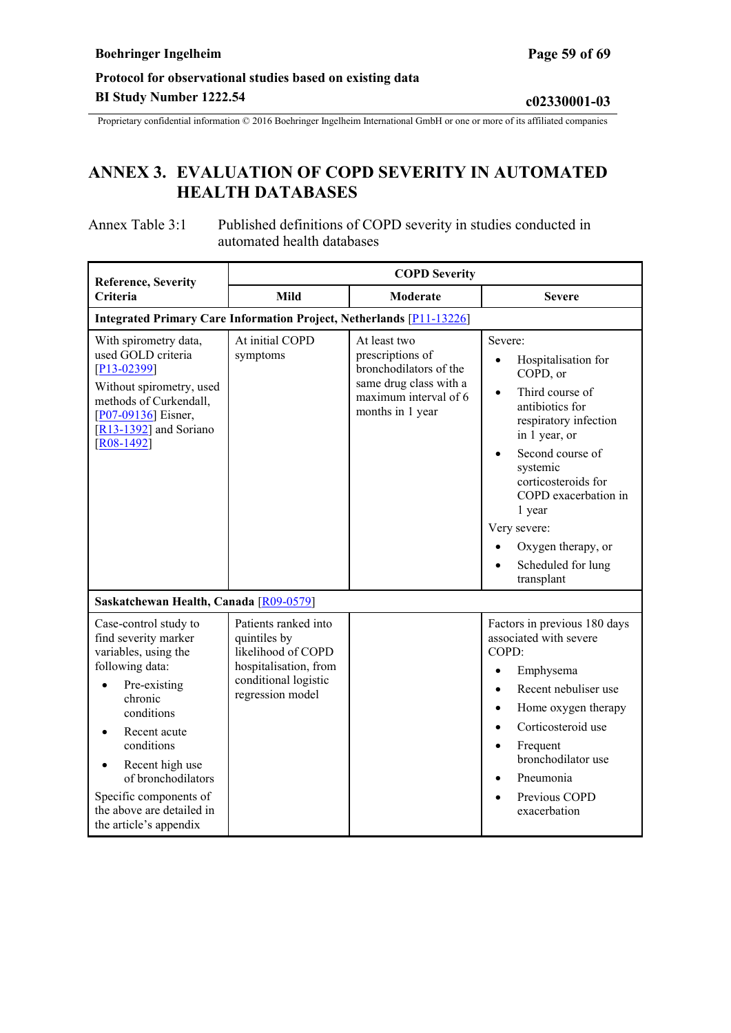# ANNEX 3. EVALUATION OF COPD SEVERITY IN AUTOMATED HEALTH DATABASES

Annex Table 3:1 Published definitions of COPD severity in studies conducted in automated health databases

| Reference, Severity Criteria | COPD Severity | | |
|---|---|---|---|
| | **Mild** | **Moderate** | **Severe** |
| **Integrated Primary Care Information Project, Netherlands [P11-13226]** | | | |
| With spirometry data, used GOLD criteria [P13-02399]<br>Without spirometry, used methods of Curkendall, [P07-09136] Eisner, [R13-1392] and Soriano [R08-1492] | At initial COPD symptoms | At least two prescriptions of bronchodilators of the same drug class with a maximum interval of 6 months in 1 year | Severe:<br>• Hospitalisation for COPD, or<br>• Third course of antibiotics for respiratory infection in 1 year, or<br>• Second course of systemic corticosteroids for COPD exacerbation in 1 year<br>Very severe:<br>• Oxygen therapy, or<br>• Scheduled for lung transplant |
| **Saskatchewan Health, Canada [R09-0579]** | | | |
| Case-control study to find severity marker variables, using the following data:<br>• Pre-existing chronic conditions<br>• Recent acute conditions<br>• Recent high use of bronchodilators<br>Specific components of the above are detailed in the article's appendix | Patients ranked into quintiles by likelihood of COPD hospitalisation, from conditional logistic regression model | | Factors in previous 180 days associated with severe COPD:<br>• Emphysema<br>• Recent nebuliser use<br>• Home oxygen therapy<br>• Corticosteroid use<br>• Frequent bronchodilator use<br>• Pneumonia<br>• Previous COPD exacerbation |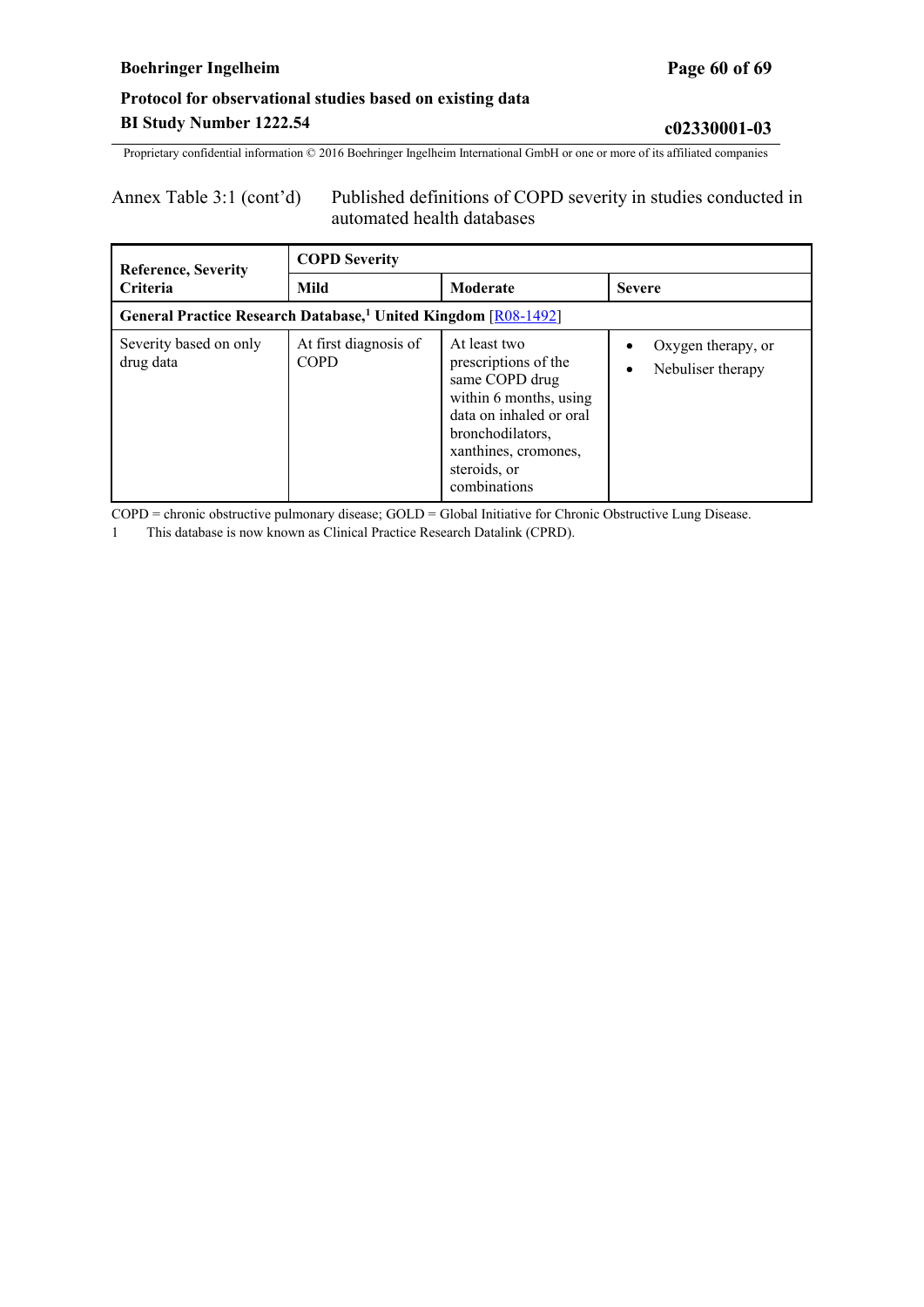Annex Table 3:1 (cont'd) Published definitions of COPD severity in studies conducted in automated health databases

| Reference, Severity Criteria | COPD Severity | | |
|---|---|---|---|
| | **Mild** | **Moderate** | **Severe** |
| **General Practice Research Database,[1] United Kingdom** [R08-1492] | | | |
| Severity based on only drug data | At first diagnosis of COPD | At least two prescriptions of the same COPD drug within 6 months, using data on inhaled or oral bronchodilators, xanthines, cromones, steroids, or combinations | • Oxygen therapy, or<br>• Nebuliser therapy |

COPD = chronic obstructive pulmonary disease; GOLD = Global Initiative for Chronic Obstructive Lung Disease.

1 This database is now known as Clinical Practice Research Datalink (CPRD).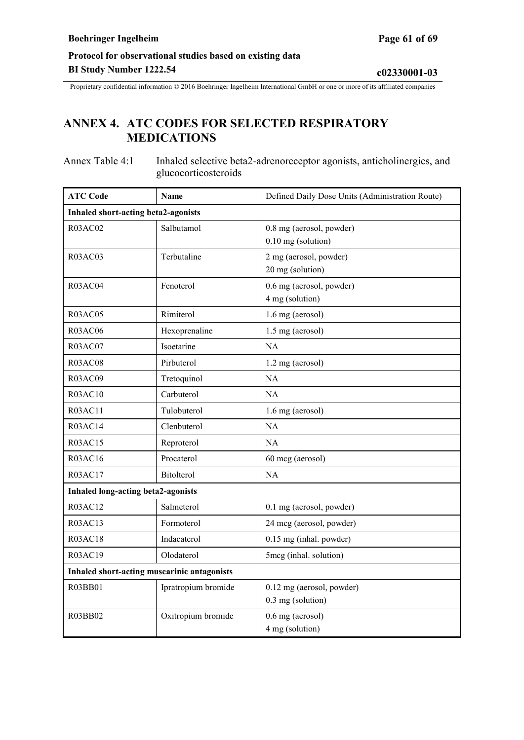# ANNEX 4. ATC CODES FOR SELECTED RESPIRATORY MEDICATIONS

Annex Table 4:1 Inhaled selective beta2-adrenoreceptor agonists, anticholinergics, and glucocorticosteroids

| ATC Code | Name | Defined Daily Dose Units (Administration Route) |
|---|---|---|
| **Inhaled short-acting beta2-agonists** | | |
| R03AC02 | Salbutamol | 0.8 mg (aerosol, powder)<br>0.10 mg (solution) |
| R03AC03 | Terbutaline | 2 mg (aerosol, powder)<br>20 mg (solution) |
| R03AC04 | Fenoterol | 0.6 mg (aerosol, powder)<br>4 mg (solution) |
| R03AC05 | Rimiterol | 1.6 mg (aerosol) |
| R03AC06 | Hexoprenaline | 1.5 mg (aerosol) |
| R03AC07 | Isoetarine | NA |
| R03AC08 | Pirbuterol | 1.2 mg (aerosol) |
| R03AC09 | Tretoquinol | NA |
| R03AC10 | Carbuterol | NA |
| R03AC11 | Tulobuterol | 1.6 mg (aerosol) |
| R03AC14 | Clenbuterol | NA |
| R03AC15 | Reproterol | NA |
| R03AC16 | Procaterol | 60 mcg (aerosol) |
| R03AC17 | Bitolterol | NA |
| **Inhaled long-acting beta2-agonists** | | |
| R03AC12 | Salmeterol | 0.1 mg (aerosol, powder) |
| R03AC13 | Formoterol | 24 mcg (aerosol, powder) |
| R03AC18 | Indacaterol | 0.15 mg (inhal. powder) |
| R03AC19 | Olodaterol | 5mcg (inhal. solution) |
| **Inhaled short-acting muscarinic antagonists** | | |
| R03BB01 | Ipratropium bromide | 0.12 mg (aerosol, powder)<br>0.3 mg (solution) |
| R03BB02 | Oxitropium bromide | 0.6 mg (aerosol)<br>4 mg (solution) |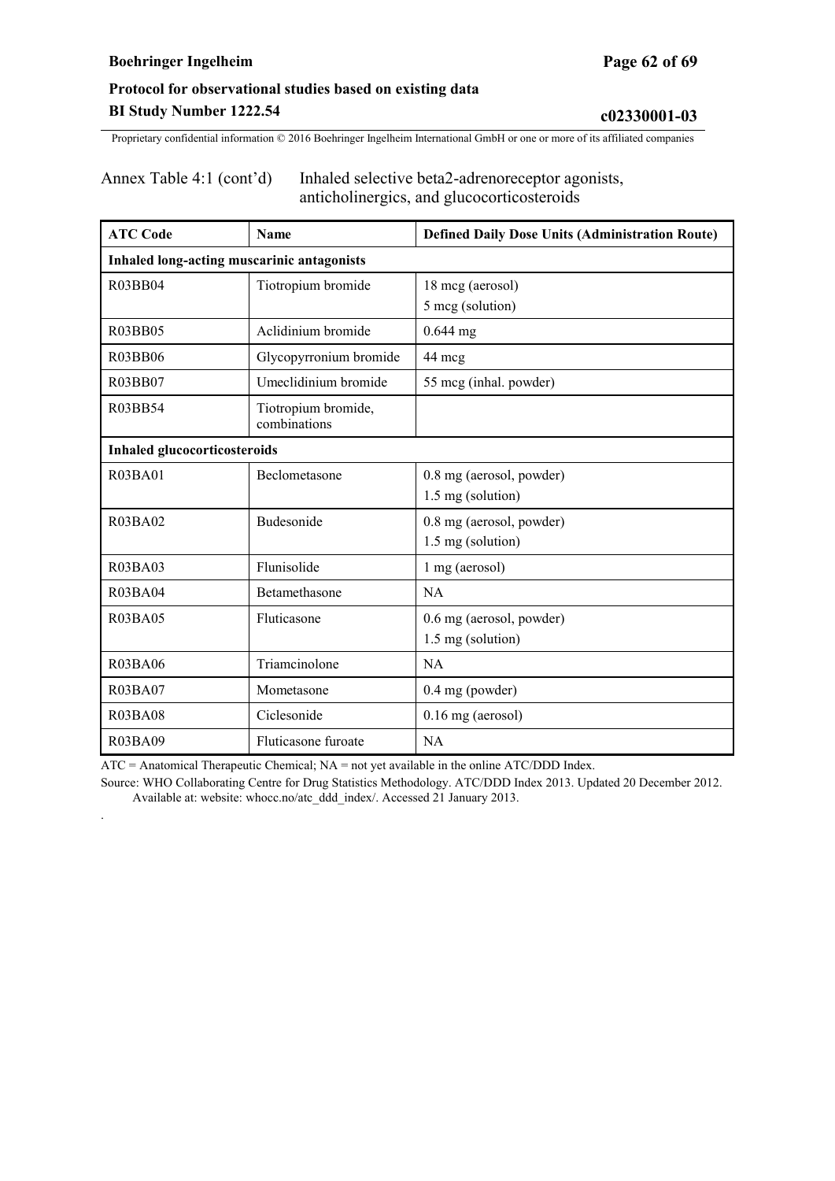Annex Table 4:1 (cont'd) Inhaled selective beta2-adrenoreceptor agonists, anticholinergics, and glucocorticosteroids

| ATC Code | Name | Defined Daily Dose Units (Administration Route) |
|---|---|---|
| **Inhaled long-acting muscarinic antagonists** | | |
| R03BB04 | Tiotropium bromide | 18 mcg (aerosol)<br>5 mcg (solution) |
| R03BB05 | Aclidinium bromide | 0.644 mg |
| R03BB06 | Glycopyrronium bromide | 44 mcg |
| R03BB07 | Umeclidinium bromide | 55 mcg (inhal. powder) |
| R03BB54 | Tiotropium bromide, combinations | |
| **Inhaled glucocorticosteroids** | | |
| R03BA01 | Beclometasone | 0.8 mg (aerosol, powder)<br>1.5 mg (solution) |
| R03BA02 | Budesonide | 0.8 mg (aerosol, powder)<br>1.5 mg (solution) |
| R03BA03 | Flunisolide | 1 mg (aerosol) |
| R03BA04 | Betamethasone | NA |
| R03BA05 | Fluticasone | 0.6 mg (aerosol, powder)<br>1.5 mg (solution) |
| R03BA06 | Triamcinolone | NA |
| R03BA07 | Mometasone | 0.4 mg (powder) |
| R03BA08 | Ciclesonide | 0.16 mg (aerosol) |
| R03BA09 | Fluticasone furoate | NA |

ATC = Anatomical Therapeutic Chemical; NA = not yet available in the online ATC/DDD Index.

Source: WHO Collaborating Centre for Drug Statistics Methodology. ATC/DDD Index 2013. Updated 20 December 2012. Available at: website: whocc.no/atc_ddd_index/. Accessed 21 January 2013.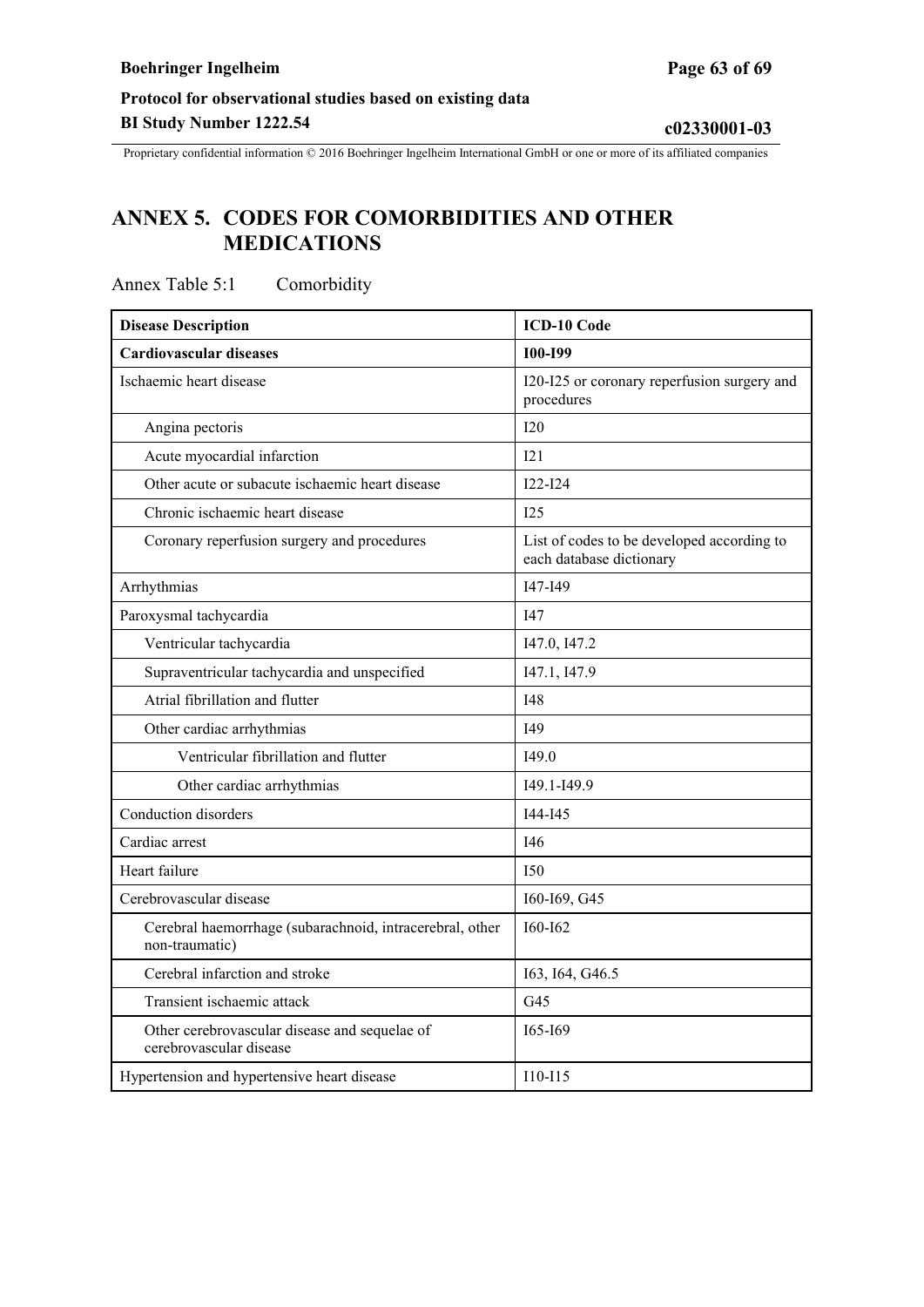# ANNEX 5. CODES FOR COMORBIDITIES AND OTHER MEDICATIONS

Annex Table 5:1 Comorbidity

| Disease Description | ICD-10 Code |
|---|---|
| **Cardiovascular diseases** | **I00-I99** |
| Ischaemic heart disease | I20-I25 or coronary reperfusion surgery and procedures |
| Angina pectoris | I20 |
| Acute myocardial infarction | I21 |
| Other acute or subacute ischaemic heart disease | I22-I24 |
| Chronic ischaemic heart disease | I25 |
| Coronary reperfusion surgery and procedures | List of codes to be developed according to each database dictionary |
| Arrhythmias | I47-I49 |
| Paroxysmal tachycardia | I47 |
| Ventricular tachycardia | I47.0, I47.2 |
| Supraventricular tachycardia and unspecified | I47.1, I47.9 |
| Atrial fibrillation and flutter | I48 |
| Other cardiac arrhythmias | I49 |
| Ventricular fibrillation and flutter | I49.0 |
| Other cardiac arrhythmias | I49.1-I49.9 |
| Conduction disorders | I44-I45 |
| Cardiac arrest | I46 |
| Heart failure | I50 |
| Cerebrovascular disease | I60-I69, G45 |
| Cerebral haemorrhage (subarachnoid, intracerebral, other non-traumatic) | I60-I62 |
| Cerebral infarction and stroke | I63, I64, G46.5 |
| Transient ischaemic attack | G45 |
| Other cerebrovascular disease and sequelae of cerebrovascular disease | I65-I69 |
| Hypertension and hypertensive heart disease | I10-I15 |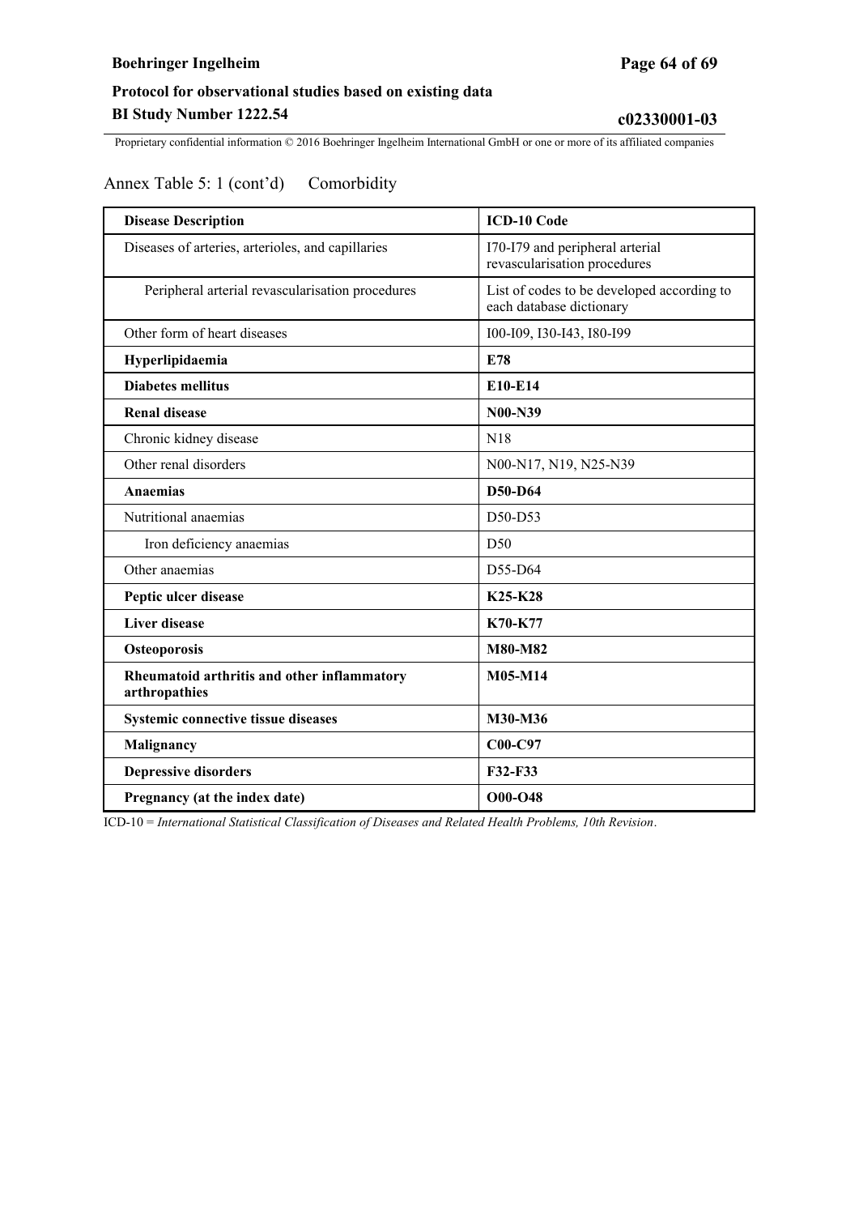Annex Table 5: 1 (cont'd) Comorbidity

| Disease Description | ICD-10 Code |
|---|---|
| Diseases of arteries, arterioles, and capillaries | I70-I79 and peripheral arterial revascularisation procedures |
| Peripheral arterial revascularisation procedures | List of codes to be developed according to each database dictionary |
| Other form of heart diseases | I00-I09, I30-I43, I80-I99 |
| **Hyperlipidaemia** | **E78** |
| **Diabetes mellitus** | **E10-E14** |
| **Renal disease** | **N00-N39** |
| Chronic kidney disease | N18 |
| Other renal disorders | N00-N17, N19, N25-N39 |
| **Anaemias** | **D50-D64** |
| Nutritional anaemias | D50-D53 |
| Iron deficiency anaemias | D50 |
| Other anaemias | D55-D64 |
| **Peptic ulcer disease** | **K25-K28** |
| **Liver disease** | **K70-K77** |
| **Osteoporosis** | **M80-M82** |
| **Rheumatoid arthritis and other inflammatory arthropathies** | **M05-M14** |
| **Systemic connective tissue diseases** | **M30-M36** |
| **Malignancy** | **C00-C97** |
| **Depressive disorders** | **F32-F33** |
| **Pregnancy (at the index date)** | **O00-O48** |

ICD-10 = *International Statistical Classification of Diseases and Related Health Problems, 10th Revision*.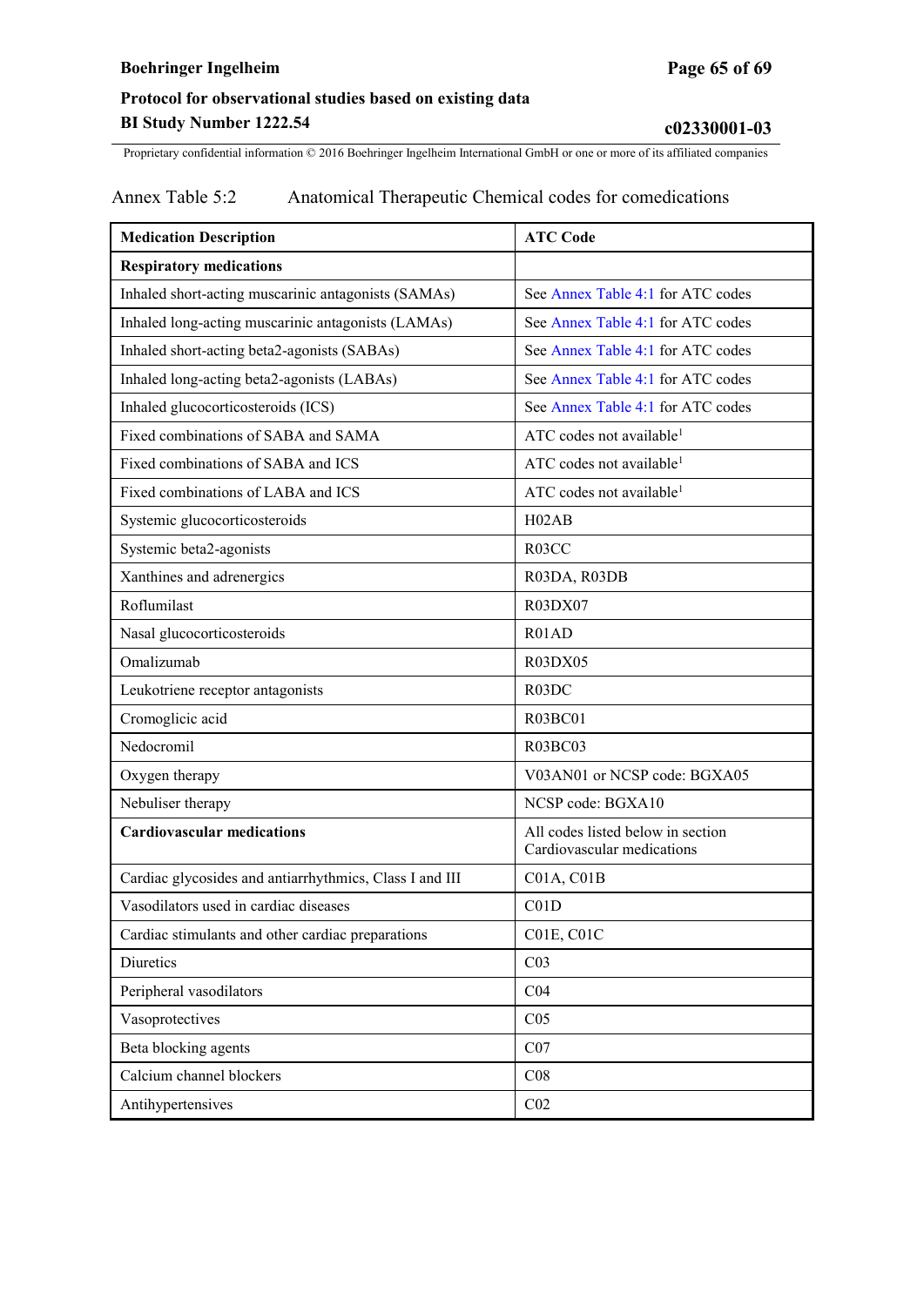Annex Table 5:2 Anatomical Therapeutic Chemical codes for comedications

| Medication Description | ATC Code |
|---|---|
| **Respiratory medications** | |
| Inhaled short-acting muscarinic antagonists (SAMAs) | See Annex Table 4:1 for ATC codes |
| Inhaled long-acting muscarinic antagonists (LAMAs) | See Annex Table 4:1 for ATC codes |
| Inhaled short-acting beta2-agonists (SABAs) | See Annex Table 4:1 for ATC codes |
| Inhaled long-acting beta2-agonists (LABAs) | See Annex Table 4:1 for ATC codes |
| Inhaled glucocorticosteroids (ICS) | See Annex Table 4:1 for ATC codes |
| Fixed combinations of SABA and SAMA | ATC codes not available[1] |
| Fixed combinations of SABA and ICS | ATC codes not available[1] |
| Fixed combinations of LABA and ICS | ATC codes not available[1] |
| Systemic glucocorticosteroids | H02AB |
| Systemic beta2-agonists | R03CC |
| Xanthines and adrenergics | R03DA, R03DB |
| Roflumilast | R03DX07 |
| Nasal glucocorticosteroids | R01AD |
| Omalizumab | R03DX05 |
| Leukotriene receptor antagonists | R03DC |
| Cromoglicic acid | R03BC01 |
| Nedocromil | R03BC03 |
| Oxygen therapy | V03AN01 or NCSP code: BGXA05 |
| Nebuliser therapy | NCSP code: BGXA10 |
| **Cardiovascular medications** | All codes listed below in section Cardiovascular medications |
| Cardiac glycosides and antiarrhythmics, Class I and III | C01A, C01B |
| Vasodilators used in cardiac diseases | C01D |
| Cardiac stimulants and other cardiac preparations | C01E, C01C |
| Diuretics | C03 |
| Peripheral vasodilators | C04 |
| Vasoprotectives | C05 |
| Beta blocking agents | C07 |
| Calcium channel blockers | C08 |
| Antihypertensives | C02 |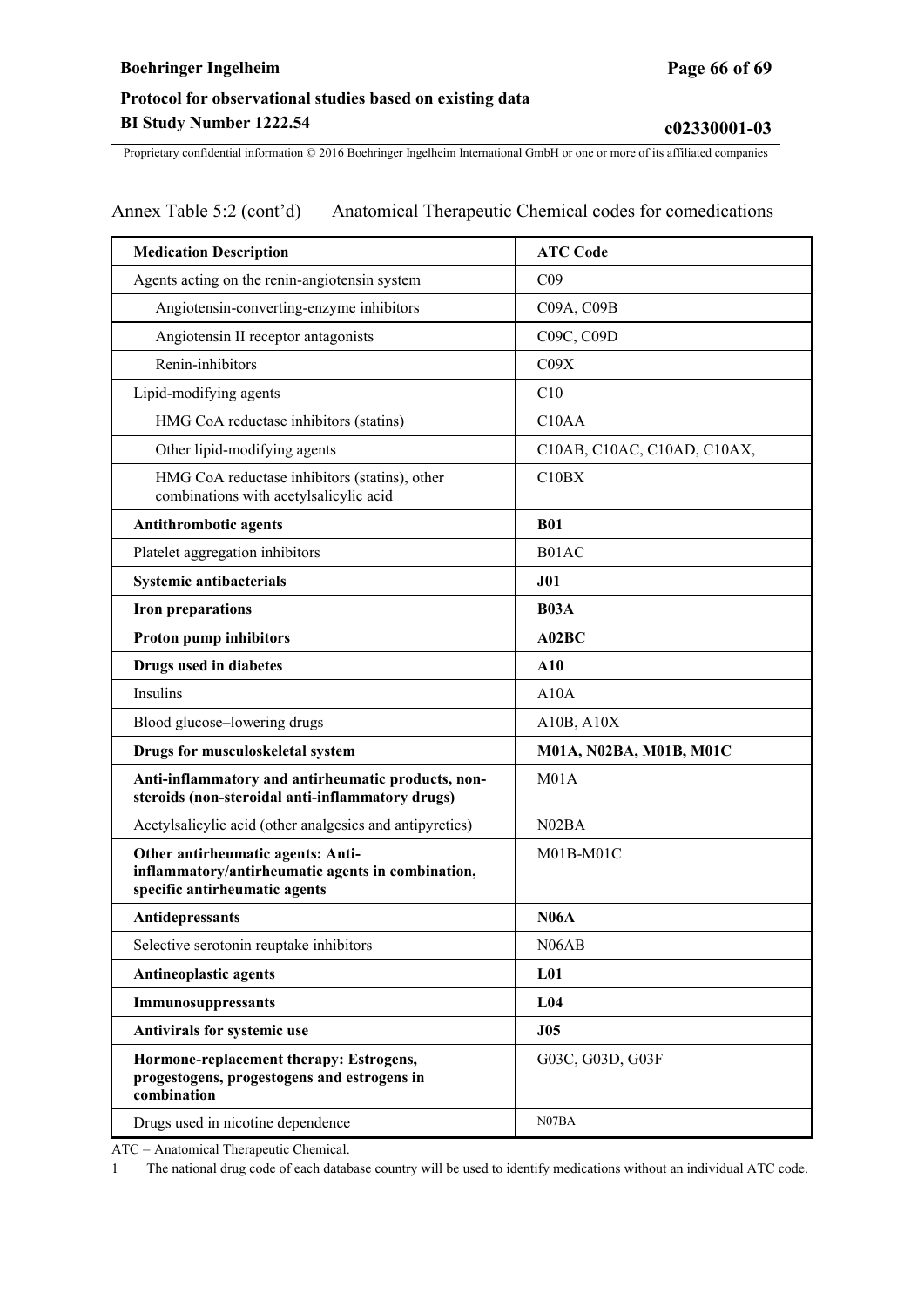Annex Table 5:2 (cont'd) Anatomical Therapeutic Chemical codes for comedications

| Medication Description | ATC Code |
|---|---|
| Agents acting on the renin-angiotensin system | C09 |
| Angiotensin-converting-enzyme inhibitors | C09A, C09B |
| Angiotensin II receptor antagonists | C09C, C09D |
| Renin-inhibitors | C09X |
| Lipid-modifying agents | C10 |
| HMG CoA reductase inhibitors (statins) | C10AA |
| Other lipid-modifying agents | C10AB, C10AC, C10AD, C10AX, |
| HMG CoA reductase inhibitors (statins), other combinations with acetylsalicylic acid | C10BX |
| **Antithrombotic agents** | **B01** |
| Platelet aggregation inhibitors | B01AC |
| **Systemic antibacterials** | **J01** |
| **Iron preparations** | **B03A** |
| **Proton pump inhibitors** | **A02BC** |
| **Drugs used in diabetes** | **A10** |
| Insulins | A10A |
| Blood glucose–lowering drugs | A10B, A10X |
| **Drugs for musculoskeletal system** | **M01A, N02BA, M01B, M01C** |
| **Anti-inflammatory and antirheumatic products, non-steroids (non-steroidal anti-inflammatory drugs)** | M01A |
| Acetylsalicylic acid (other analgesics and antipyretics) | N02BA |
| **Other antirheumatic agents: Anti-inflammatory/antirheumatic agents in combination, specific antirheumatic agents** | M01B-M01C |
| **Antidepressants** | **N06A** |
| Selective serotonin reuptake inhibitors | N06AB |
| **Antineoplastic agents** | **L01** |
| **Immunosuppressants** | **L04** |
| **Antivirals for systemic use** | **J05** |
| **Hormone-replacement therapy: Estrogens, progestogens, progestogens and estrogens in combination** | G03C, G03D, G03F |
| Drugs used in nicotine dependence | N07BA |

ATC = Anatomical Therapeutic Chemical.

1 The national drug code of each database country will be used to identify medications without an individual ATC code.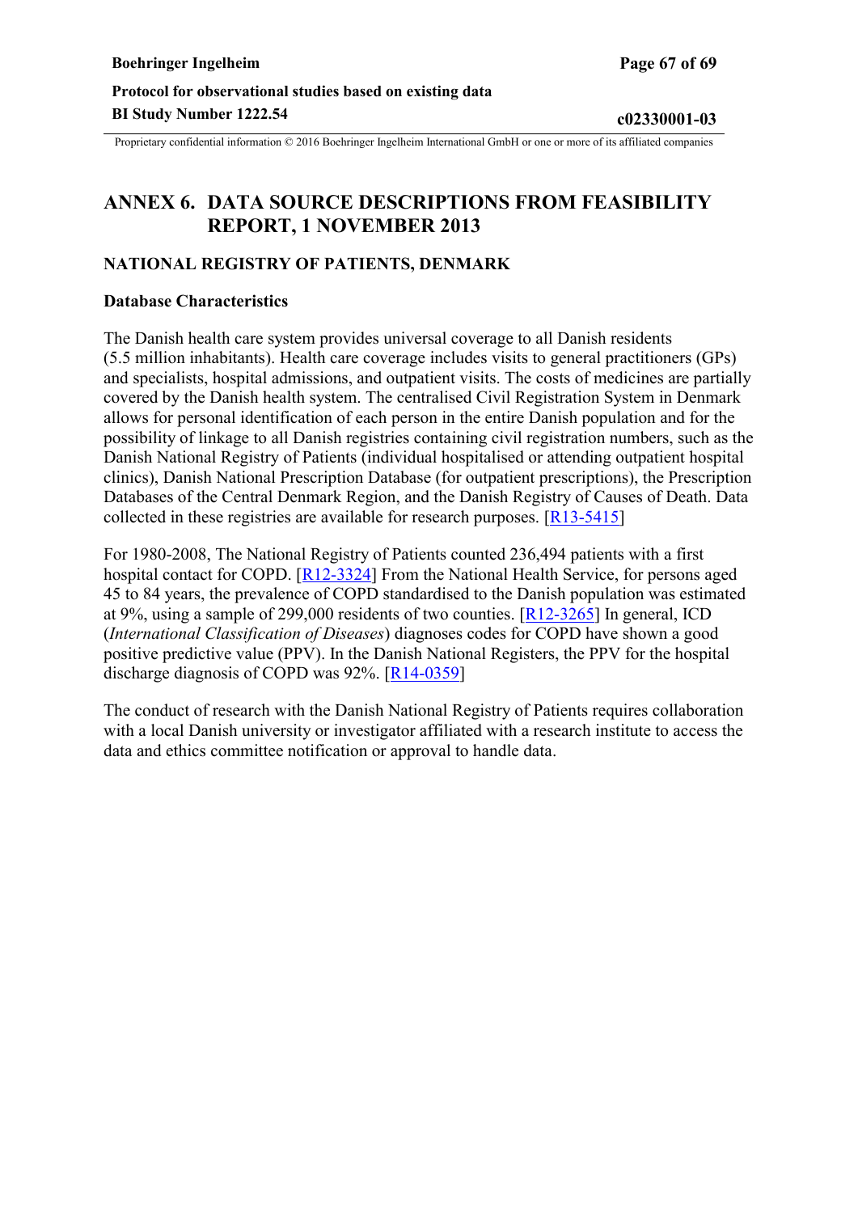# ANNEX 6. DATA SOURCE DESCRIPTIONS FROM FEASIBILITY REPORT, 1 NOVEMBER 2013

## NATIONAL REGISTRY OF PATIENTS, DENMARK

### Database Characteristics

The Danish health care system provides universal coverage to all Danish residents (5.5 million inhabitants). Health care coverage includes visits to general practitioners (GPs) and specialists, hospital admissions, and outpatient visits. The costs of medicines are partially covered by the Danish health system. The centralised Civil Registration System in Denmark allows for personal identification of each person in the entire Danish population and for the possibility of linkage to all Danish registries containing civil registration numbers, such as the Danish National Registry of Patients (individual hospitalised or attending outpatient hospital clinics), Danish National Prescription Database (for outpatient prescriptions), the Prescription Databases of the Central Denmark Region, and the Danish Registry of Causes of Death. Data collected in these registries are available for research purposes. [R13-5415]

For 1980-2008, The National Registry of Patients counted 236,494 patients with a first hospital contact for COPD. [R12-3324] From the National Health Service, for persons aged 45 to 84 years, the prevalence of COPD standardised to the Danish population was estimated at 9%, using a sample of 299,000 residents of two counties. [R12-3265] In general, ICD (*International Classification of Diseases*) diagnoses codes for COPD have shown a good positive predictive value (PPV). In the Danish National Registers, the PPV for the hospital discharge diagnosis of COPD was 92%. [R14-0359]

The conduct of research with the Danish National Registry of Patients requires collaboration with a local Danish university or investigator affiliated with a research institute to access the data and ethics committee notification or approval to handle data.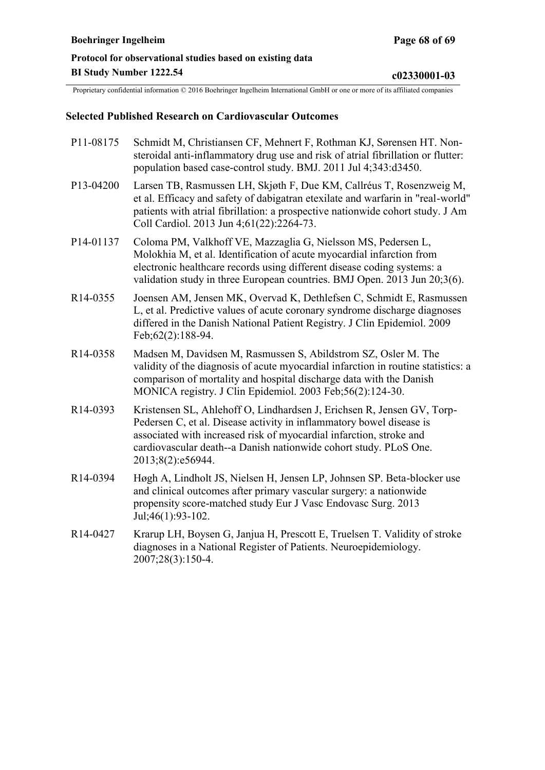### Selected Published Research on Cardiovascular Outcomes

P11-08175 Schmidt M, Christiansen CF, Mehnert F, Rothman KJ, Sørensen HT. Non-steroidal anti-inflammatory drug use and risk of atrial fibrillation or flutter: population based case-control study. BMJ. 2011 Jul 4;343:d3450.

P13-04200 Larsen TB, Rasmussen LH, Skjøth F, Due KM, Callréus T, Rosenzweig M, et al. Efficacy and safety of dabigatran etexilate and warfarin in "real-world" patients with atrial fibrillation: a prospective nationwide cohort study. J Am Coll Cardiol. 2013 Jun 4;61(22):2264-73.

P14-01137 Coloma PM, Valkhoff VE, Mazzaglia G, Nielsson MS, Pedersen L, Molokhia M, et al. Identification of acute myocardial infarction from electronic healthcare records using different disease coding systems: a validation study in three European countries. BMJ Open. 2013 Jun 20;3(6).

R14-0355 Joensen AM, Jensen MK, Overvad K, Dethlefsen C, Schmidt E, Rasmussen L, et al. Predictive values of acute coronary syndrome discharge diagnoses differed in the Danish National Patient Registry. J Clin Epidemiol. 2009 Feb;62(2):188-94.

R14-0358 Madsen M, Davidsen M, Rasmussen S, Abildstrom SZ, Osler M. The validity of the diagnosis of acute myocardial infarction in routine statistics: a comparison of mortality and hospital discharge data with the Danish MONICA registry. J Clin Epidemiol. 2003 Feb;56(2):124-30.

R14-0393 Kristensen SL, Ahlehoff O, Lindhardsen J, Erichsen R, Jensen GV, Torp-Pedersen C, et al. Disease activity in inflammatory bowel disease is associated with increased risk of myocardial infarction, stroke and cardiovascular death--a Danish nationwide cohort study. PLoS One. 2013;8(2):e56944.

R14-0394 Høgh A, Lindholt JS, Nielsen H, Jensen LP, Johnsen SP. Beta-blocker use and clinical outcomes after primary vascular surgery: a nationwide propensity score-matched study Eur J Vasc Endovasc Surg. 2013 Jul;46(1):93-102.

R14-0427 Krarup LH, Boysen G, Janjua H, Prescott E, Truelsen T. Validity of stroke diagnoses in a National Register of Patients. Neuroepidemiology. 2007;28(3):150-4.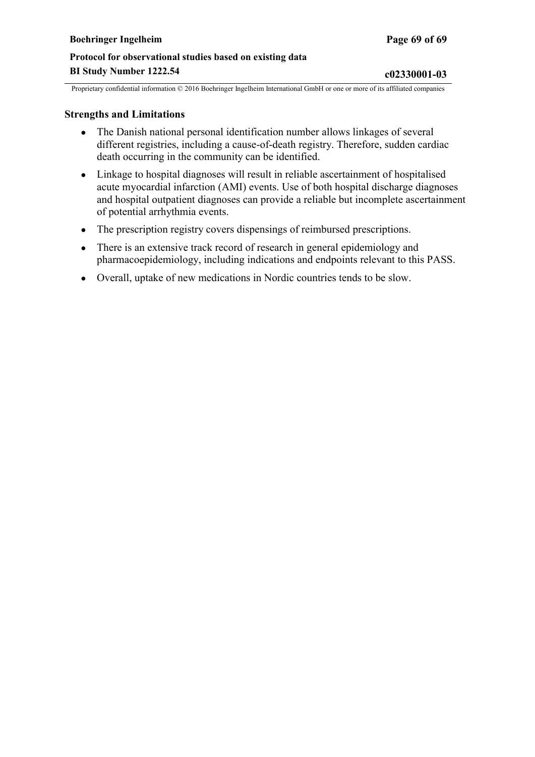**Strengths and Limitations**

- The Danish national personal identification number allows linkages of several different registries, including a cause-of-death registry. Therefore, sudden cardiac death occurring in the community can be identified.
- Linkage to hospital diagnoses will result in reliable ascertainment of hospitalised acute myocardial infarction (AMI) events. Use of both hospital discharge diagnoses and hospital outpatient diagnoses can provide a reliable but incomplete ascertainment of potential arrhythmia events.
- The prescription registry covers dispensings of reimbursed prescriptions.
- There is an extensive track record of research in general epidemiology and pharmacoepidemiology, including indications and endpoints relevant to this PASS.
- Overall, uptake of new medications in Nordic countries tends to be slow.